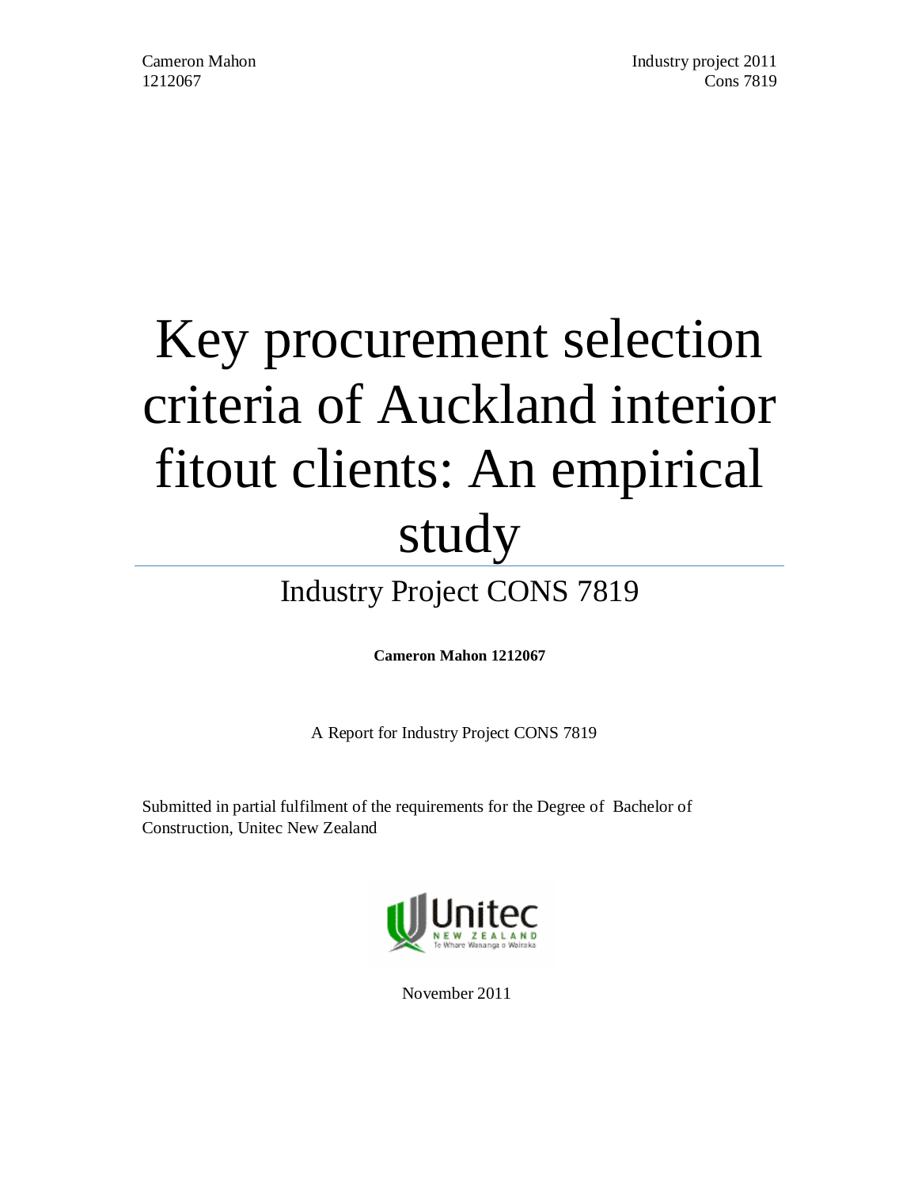# Key procurement selection criteria of Auckland interior fitout clients: An empirical study

## Industry Project CONS 7819

**Cameron Mahon 1212067**

A Report for Industry Project CONS 7819

Submitted in partial fulfilment of the requirements for the Degree of Bachelor of Construction, Unitec New Zealand

November 2011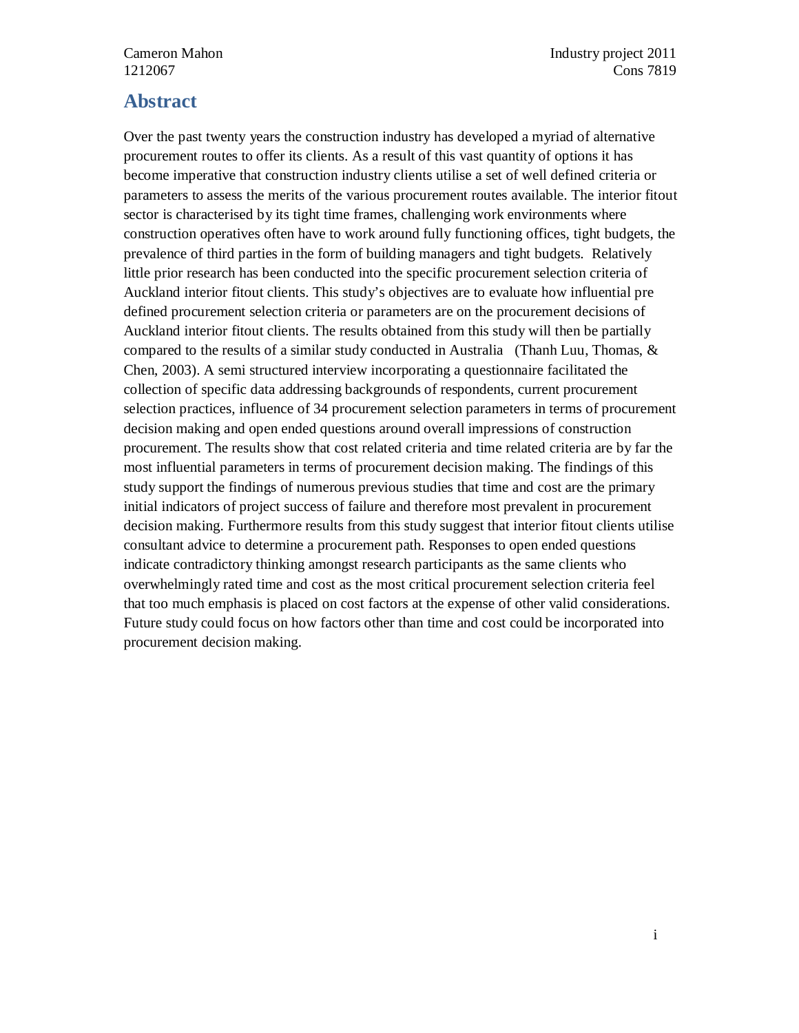# Abstract

Over the past twenty years the construction industry has developed a myriad of alternative procurement routes to offer its clients. As a result of this vast quantity of options it has become imperative that construction industry clients utilise a set of well defined criteria or parameters to assess the merits of the various procurement routes available. The interior fitout sector is characterised by its tight time frames, challenging work environments where construction operatives often have to work around fully functioning offices, tight budgets, the prevalence of third parties in the form of building managers and tight budgets. Relatively little prior research has been conducted into the specific procurement selection criteria of Auckland interior fitout clients. This study's objectives are to evaluate how influential pre defined procurement selection criteria or parameters are on the procurement decisions of Auckland interior fitout clients. The results obtained from this study will then be partially compared to the results of a similar study conducted in Australia (Thanh Luu, Thomas, & Chen, 2003). A semi structured interview incorporating a questionnaire facilitated the collection of specific data addressing backgrounds of respondents, current procurement selection practices, influence of 34 procurement selection parameters in terms of procurement decision making and open ended questions around overall impressions of construction procurement. The results show that cost related criteria and time related criteria are by far the most influential parameters in terms of procurement decision making. The findings of this study support the findings of numerous previous studies that time and cost are the primary initial indicators of project success of failure and therefore most prevalent in procurement decision making. Furthermore results from this study suggest that interior fitout clients utilise consultant advice to determine a procurement path. Responses to open ended questions indicate contradictory thinking amongst research participants as the same clients who overwhelmingly rated time and cost as the most critical procurement selection criteria feel that too much emphasis is placed on cost factors at the expense of other valid considerations. Future study could focus on how factors other than time and cost could be incorporated into procurement decision making.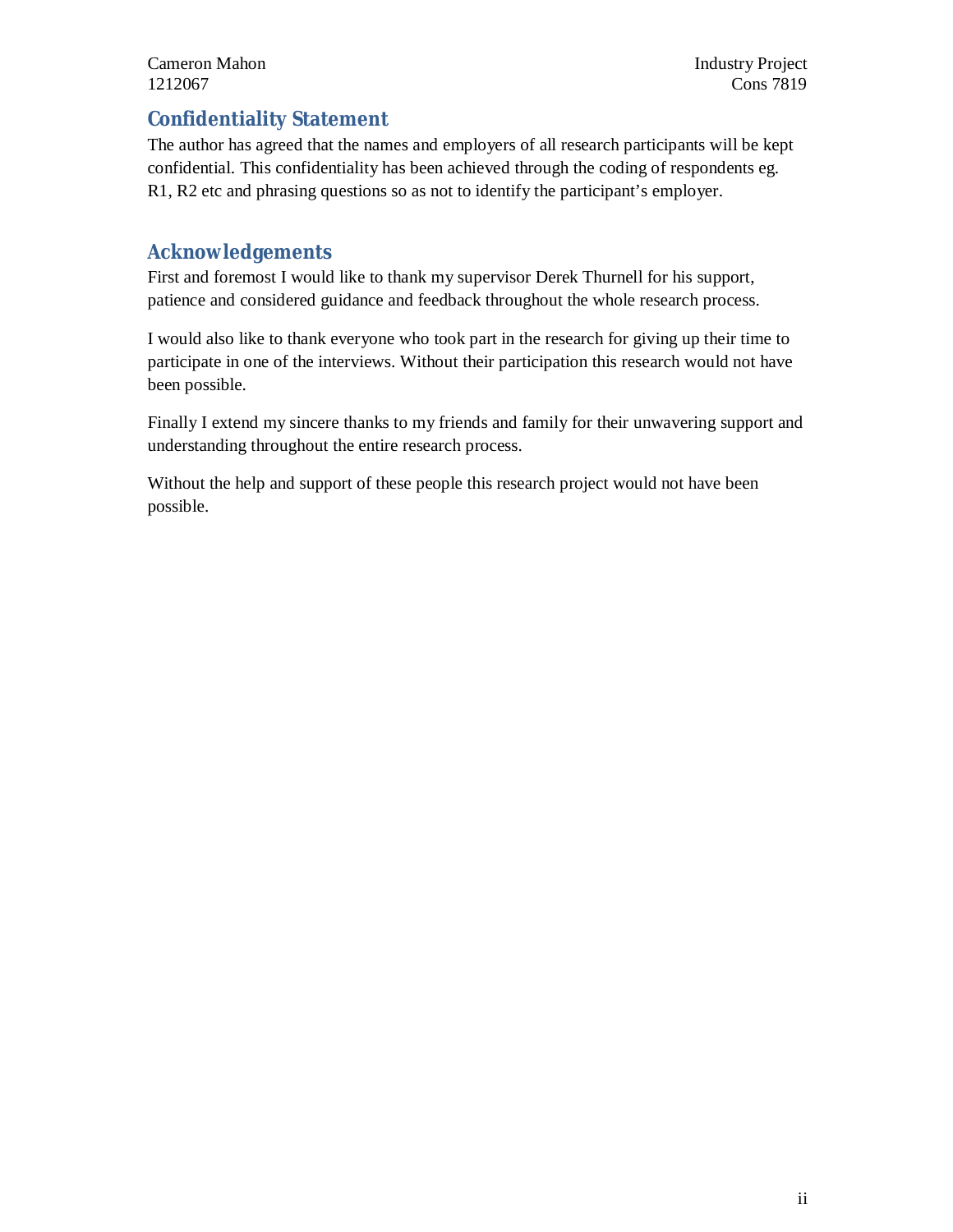## Confidentiality Statement

The author has agreed that the names and employers of all research participants will be kept confidential. This confidentiality has been achieved through the coding of respondents eg. R1, R2 etc and phrasing questions so as not to identify the participant's employer.

## Acknowledgements

First and foremost I would like to thank my supervisor Derek Thurnell for his support, patience and considered guidance and feedback throughout the whole research process.

I would also like to thank everyone who took part in the research for giving up their time to participate in one of the interviews. Without their participation this research would not have been possible.

Finally I extend my sincere thanks to my friends and family for their unwavering support and understanding throughout the entire research process.

Without the help and support of these people this research project would not have been possible.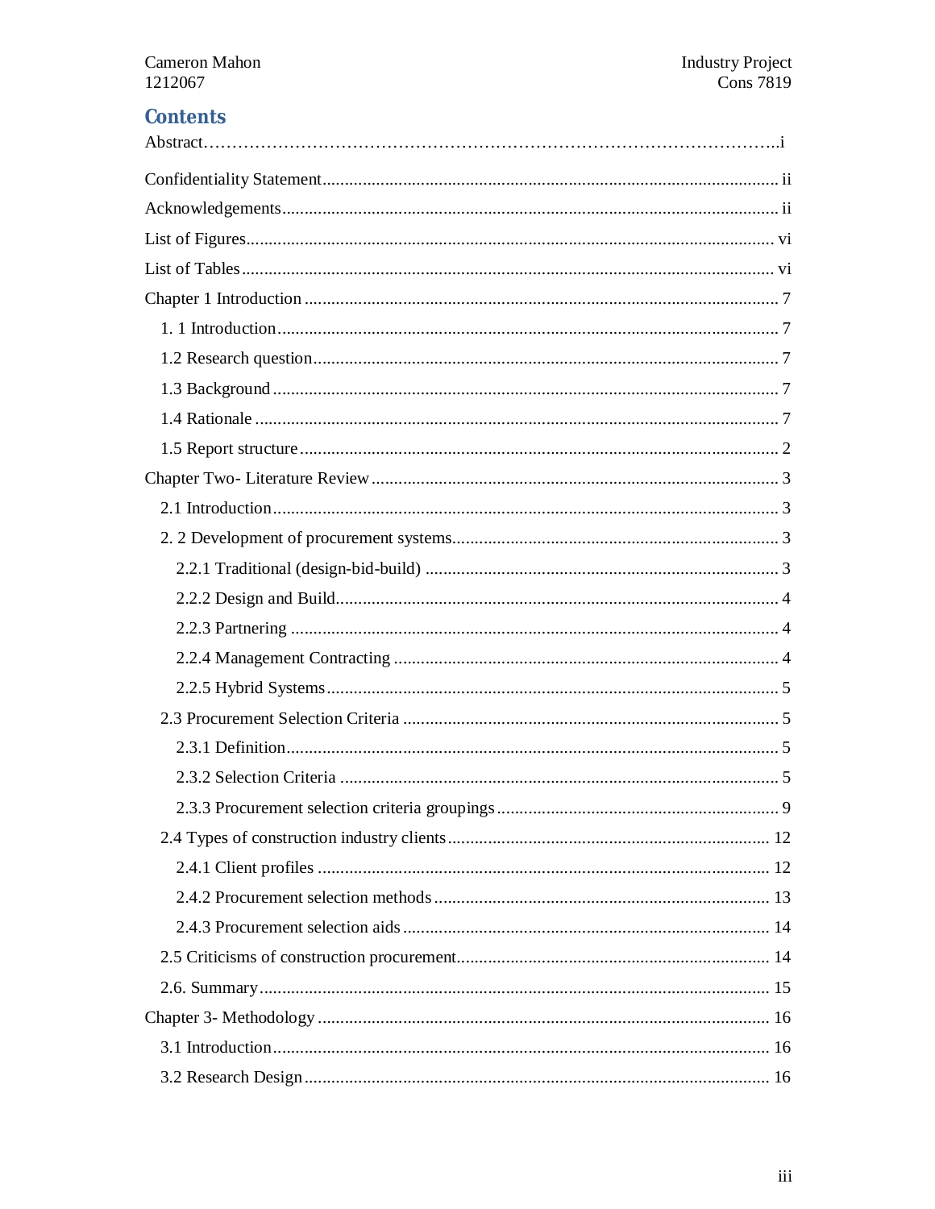## Contents

Abstract……………………………………………………………………………………..i

Confidentiality Statement ..................................................................................... ii

Acknowledgements .............................................................................................. ii

List of Figures ..................................................................................................... vi

List of Tables ...................................................................................................... vi

Chapter 1 Introduction ......................................................................................... 7

- 1. 1 Introduction ............................................................................................... 7
- 1.2 Research question ....................................................................................... 7
- 1.3 Background ................................................................................................ 7
- 1.4 Rationale .................................................................................................... 7
- 1.5 Report structure .......................................................................................... 2

Chapter Two- Literature Review ........................................................................... 3

- 2.1 Introduction ................................................................................................ 3
- 2. 2 Development of procurement systems ........................................................ 3
  - 2.2.1 Traditional (design-bid-build) ............................................................... 3
  - 2.2.2 Design and Build .................................................................................. 4
  - 2.2.3 Partnering ............................................................................................ 4
  - 2.2.4 Management Contracting ..................................................................... 4
  - 2.2.5 Hybrid Systems .................................................................................... 5
- 2.3 Procurement Selection Criteria .................................................................... 5
  - 2.3.1 Definition ............................................................................................. 5
  - 2.3.2 Selection Criteria .................................................................................. 5
  - 2.3.3 Procurement selection criteria groupings ............................................... 9
- 2.4 Types of construction industry clients ........................................................ 12
  - 2.4.1 Client profiles ..................................................................................... 12
  - 2.4.2 Procurement selection methods ........................................................... 13
  - 2.4.3 Procurement selection aids ................................................................. 14
- 2.5 Criticisms of construction procurement ...................................................... 14
- 2.6. Summary .................................................................................................. 15

Chapter 3- Methodology ..................................................................................... 16

- 3.1 Introduction ............................................................................................... 16
- 3.2 Research Design ........................................................................................ 16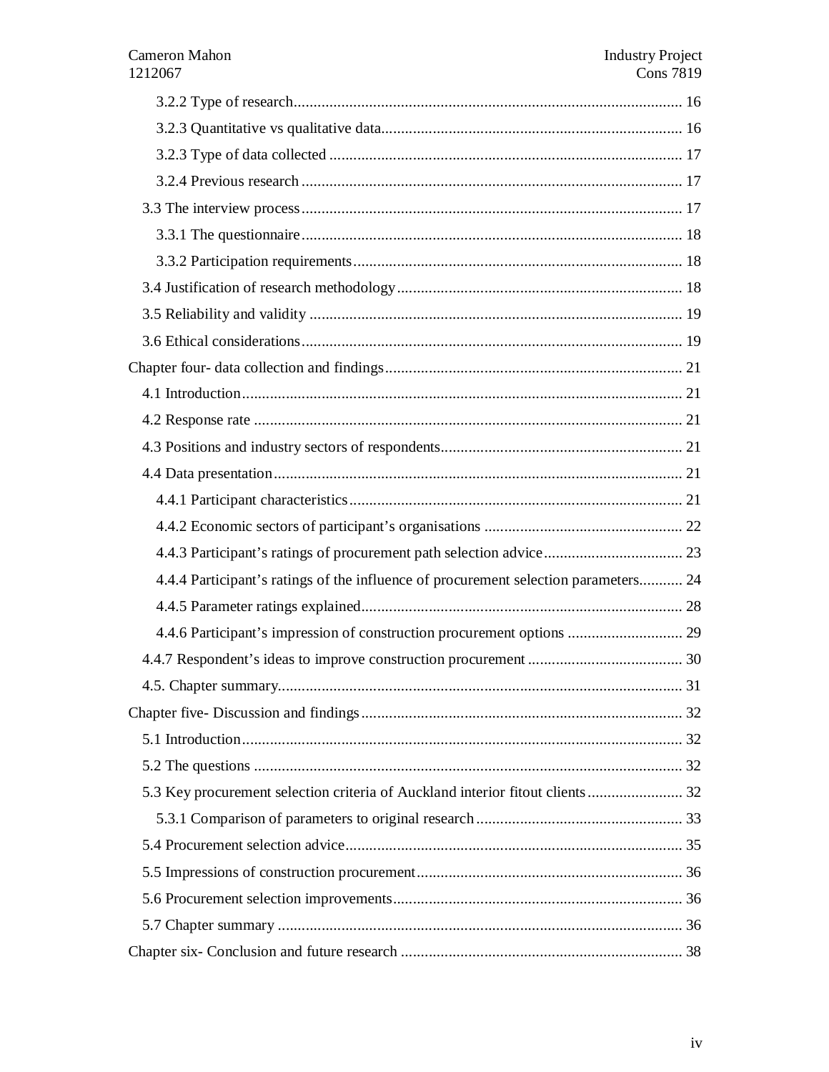- 3.2.2 Type of research ... 16
- 3.2.3 Quantitative vs qualitative data ... 16
- 3.2.3 Type of data collected ... 17
- 3.2.4 Previous research ... 17

3.3 The interview process ... 17

- 3.3.1 The questionnaire ... 18
- 3.3.2 Participation requirements ... 18

3.4 Justification of research methodology ... 18

3.5 Reliability and validity ... 19

3.6 Ethical considerations ... 19

Chapter four- data collection and findings ... 21

4.1 Introduction ... 21

4.2 Response rate ... 21

4.3 Positions and industry sectors of respondents ... 21

4.4 Data presentation ... 21

- 4.4.1 Participant characteristics ... 21
- 4.4.2 Economic sectors of participant's organisations ... 22
- 4.4.3 Participant's ratings of procurement path selection advice ... 23
- 4.4.4 Participant's ratings of the influence of procurement selection parameters ... 24
- 4.4.5 Parameter ratings explained ... 28
- 4.4.6 Participant's impression of construction procurement options ... 29

4.4.7 Respondent's ideas to improve construction procurement ... 30

4.5. Chapter summary ... 31

Chapter five- Discussion and findings ... 32

5.1 Introduction ... 32

5.2 The questions ... 32

5.3 Key procurement selection criteria of Auckland interior fitout clients ... 32

- 5.3.1 Comparison of parameters to original research ... 33

5.4 Procurement selection advice ... 35

5.5 Impressions of construction procurement ... 36

5.6 Procurement selection improvements ... 36

5.7 Chapter summary ... 36

Chapter six- Conclusion and future research ... 38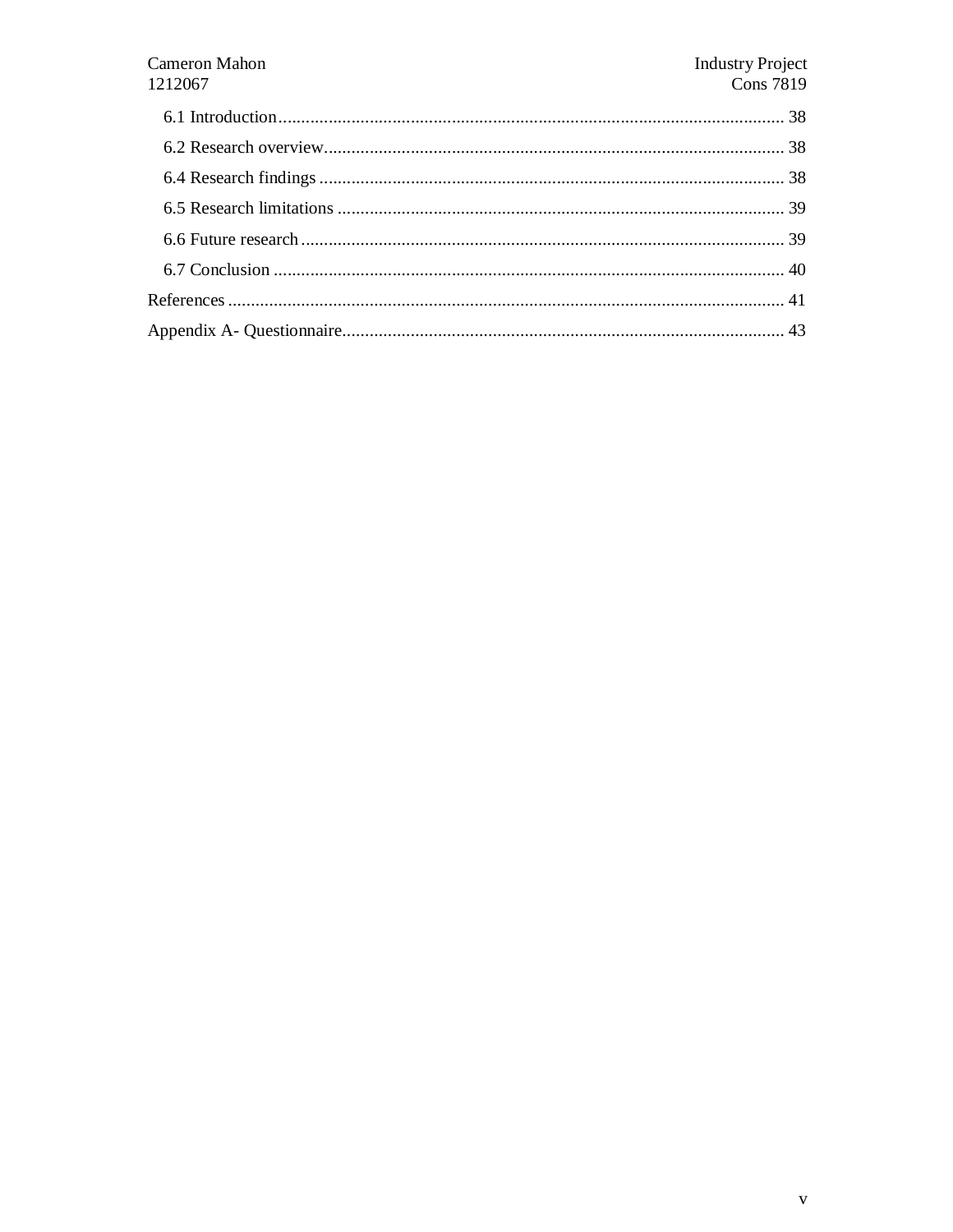6.1 Introduction ........................................................................................................ 38

6.2 Research overview ............................................................................................. 38

6.4 Research findings ............................................................................................... 38

6.5 Research limitations ........................................................................................... 39

6.6 Future research ................................................................................................... 39

6.7 Conclusion .......................................................................................................... 40

References ................................................................................................................ 41

Appendix A- Questionnaire ........................................................................................ 43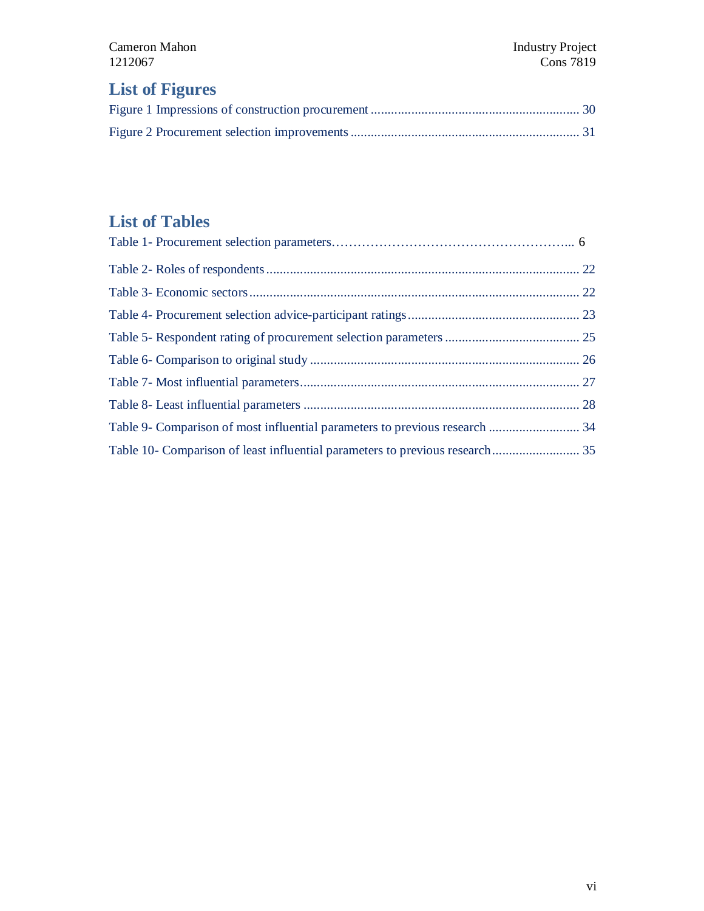## List of Figures

Figure 1 Impressions of construction procurement .......................................................... 30

Figure 2 Procurement selection improvements ................................................................ 31

## List of Tables

Table 1- Procurement selection parameters………………………………………………... 6

Table 2- Roles of respondents ......................................................................................... 22

Table 3- Economic sectors ............................................................................................... 22

Table 4- Procurement selection advice-participant ratings .............................................. 23

Table 5- Respondent rating of procurement selection parameters .................................... 25

Table 6- Comparison to original study ............................................................................. 26

Table 7- Most influential parameters ................................................................................ 27

Table 8- Least influential parameters ............................................................................... 28

Table 9- Comparison of most influential parameters to previous research ........................ 34

Table 10- Comparison of least influential parameters to previous research ....................... 35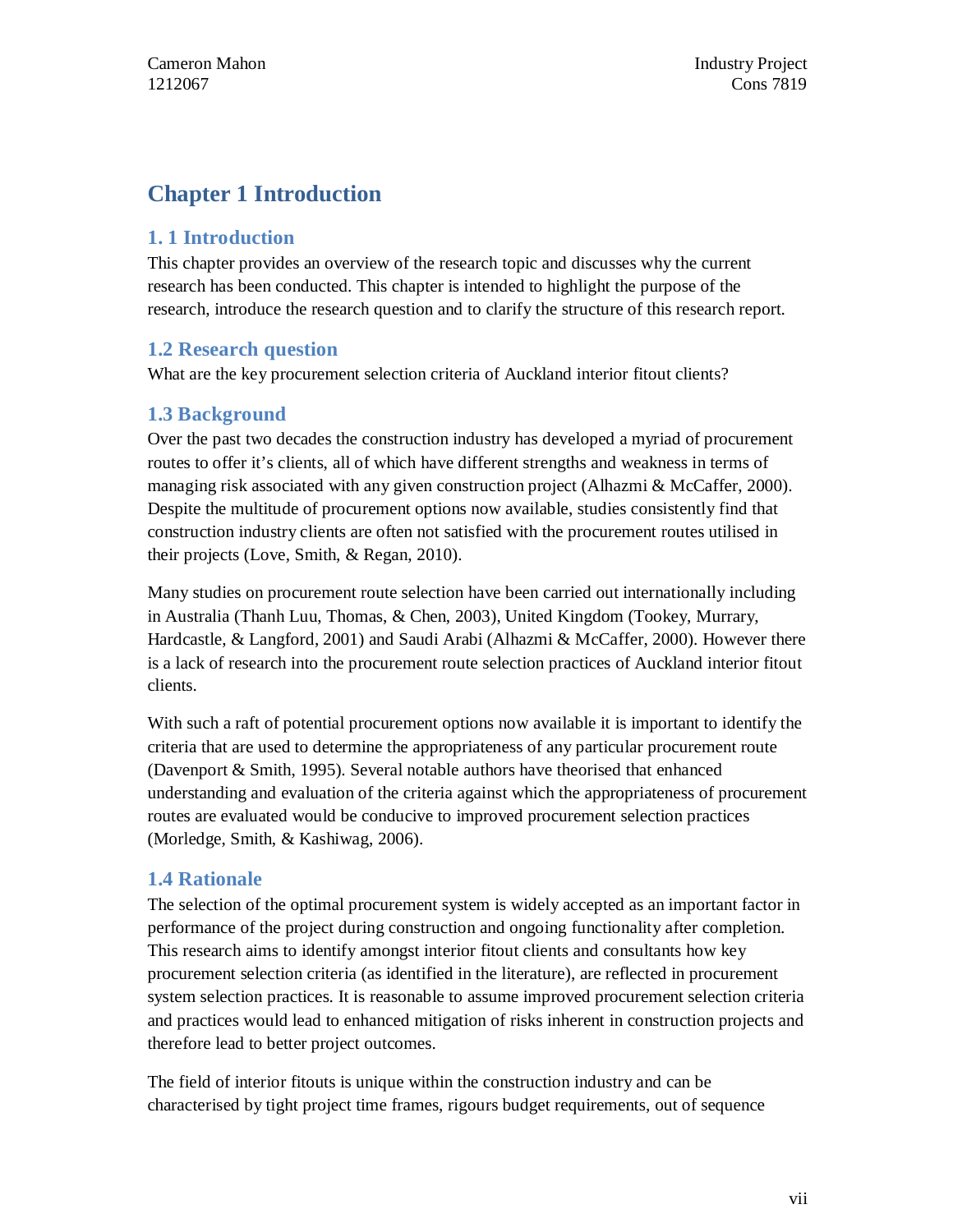# Chapter 1 Introduction

## 1. 1 Introduction

This chapter provides an overview of the research topic and discusses why the current research has been conducted. This chapter is intended to highlight the purpose of the research, introduce the research question and to clarify the structure of this research report.

## 1.2 Research question

What are the key procurement selection criteria of Auckland interior fitout clients?

## 1.3 Background

Over the past two decades the construction industry has developed a myriad of procurement routes to offer it's clients, all of which have different strengths and weakness in terms of managing risk associated with any given construction project (Alhazmi & McCaffer, 2000). Despite the multitude of procurement options now available, studies consistently find that construction industry clients are often not satisfied with the procurement routes utilised in their projects (Love, Smith, & Regan, 2010).

Many studies on procurement route selection have been carried out internationally including in Australia (Thanh Luu, Thomas, & Chen, 2003), United Kingdom (Tookey, Murray, Hardcastle, & Langford, 2001) and Saudi Arabi (Alhazmi & McCaffer, 2000). However there is a lack of research into the procurement route selection practices of Auckland interior fitout clients.

With such a raft of potential procurement options now available it is important to identify the criteria that are used to determine the appropriateness of any particular procurement route (Davenport & Smith, 1995). Several notable authors have theorised that enhanced understanding and evaluation of the criteria against which the appropriateness of procurement routes are evaluated would be conducive to improved procurement selection practices (Morledge, Smith, & Kashiwag, 2006).

## 1.4 Rationale

The selection of the optimal procurement system is widely accepted as an important factor in performance of the project during construction and ongoing functionality after completion. This research aims to identify amongst interior fitout clients and consultants how key procurement selection criteria (as identified in the literature), are reflected in procurement system selection practices. It is reasonable to assume improved procurement selection criteria and practices would lead to enhanced mitigation of risks inherent in construction projects and therefore lead to better project outcomes.

The field of interior fitouts is unique within the construction industry and can be characterised by tight project time frames, rigours budget requirements, out of sequence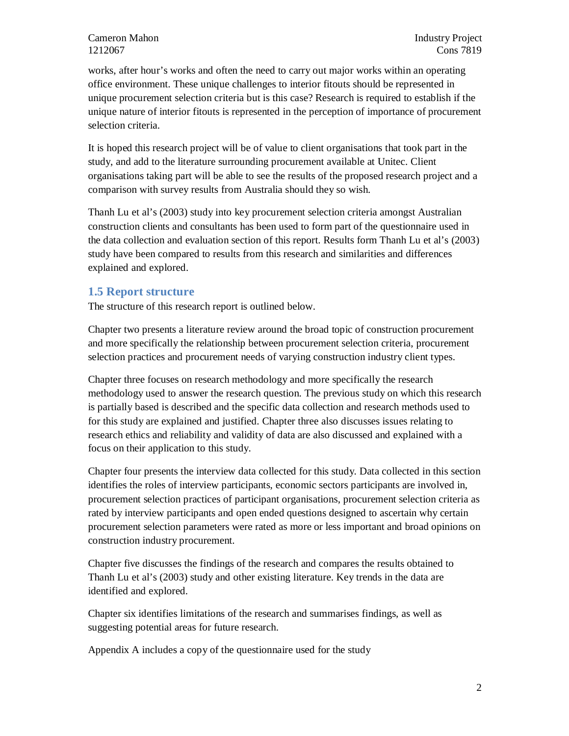works, after hour's works and often the need to carry out major works within an operating office environment. These unique challenges to interior fitouts should be represented in unique procurement selection criteria but is this case? Research is required to establish if the unique nature of interior fitouts is represented in the perception of importance of procurement selection criteria.

It is hoped this research project will be of value to client organisations that took part in the study, and add to the literature surrounding procurement available at Unitec. Client organisations taking part will be able to see the results of the proposed research project and a comparison with survey results from Australia should they so wish.

Thanh Lu et al's (2003) study into key procurement selection criteria amongst Australian construction clients and consultants has been used to form part of the questionnaire used in the data collection and evaluation section of this report. Results form Thanh Lu et al's (2003) study have been compared to results from this research and similarities and differences explained and explored.

## 1.5 Report structure

The structure of this research report is outlined below.

Chapter two presents a literature review around the broad topic of construction procurement and more specifically the relationship between procurement selection criteria, procurement selection practices and procurement needs of varying construction industry client types.

Chapter three focuses on research methodology and more specifically the research methodology used to answer the research question. The previous study on which this research is partially based is described and the specific data collection and research methods used to for this study are explained and justified. Chapter three also discusses issues relating to research ethics and reliability and validity of data are also discussed and explained with a focus on their application to this study.

Chapter four presents the interview data collected for this study. Data collected in this section identifies the roles of interview participants, economic sectors participants are involved in, procurement selection practices of participant organisations, procurement selection criteria as rated by interview participants and open ended questions designed to ascertain why certain procurement selection parameters were rated as more or less important and broad opinions on construction industry procurement.

Chapter five discusses the findings of the research and compares the results obtained to Thanh Lu et al's (2003) study and other existing literature. Key trends in the data are identified and explored.

Chapter six identifies limitations of the research and summarises findings, as well as suggesting potential areas for future research.

Appendix A includes a copy of the questionnaire used for the study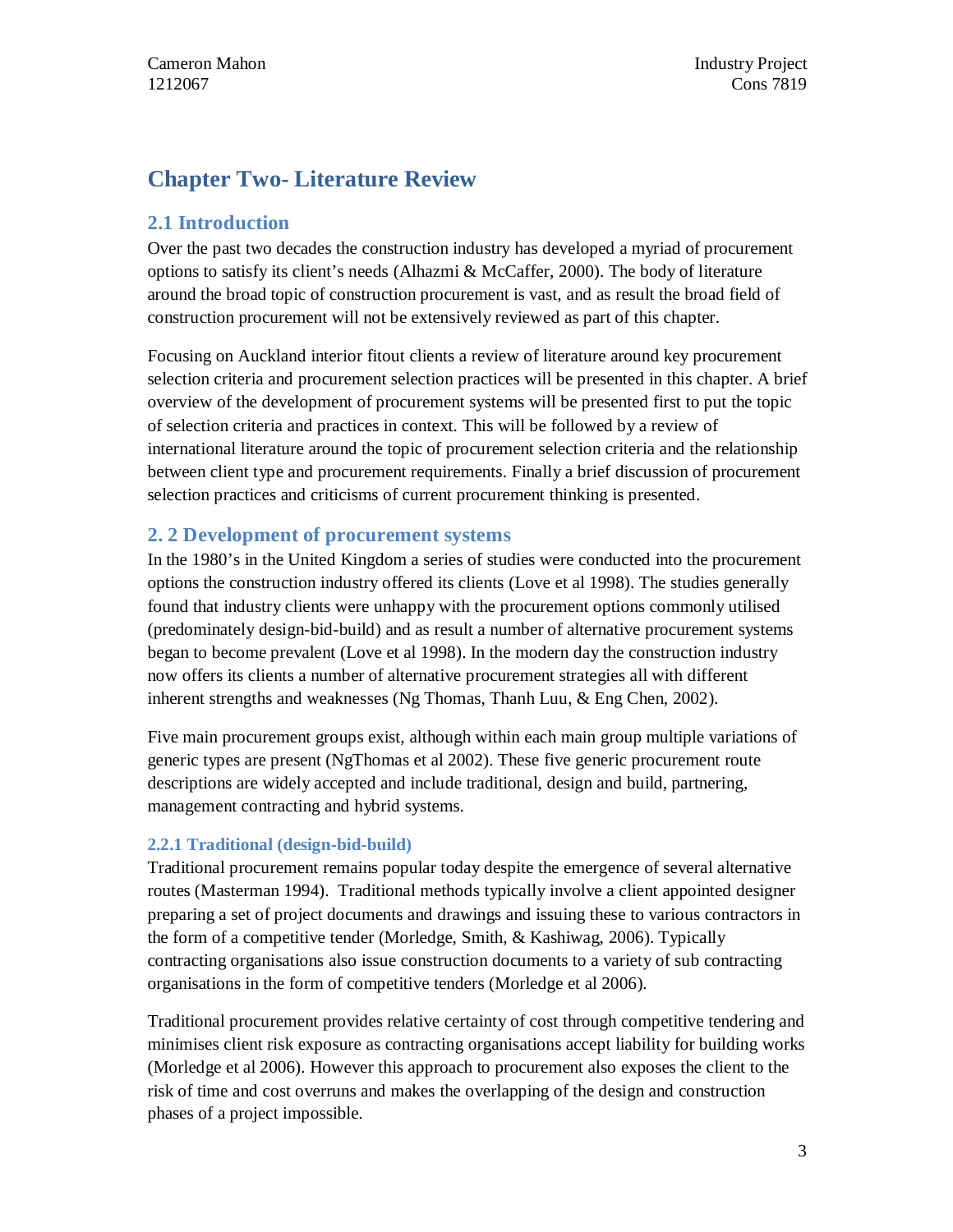# Chapter Two- Literature Review

## 2.1 Introduction

Over the past two decades the construction industry has developed a myriad of procurement options to satisfy its client's needs (Alhazmi & McCaffer, 2000). The body of literature around the broad topic of construction procurement is vast, and as result the broad field of construction procurement will not be extensively reviewed as part of this chapter.

Focusing on Auckland interior fitout clients a review of literature around key procurement selection criteria and procurement selection practices will be presented in this chapter. A brief overview of the development of procurement systems will be presented first to put the topic of selection criteria and practices in context. This will be followed by a review of international literature around the topic of procurement selection criteria and the relationship between client type and procurement requirements. Finally a brief discussion of procurement selection practices and criticisms of current procurement thinking is presented.

## 2. 2 Development of procurement systems

In the 1980's in the United Kingdom a series of studies were conducted into the procurement options the construction industry offered its clients (Love et al 1998). The studies generally found that industry clients were unhappy with the procurement options commonly utilised (predominately design-bid-build) and as result a number of alternative procurement systems began to become prevalent (Love et al 1998). In the modern day the construction industry now offers its clients a number of alternative procurement strategies all with different inherent strengths and weaknesses (Ng Thomas, Thanh Luu, & Eng Chen, 2002).

Five main procurement groups exist, although within each main group multiple variations of generic types are present (NgThomas et al 2002). These five generic procurement route descriptions are widely accepted and include traditional, design and build, partnering, management contracting and hybrid systems.

### 2.2.1 Traditional (design-bid-build)

Traditional procurement remains popular today despite the emergence of several alternative routes (Masterman 1994). Traditional methods typically involve a client appointed designer preparing a set of project documents and drawings and issuing these to various contractors in the form of a competitive tender (Morledge, Smith, & Kashiwag, 2006). Typically contracting organisations also issue construction documents to a variety of sub contracting organisations in the form of competitive tenders (Morledge et al 2006).

Traditional procurement provides relative certainty of cost through competitive tendering and minimises client risk exposure as contracting organisations accept liability for building works (Morledge et al 2006). However this approach to procurement also exposes the client to the risk of time and cost overruns and makes the overlapping of the design and construction phases of a project impossible.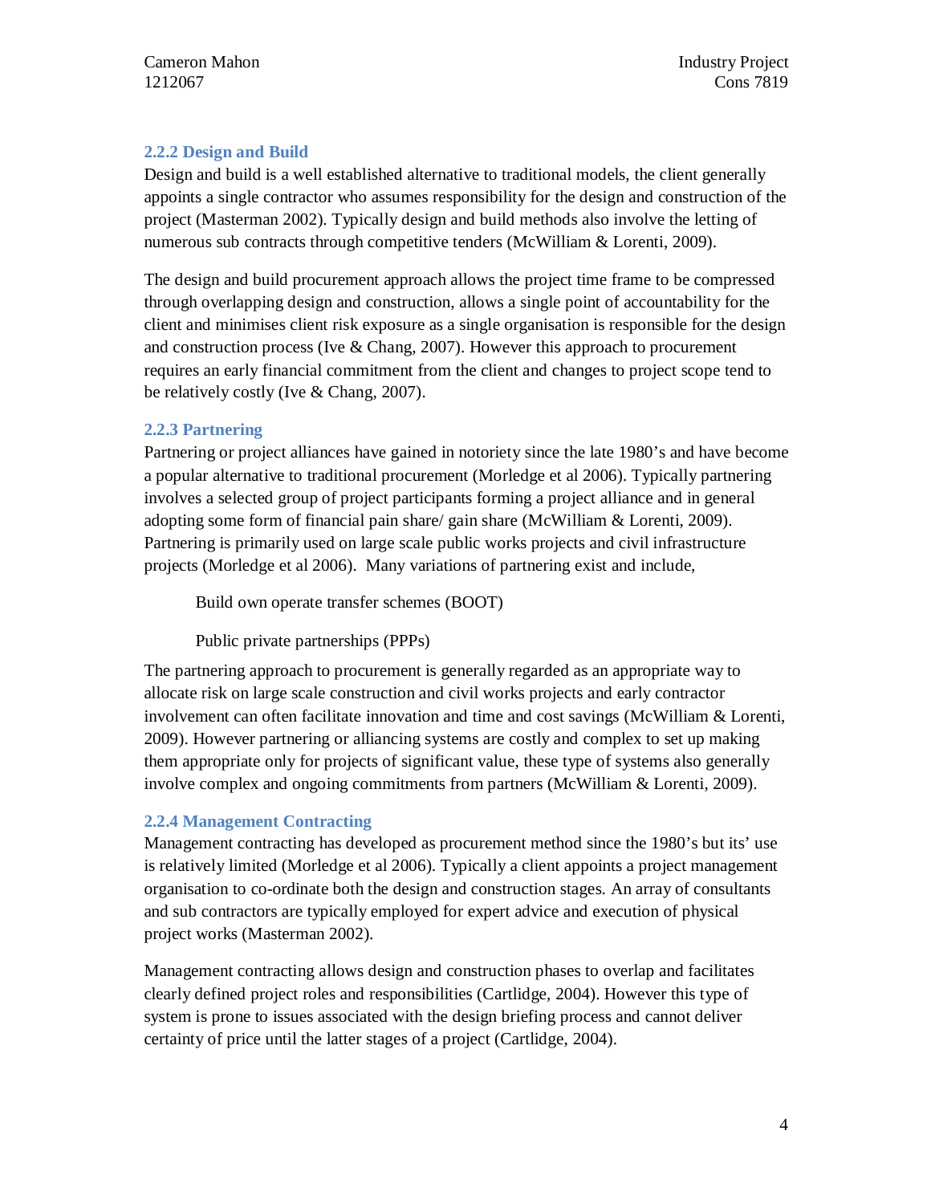### 2.2.2 Design and Build

Design and build is a well established alternative to traditional models, the client generally appoints a single contractor who assumes responsibility for the design and construction of the project (Masterman 2002). Typically design and build methods also involve the letting of numerous sub contracts through competitive tenders (McWilliam & Lorenti, 2009).

The design and build procurement approach allows the project time frame to be compressed through overlapping design and construction, allows a single point of accountability for the client and minimises client risk exposure as a single organisation is responsible for the design and construction process (Ive & Chang, 2007). However this approach to procurement requires an early financial commitment from the client and changes to project scope tend to be relatively costly (Ive & Chang, 2007).

### 2.2.3 Partnering

Partnering or project alliances have gained in notoriety since the late 1980's and have become a popular alternative to traditional procurement (Morledge et al 2006). Typically partnering involves a selected group of project participants forming a project alliance and in general adopting some form of financial pain share/ gain share (McWilliam & Lorenti, 2009). Partnering is primarily used on large scale public works projects and civil infrastructure projects (Morledge et al 2006). Many variations of partnering exist and include,

Build own operate transfer schemes (BOOT)

Public private partnerships (PPPs)

The partnering approach to procurement is generally regarded as an appropriate way to allocate risk on large scale construction and civil works projects and early contractor involvement can often facilitate innovation and time and cost savings (McWilliam & Lorenti, 2009). However partnering or alliancing systems are costly and complex to set up making them appropriate only for projects of significant value, these type of systems also generally involve complex and ongoing commitments from partners (McWilliam & Lorenti, 2009).

### 2.2.4 Management Contracting

Management contracting has developed as procurement method since the 1980's but its' use is relatively limited (Morledge et al 2006). Typically a client appoints a project management organisation to co-ordinate both the design and construction stages. An array of consultants and sub contractors are typically employed for expert advice and execution of physical project works (Masterman 2002).

Management contracting allows design and construction phases to overlap and facilitates clearly defined project roles and responsibilities (Cartlidge, 2004). However this type of system is prone to issues associated with the design briefing process and cannot deliver certainty of price until the latter stages of a project (Cartlidge, 2004).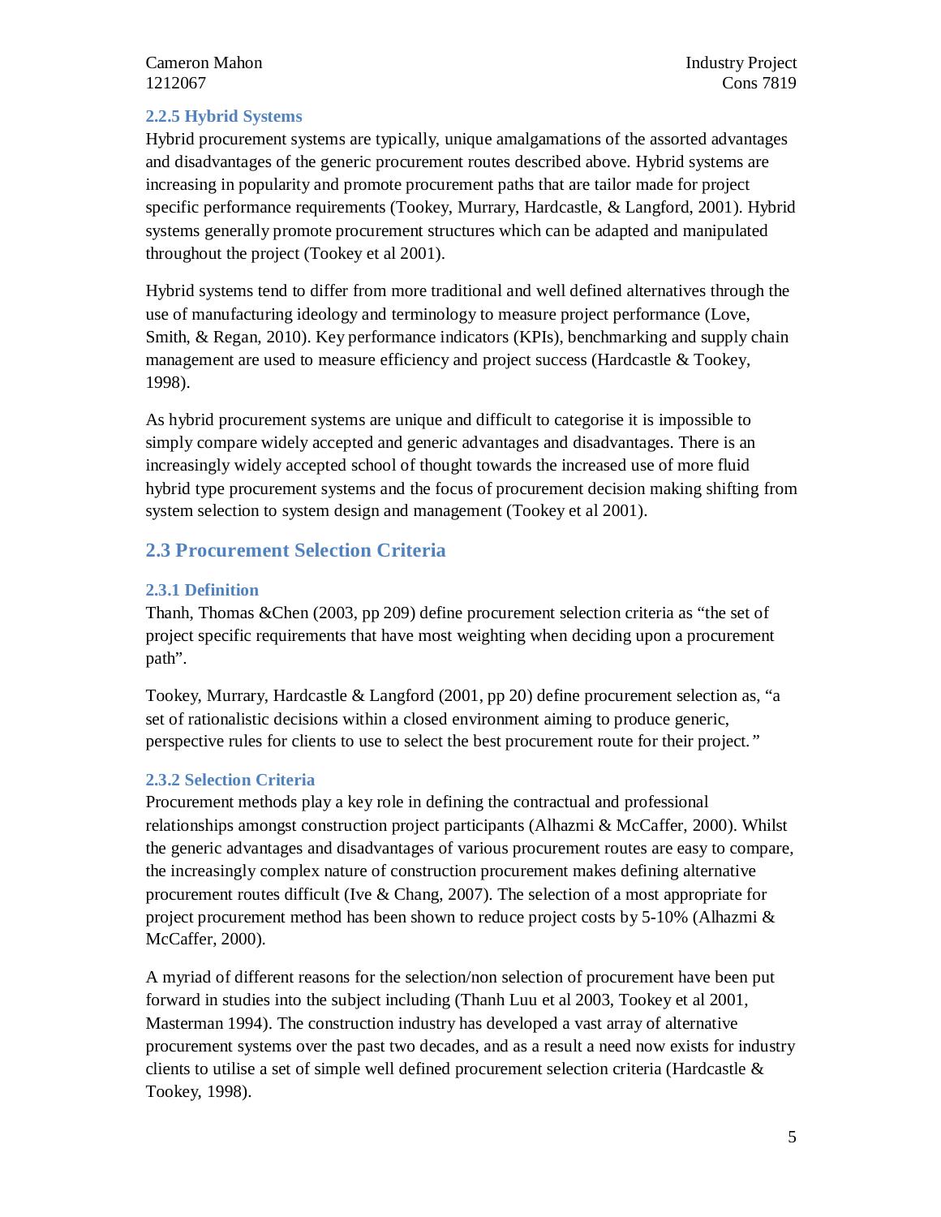### 2.2.5 Hybrid Systems

Hybrid procurement systems are typically, unique amalgamations of the assorted advantages and disadvantages of the generic procurement routes described above. Hybrid systems are increasing in popularity and promote procurement paths that are tailor made for project specific performance requirements (Tookey, Murrary, Hardcastle, & Langford, 2001). Hybrid systems generally promote procurement structures which can be adapted and manipulated throughout the project (Tookey et al 2001).

Hybrid systems tend to differ from more traditional and well defined alternatives through the use of manufacturing ideology and terminology to measure project performance (Love, Smith, & Regan, 2010). Key performance indicators (KPIs), benchmarking and supply chain management are used to measure efficiency and project success (Hardcastle & Tookey, 1998).

As hybrid procurement systems are unique and difficult to categorise it is impossible to simply compare widely accepted and generic advantages and disadvantages. There is an increasingly widely accepted school of thought towards the increased use of more fluid hybrid type procurement systems and the focus of procurement decision making shifting from system selection to system design and management (Tookey et al 2001).

## 2.3 Procurement Selection Criteria

### 2.3.1 Definition

Thanh, Thomas &Chen (2003, pp 209) define procurement selection criteria as "the set of project specific requirements that have most weighting when deciding upon a procurement path".

Tookey, Murrary, Hardcastle & Langford (2001, pp 20) define procurement selection as, "a set of rationalistic decisions within a closed environment aiming to produce generic, perspective rules for clients to use to select the best procurement route for their project."

### 2.3.2 Selection Criteria

Procurement methods play a key role in defining the contractual and professional relationships amongst construction project participants (Alhazmi & McCaffer, 2000). Whilst the generic advantages and disadvantages of various procurement routes are easy to compare, the increasingly complex nature of construction procurement makes defining alternative procurement routes difficult (Ive & Chang, 2007). The selection of a most appropriate for project procurement method has been shown to reduce project costs by 5-10% (Alhazmi & McCaffer, 2000).

A myriad of different reasons for the selection/non selection of procurement have been put forward in studies into the subject including (Thanh Luu et al 2003, Tookey et al 2001, Masterman 1994). The construction industry has developed a vast array of alternative procurement systems over the past two decades, and as a result a need now exists for industry clients to utilise a set of simple well defined procurement selection criteria (Hardcastle & Tookey, 1998).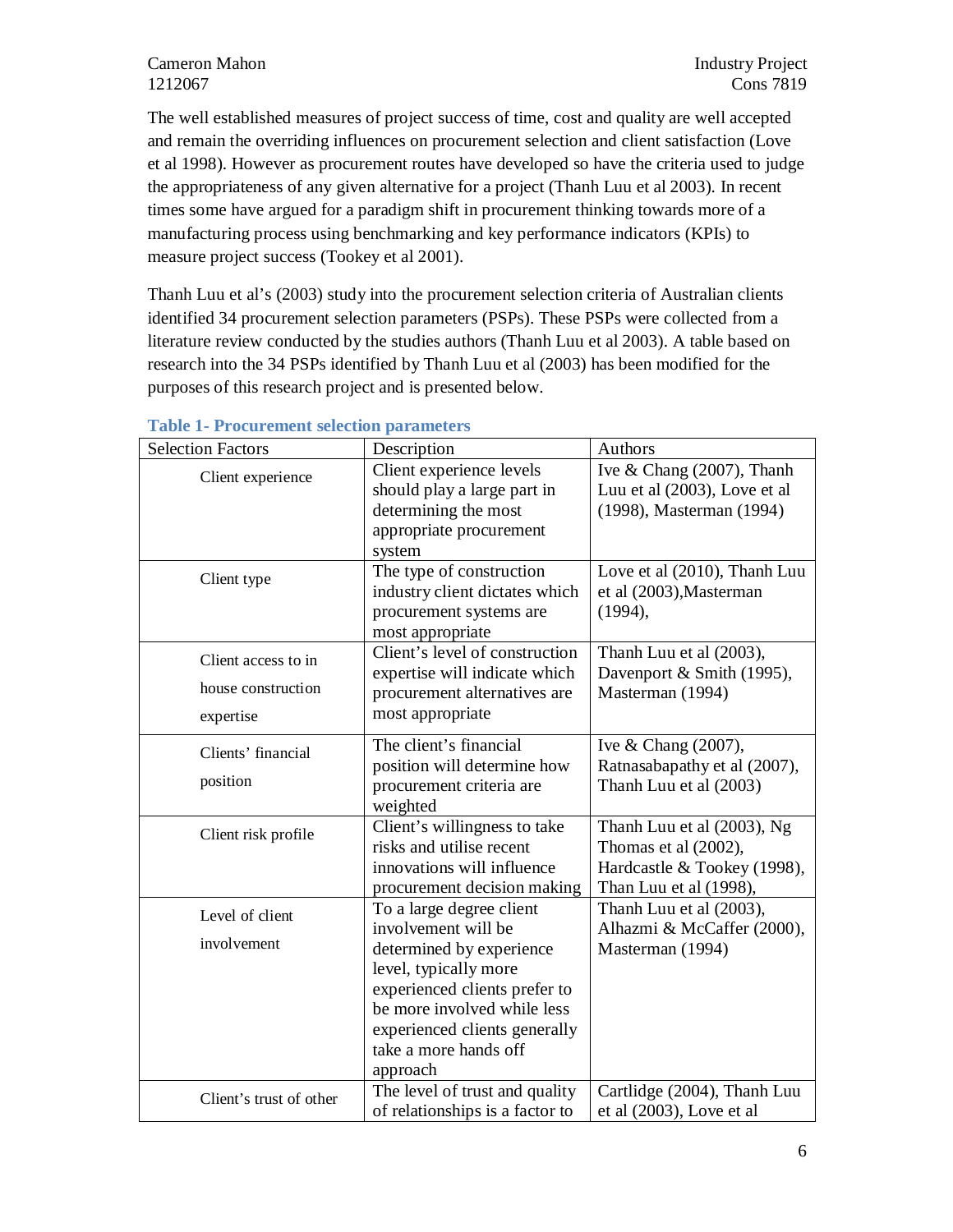The well established measures of project success of time, cost and quality are well accepted and remain the overriding influences on procurement selection and client satisfaction (Love et al 1998). However as procurement routes have developed so have the criteria used to judge the appropriateness of any given alternative for a project (Thanh Luu et al 2003). In recent times some have argued for a paradigm shift in procurement thinking towards more of a manufacturing process using benchmarking and key performance indicators (KPIs) to measure project success (Tookey et al 2001).

Thanh Luu et al's (2003) study into the procurement selection criteria of Australian clients identified 34 procurement selection parameters (PSPs). These PSPs were collected from a literature review conducted by the studies authors (Thanh Luu et al 2003). A table based on research into the 34 PSPs identified by Thanh Luu et al (2003) has been modified for the purposes of this research project and is presented below.

**Table 1- Procurement selection parameters**

| Selection Factors | Description | Authors |
|---|---|---|
| Client experience | Client experience levels should play a large part in determining the most appropriate procurement system | Ive & Chang (2007), Thanh Luu et al (2003), Love et al (1998), Masterman (1994) |
| Client type | The type of construction industry client dictates which procurement systems are most appropriate | Love et al (2010), Thanh Luu et al (2003),Masterman (1994), |
| Client access to in house construction expertise | Client's level of construction expertise will indicate which procurement alternatives are most appropriate | Thanh Luu et al (2003), Davenport & Smith (1995), Masterman (1994) |
| Clients' financial position | The client's financial position will determine how procurement criteria are weighted | Ive & Chang (2007), Ratnasabapathy et al (2007), Thanh Luu et al (2003) |
| Client risk profile | Client's willingness to take risks and utilise recent innovations will influence procurement decision making | Thanh Luu et al (2003), Ng Thomas et al (2002), Hardcastle & Tookey (1998), Than Luu et al (1998), |
| Level of client involvement | To a large degree client involvement will be determined by experience level, typically more experienced clients prefer to be more involved while less experienced clients generally take a more hands off approach | Thanh Luu et al (2003), Alhazmi & McCaffer (2000), Masterman (1994) |
| Client's trust of other | The level of trust and quality of relationships is a factor to | Cartlidge (2004), Thanh Luu et al (2003), Love et al |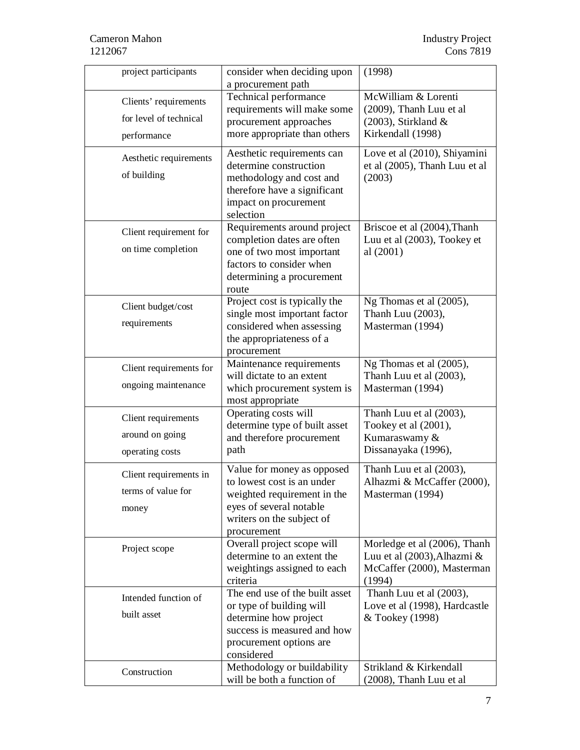| | | |
|---|---|---|
| project participants | consider when deciding upon a procurement path | (1998) |
| Clients' requirements for level of technical performance | Technical performance requirements will make some procurement approaches more appropriate than others | McWilliam & Lorenti (2009), Thanh Luu et al (2003), Stirkland & Kirkendall (1998) |
| Aesthetic requirements of building | Aesthetic requirements can determine construction methodology and cost and therefore have a significant impact on procurement selection | Love et al (2010), Shiyamini et al (2005), Thanh Luu et al (2003) |
| Client requirement for on time completion | Requirements around project completion dates are often one of two most important factors to consider when determining a procurement route | Briscoe et al (2004),Thanh Luu et al (2003), Tookey et al (2001) |
| Client budget/cost requirements | Project cost is typically the single most important factor considered when assessing the appropriateness of a procurement | Ng Thomas et al (2005), Thanh Luu (2003), Masterman (1994) |
| Client requirements for ongoing maintenance | Maintenance requirements will dictate to an extent which procurement system is most appropriate | Ng Thomas et al (2005), Thanh Luu et al (2003), Masterman (1994) |
| Client requirements around on going operating costs | Operating costs will determine type of built asset and therefore procurement path | Thanh Luu et al (2003), Tookey et al (2001), Kumaraswamy & Dissanayaka (1996), |
| Client requirements in terms of value for money | Value for money as opposed to lowest cost is an under weighted requirement in the eyes of several notable writers on the subject of procurement | Thanh Luu et al (2003), Alhazmi & McCaffer (2000), Masterman (1994) |
| Project scope | Overall project scope will determine to an extent the weightings assigned to each criteria | Morledge et al (2006), Thanh Luu et al (2003),Alhazmi & McCaffer (2000), Masterman (1994) |
| Intended function of built asset | The end use of the built asset or type of building will determine how project success is measured and how procurement options are considered | Thanh Luu et al (2003), Love et al (1998), Hardcastle & Tookey (1998) |
| Construction | Methodology or buildability will be both a function of | Strikland & Kirkendall (2008), Thanh Luu et al |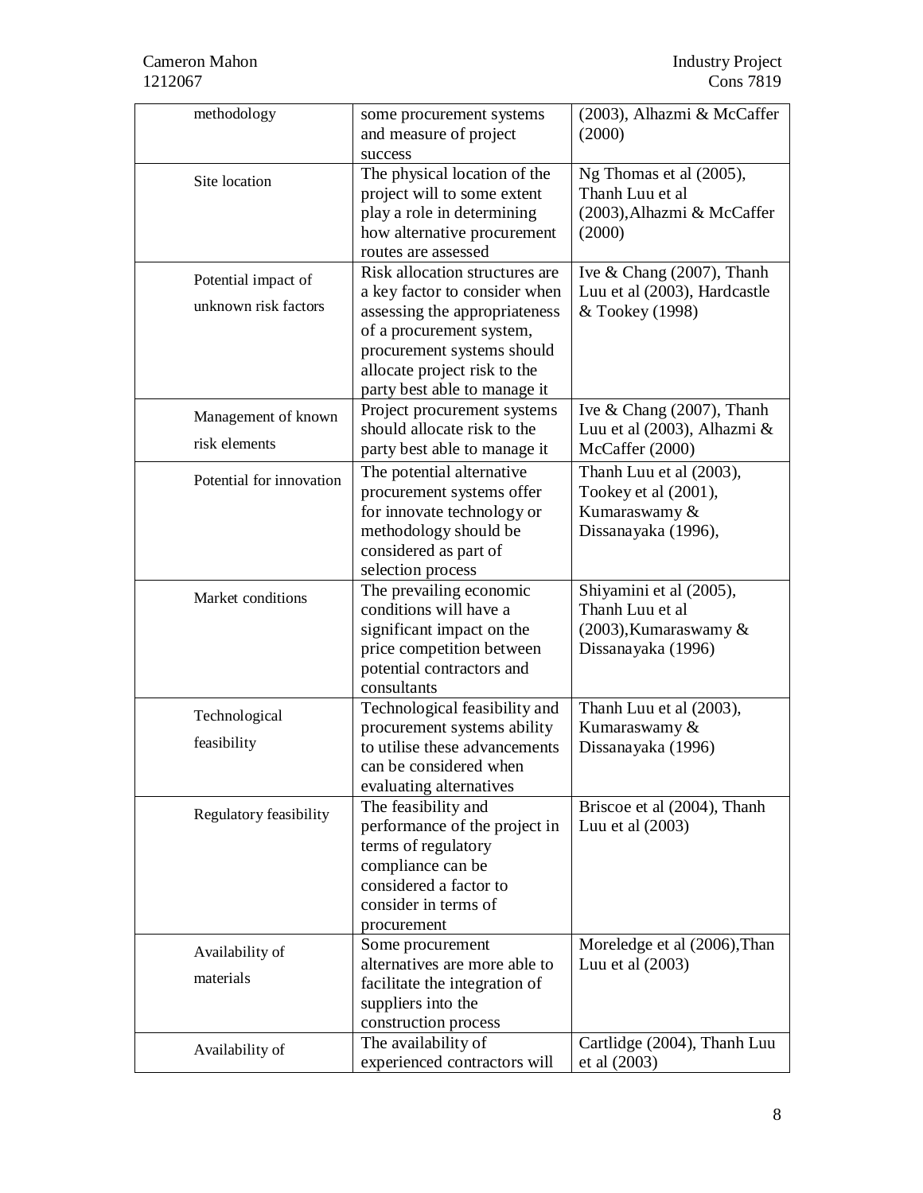| | | |
|---|---|---|
| methodology | some procurement systems and measure of project success | (2003), Alhazmi & McCaffer (2000) |
| Site location | The physical location of the project will to some extent play a role in determining how alternative procurement routes are assessed | Ng Thomas et al (2005), Thanh Luu et al (2003),Alhazmi & McCaffer (2000) |
| Potential impact of unknown risk factors | Risk allocation structures are a key factor to consider when assessing the appropriateness of a procurement system, procurement systems should allocate project risk to the party best able to manage it | Ive & Chang (2007), Thanh Luu et al (2003), Hardcastle & Tookey (1998) |
| Management of known risk elements | Project procurement systems should allocate risk to the party best able to manage it | Ive & Chang (2007), Thanh Luu et al (2003), Alhazmi & McCaffer (2000) |
| Potential for innovation | The potential alternative procurement systems offer for innovate technology or methodology should be considered as part of selection process | Thanh Luu et al (2003), Tookey et al (2001), Kumaraswamy & Dissanayaka (1996), |
| Market conditions | The prevailing economic conditions will have a significant impact on the price competition between potential contractors and consultants | Shiyamini et al (2005), Thanh Luu et al (2003),Kumaraswamy & Dissanayaka (1996) |
| Technological feasibility | Technological feasibility and procurement systems ability to utilise these advancements can be considered when evaluating alternatives | Thanh Luu et al (2003), Kumaraswamy & Dissanayaka (1996) |
| Regulatory feasibility | The feasibility and performance of the project in terms of regulatory compliance can be considered a factor to consider in terms of procurement | Briscoe et al (2004), Thanh Luu et al (2003) |
| Availability of materials | Some procurement alternatives are more able to facilitate the integration of suppliers into the construction process | Moreledge et al (2006),Than Luu et al (2003) |
| Availability of | The availability of experienced contractors will | Cartlidge (2004), Thanh Luu et al (2003) |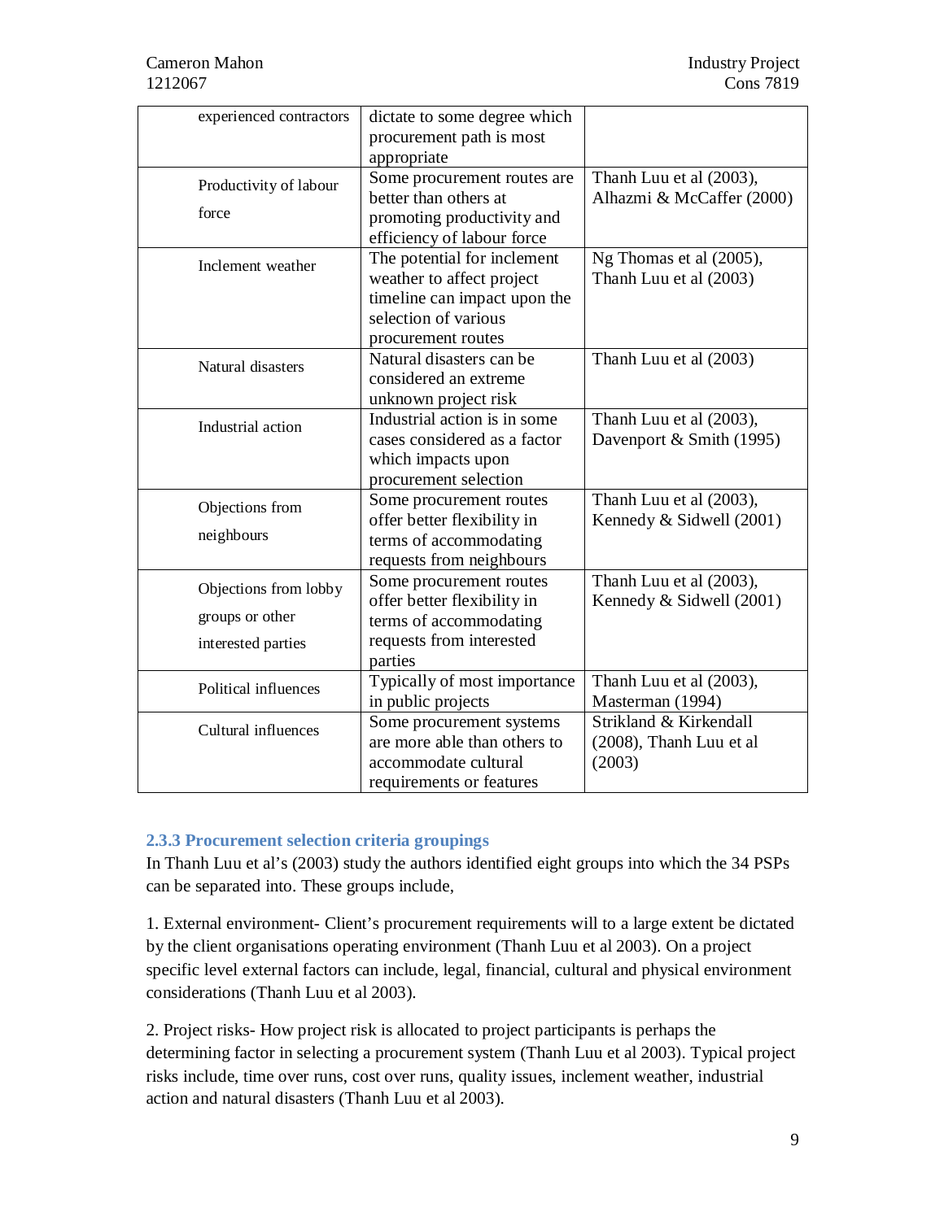| | | |
|---|---|---|
| experienced contractors | dictate to some degree which procurement path is most appropriate | |
| Productivity of labour force | Some procurement routes are better than others at promoting productivity and efficiency of labour force | Thanh Luu et al (2003), Alhazmi & McCaffer (2000) |
| Inclement weather | The potential for inclement weather to affect project timeline can impact upon the selection of various procurement routes | Ng Thomas et al (2005), Thanh Luu et al (2003) |
| Natural disasters | Natural disasters can be considered an extreme unknown project risk | Thanh Luu et al (2003) |
| Industrial action | Industrial action is in some cases considered as a factor which impacts upon procurement selection | Thanh Luu et al (2003), Davenport & Smith (1995) |
| Objections from neighbours | Some procurement routes offer better flexibility in terms of accommodating requests from neighbours | Thanh Luu et al (2003), Kennedy & Sidwell (2001) |
| Objections from lobby groups or other interested parties | Some procurement routes offer better flexibility in terms of accommodating requests from interested parties | Thanh Luu et al (2003), Kennedy & Sidwell (2001) |
| Political influences | Typically of most importance in public projects | Thanh Luu et al (2003), Masterman (1994) |
| Cultural influences | Some procurement systems are more able than others to accommodate cultural requirements or features | Strikland & Kirkendall (2008), Thanh Luu et al (2003) |

### 2.3.3 Procurement selection criteria groupings

In Thanh Luu et al's (2003) study the authors identified eight groups into which the 34 PSPs can be separated into. These groups include,

1. External environment- Client's procurement requirements will to a large extent be dictated by the client organisations operating environment (Thanh Luu et al 2003). On a project specific level external factors can include, legal, financial, cultural and physical environment considerations (Thanh Luu et al 2003).

2. Project risks- How project risk is allocated to project participants is perhaps the determining factor in selecting a procurement system (Thanh Luu et al 2003). Typical project risks include, time over runs, cost over runs, quality issues, inclement weather, industrial action and natural disasters (Thanh Luu et al 2003).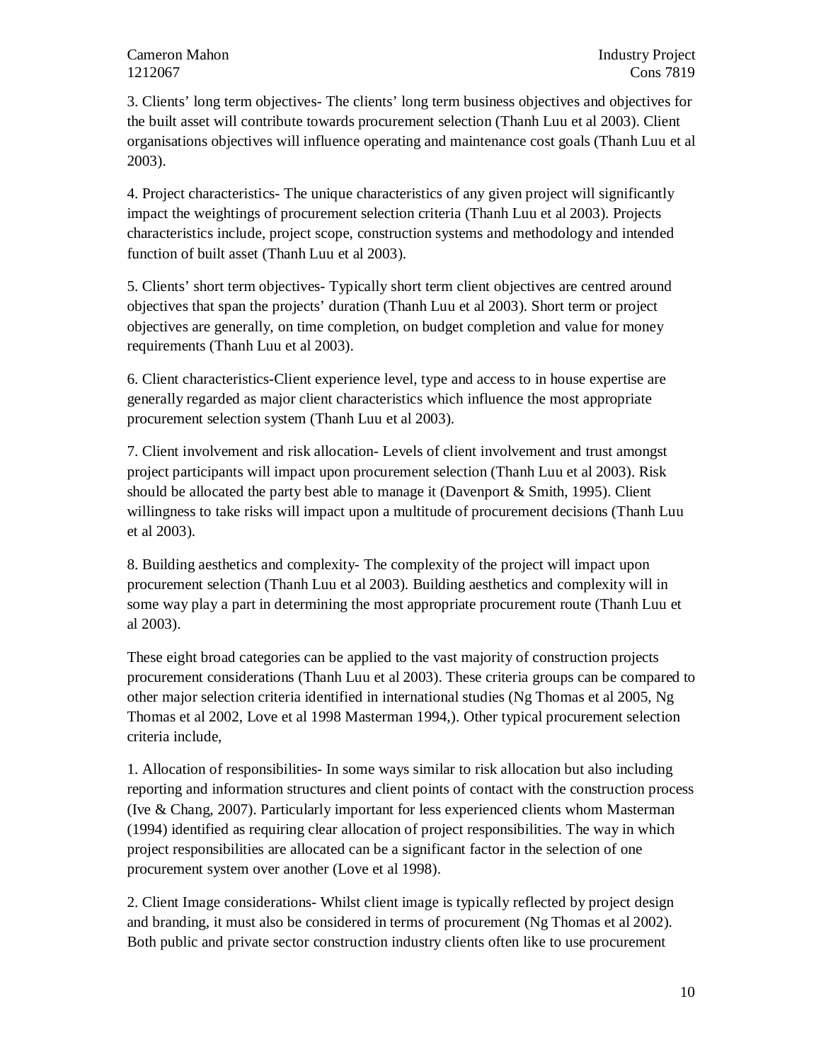3. Clients' long term objectives- The clients' long term business objectives and objectives for the built asset will contribute towards procurement selection (Thanh Luu et al 2003). Client organisations objectives will influence operating and maintenance cost goals (Thanh Luu et al 2003).

4. Project characteristics- The unique characteristics of any given project will significantly impact the weightings of procurement selection criteria (Thanh Luu et al 2003). Projects characteristics include, project scope, construction systems and methodology and intended function of built asset (Thanh Luu et al 2003).

5. Clients' short term objectives- Typically short term client objectives are centred around objectives that span the projects' duration (Thanh Luu et al 2003). Short term or project objectives are generally, on time completion, on budget completion and value for money requirements (Thanh Luu et al 2003).

6. Client characteristics-Client experience level, type and access to in house expertise are generally regarded as major client characteristics which influence the most appropriate procurement selection system (Thanh Luu et al 2003).

7. Client involvement and risk allocation- Levels of client involvement and trust amongst project participants will impact upon procurement selection (Thanh Luu et al 2003). Risk should be allocated the party best able to manage it (Davenport & Smith, 1995). Client willingness to take risks will impact upon a multitude of procurement decisions (Thanh Luu et al 2003).

8. Building aesthetics and complexity- The complexity of the project will impact upon procurement selection (Thanh Luu et al 2003). Building aesthetics and complexity will in some way play a part in determining the most appropriate procurement route (Thanh Luu et al 2003).

These eight broad categories can be applied to the vast majority of construction projects procurement considerations (Thanh Luu et al 2003). These criteria groups can be compared to other major selection criteria identified in international studies (Ng Thomas et al 2005, Ng Thomas et al 2002, Love et al 1998 Masterman 1994,). Other typical procurement selection criteria include,

1. Allocation of responsibilities- In some ways similar to risk allocation but also including reporting and information structures and client points of contact with the construction process (Ive & Chang, 2007). Particularly important for less experienced clients whom Masterman (1994) identified as requiring clear allocation of project responsibilities. The way in which project responsibilities are allocated can be a significant factor in the selection of one procurement system over another (Love et al 1998).

2. Client Image considerations- Whilst client image is typically reflected by project design and branding, it must also be considered in terms of procurement (Ng Thomas et al 2002). Both public and private sector construction industry clients often like to use procurement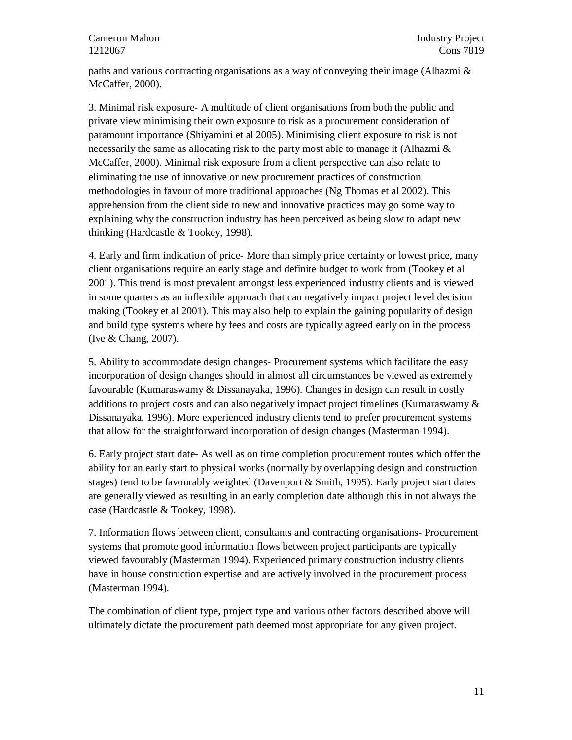paths and various contracting organisations as a way of conveying their image (Alhazmi & McCaffer, 2000).

3. Minimal risk exposure- A multitude of client organisations from both the public and private view minimising their own exposure to risk as a procurement consideration of paramount importance (Shiyamini et al 2005). Minimising client exposure to risk is not necessarily the same as allocating risk to the party most able to manage it (Alhazmi & McCaffer, 2000). Minimal risk exposure from a client perspective can also relate to eliminating the use of innovative or new procurement practices of construction methodologies in favour of more traditional approaches (Ng Thomas et al 2002). This apprehension from the client side to new and innovative practices may go some way to explaining why the construction industry has been perceived as being slow to adapt new thinking (Hardcastle & Tookey, 1998).

4. Early and firm indication of price- More than simply price certainty or lowest price, many client organisations require an early stage and definite budget to work from (Tookey et al 2001). This trend is most prevalent amongst less experienced industry clients and is viewed in some quarters as an inflexible approach that can negatively impact project level decision making (Tookey et al 2001). This may also help to explain the gaining popularity of design and build type systems where by fees and costs are typically agreed early on in the process (Ive & Chang, 2007).

5. Ability to accommodate design changes- Procurement systems which facilitate the easy incorporation of design changes should in almost all circumstances be viewed as extremely favourable (Kumaraswamy & Dissanayaka, 1996). Changes in design can result in costly additions to project costs and can also negatively impact project timelines (Kumaraswamy & Dissanayaka, 1996). More experienced industry clients tend to prefer procurement systems that allow for the straightforward incorporation of design changes (Masterman 1994).

6. Early project start date- As well as on time completion procurement routes which offer the ability for an early start to physical works (normally by overlapping design and construction stages) tend to be favourably weighted (Davenport & Smith, 1995). Early project start dates are generally viewed as resulting in an early completion date although this in not always the case (Hardcastle & Tookey, 1998).

7. Information flows between client, consultants and contracting organisations- Procurement systems that promote good information flows between project participants are typically viewed favourably (Masterman 1994). Experienced primary construction industry clients have in house construction expertise and are actively involved in the procurement process (Masterman 1994).

The combination of client type, project type and various other factors described above will ultimately dictate the procurement path deemed most appropriate for any given project.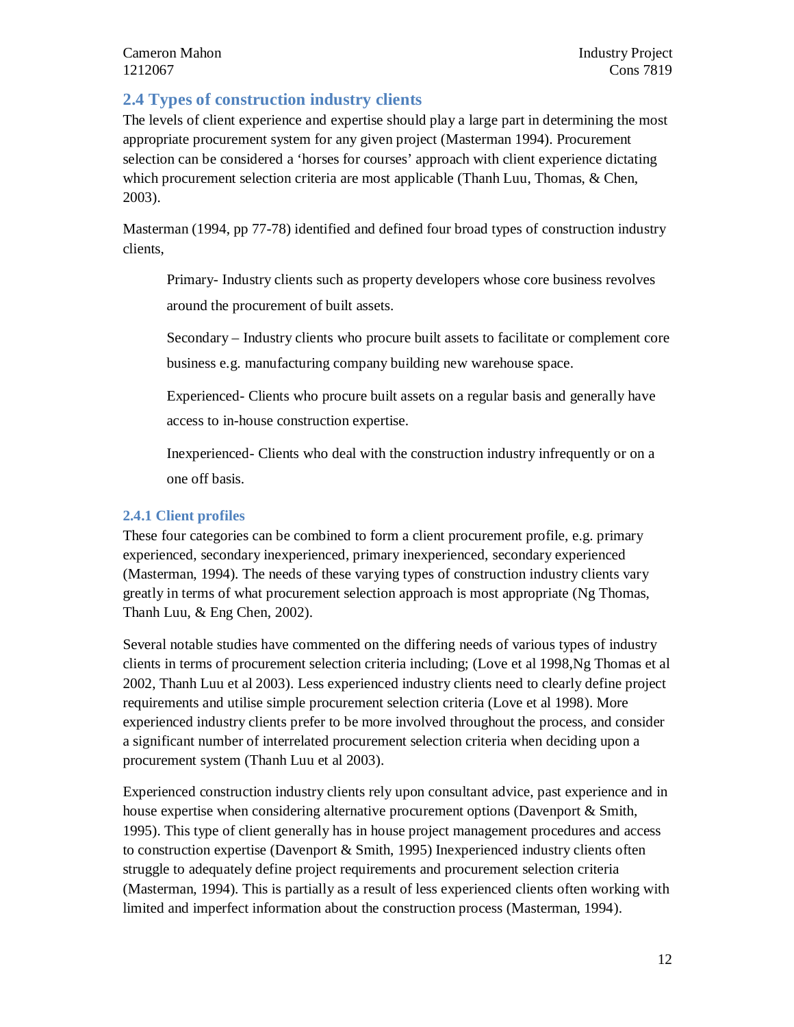## 2.4 Types of construction industry clients

The levels of client experience and expertise should play a large part in determining the most appropriate procurement system for any given project (Masterman 1994). Procurement selection can be considered a 'horses for courses' approach with client experience dictating which procurement selection criteria are most applicable (Thanh Luu, Thomas, & Chen, 2003).

Masterman (1994, pp 77-78) identified and defined four broad types of construction industry clients,

> Primary- Industry clients such as property developers whose core business revolves around the procurement of built assets.
>
> Secondary – Industry clients who procure built assets to facilitate or complement core business e.g. manufacturing company building new warehouse space.
>
> Experienced- Clients who procure built assets on a regular basis and generally have access to in-house construction expertise.
>
> Inexperienced- Clients who deal with the construction industry infrequently or on a one off basis.

### 2.4.1 Client profiles

These four categories can be combined to form a client procurement profile, e.g. primary experienced, secondary inexperienced, primary inexperienced, secondary experienced (Masterman, 1994). The needs of these varying types of construction industry clients vary greatly in terms of what procurement selection approach is most appropriate (Ng Thomas, Thanh Luu, & Eng Chen, 2002).

Several notable studies have commented on the differing needs of various types of industry clients in terms of procurement selection criteria including; (Love et al 1998,Ng Thomas et al 2002, Thanh Luu et al 2003). Less experienced industry clients need to clearly define project requirements and utilise simple procurement selection criteria (Love et al 1998). More experienced industry clients prefer to be more involved throughout the process, and consider a significant number of interrelated procurement selection criteria when deciding upon a procurement system (Thanh Luu et al 2003).

Experienced construction industry clients rely upon consultant advice, past experience and in house expertise when considering alternative procurement options (Davenport & Smith, 1995). This type of client generally has in house project management procedures and access to construction expertise (Davenport & Smith, 1995) Inexperienced industry clients often struggle to adequately define project requirements and procurement selection criteria (Masterman, 1994). This is partially as a result of less experienced clients often working with limited and imperfect information about the construction process (Masterman, 1994).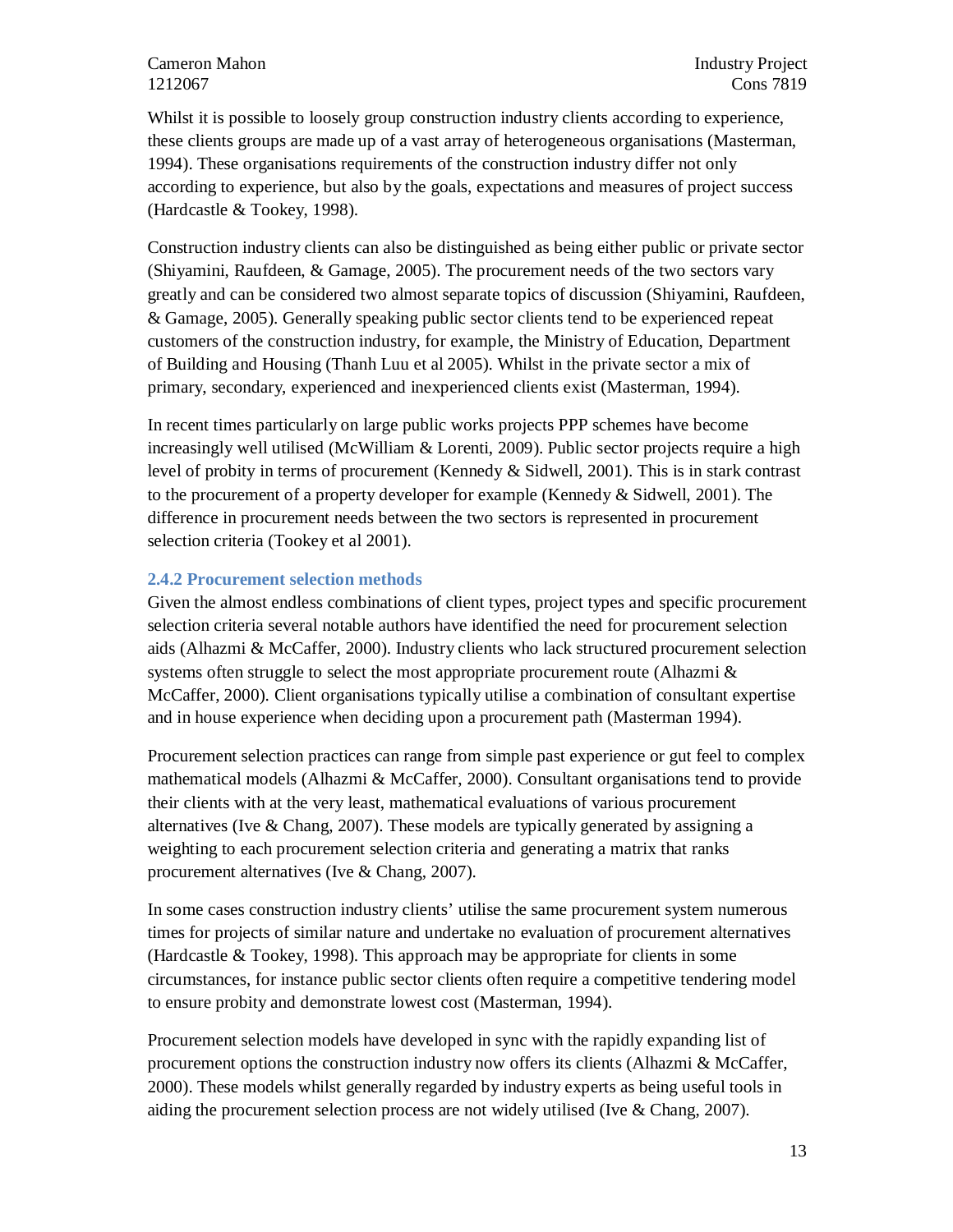Whilst it is possible to loosely group construction industry clients according to experience, these clients groups are made up of a vast array of heterogeneous organisations (Masterman, 1994). These organisations requirements of the construction industry differ not only according to experience, but also by the goals, expectations and measures of project success (Hardcastle & Tookey, 1998).

Construction industry clients can also be distinguished as being either public or private sector (Shiyamini, Raufdeen, & Gamage, 2005). The procurement needs of the two sectors vary greatly and can be considered two almost separate topics of discussion (Shiyamini, Raufdeen, & Gamage, 2005). Generally speaking public sector clients tend to be experienced repeat customers of the construction industry, for example, the Ministry of Education, Department of Building and Housing (Thanh Luu et al 2005). Whilst in the private sector a mix of primary, secondary, experienced and inexperienced clients exist (Masterman, 1994).

In recent times particularly on large public works projects PPP schemes have become increasingly well utilised (McWilliam & Lorenti, 2009). Public sector projects require a high level of probity in terms of procurement (Kennedy & Sidwell, 2001). This is in stark contrast to the procurement of a property developer for example (Kennedy & Sidwell, 2001). The difference in procurement needs between the two sectors is represented in procurement selection criteria (Tookey et al 2001).

### 2.4.2 Procurement selection methods

Given the almost endless combinations of client types, project types and specific procurement selection criteria several notable authors have identified the need for procurement selection aids (Alhazmi & McCaffer, 2000). Industry clients who lack structured procurement selection systems often struggle to select the most appropriate procurement route (Alhazmi & McCaffer, 2000). Client organisations typically utilise a combination of consultant expertise and in house experience when deciding upon a procurement path (Masterman 1994).

Procurement selection practices can range from simple past experience or gut feel to complex mathematical models (Alhazmi & McCaffer, 2000). Consultant organisations tend to provide their clients with at the very least, mathematical evaluations of various procurement alternatives (Ive & Chang, 2007). These models are typically generated by assigning a weighting to each procurement selection criteria and generating a matrix that ranks procurement alternatives (Ive & Chang, 2007).

In some cases construction industry clients' utilise the same procurement system numerous times for projects of similar nature and undertake no evaluation of procurement alternatives (Hardcastle & Tookey, 1998). This approach may be appropriate for clients in some circumstances, for instance public sector clients often require a competitive tendering model to ensure probity and demonstrate lowest cost (Masterman, 1994).

Procurement selection models have developed in sync with the rapidly expanding list of procurement options the construction industry now offers its clients (Alhazmi & McCaffer, 2000). These models whilst generally regarded by industry experts as being useful tools in aiding the procurement selection process are not widely utilised (Ive & Chang, 2007).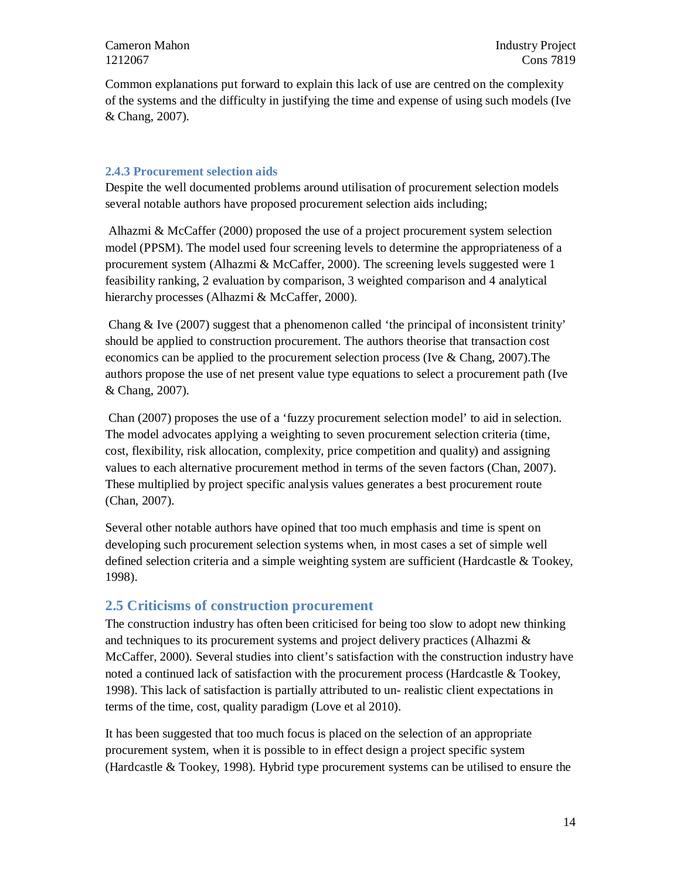Common explanations put forward to explain this lack of use are centred on the complexity of the systems and the difficulty in justifying the time and expense of using such models (Ive & Chang, 2007).

### 2.4.3 Procurement selection aids

Despite the well documented problems around utilisation of procurement selection models several notable authors have proposed procurement selection aids including;

Alhazmi & McCaffer (2000) proposed the use of a project procurement system selection model (PPSM). The model used four screening levels to determine the appropriateness of a procurement system (Alhazmi & McCaffer, 2000). The screening levels suggested were 1 feasibility ranking, 2 evaluation by comparison, 3 weighted comparison and 4 analytical hierarchy processes (Alhazmi & McCaffer, 2000).

Chang & Ive (2007) suggest that a phenomenon called 'the principal of inconsistent trinity' should be applied to construction procurement. The authors theorise that transaction cost economics can be applied to the procurement selection process (Ive & Chang, 2007).The authors propose the use of net present value type equations to select a procurement path (Ive & Chang, 2007).

Chan (2007) proposes the use of a 'fuzzy procurement selection model' to aid in selection. The model advocates applying a weighting to seven procurement selection criteria (time, cost, flexibility, risk allocation, complexity, price competition and quality) and assigning values to each alternative procurement method in terms of the seven factors (Chan, 2007). These multiplied by project specific analysis values generates a best procurement route (Chan, 2007).

Several other notable authors have opined that too much emphasis and time is spent on developing such procurement selection systems when, in most cases a set of simple well defined selection criteria and a simple weighting system are sufficient (Hardcastle & Tookey, 1998).

## 2.5 Criticisms of construction procurement

The construction industry has often been criticised for being too slow to adopt new thinking and techniques to its procurement systems and project delivery practices (Alhazmi & McCaffer, 2000). Several studies into client's satisfaction with the construction industry have noted a continued lack of satisfaction with the procurement process (Hardcastle & Tookey, 1998). This lack of satisfaction is partially attributed to un- realistic client expectations in terms of the time, cost, quality paradigm (Love et al 2010).

It has been suggested that too much focus is placed on the selection of an appropriate procurement system, when it is possible to in effect design a project specific system (Hardcastle & Tookey, 1998). Hybrid type procurement systems can be utilised to ensure the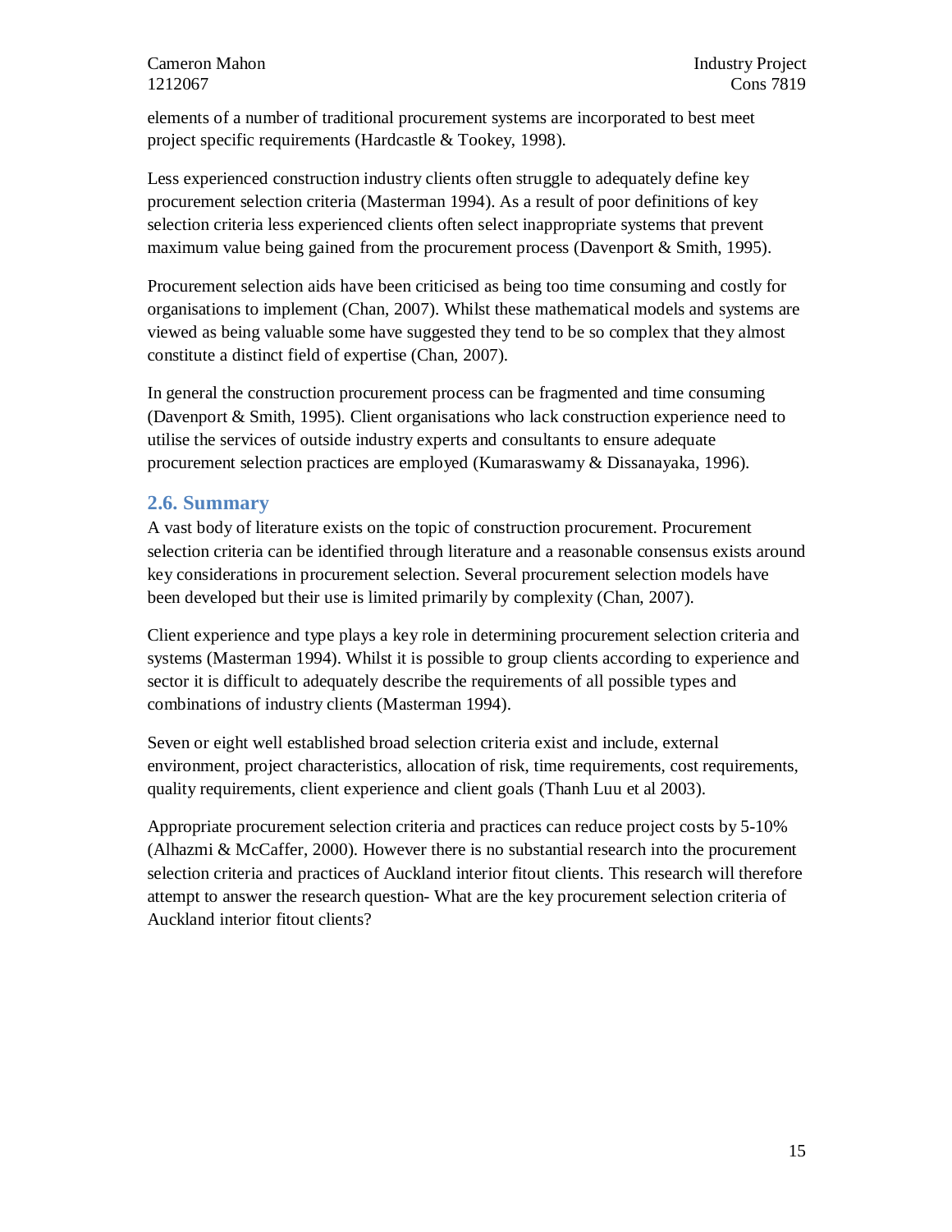elements of a number of traditional procurement systems are incorporated to best meet project specific requirements (Hardcastle & Tookey, 1998).

Less experienced construction industry clients often struggle to adequately define key procurement selection criteria (Masterman 1994). As a result of poor definitions of key selection criteria less experienced clients often select inappropriate systems that prevent maximum value being gained from the procurement process (Davenport & Smith, 1995).

Procurement selection aids have been criticised as being too time consuming and costly for organisations to implement (Chan, 2007). Whilst these mathematical models and systems are viewed as being valuable some have suggested they tend to be so complex that they almost constitute a distinct field of expertise (Chan, 2007).

In general the construction procurement process can be fragmented and time consuming (Davenport & Smith, 1995). Client organisations who lack construction experience need to utilise the services of outside industry experts and consultants to ensure adequate procurement selection practices are employed (Kumaraswamy & Dissanayaka, 1996).

## 2.6. Summary

A vast body of literature exists on the topic of construction procurement. Procurement selection criteria can be identified through literature and a reasonable consensus exists around key considerations in procurement selection. Several procurement selection models have been developed but their use is limited primarily by complexity (Chan, 2007).

Client experience and type plays a key role in determining procurement selection criteria and systems (Masterman 1994). Whilst it is possible to group clients according to experience and sector it is difficult to adequately describe the requirements of all possible types and combinations of industry clients (Masterman 1994).

Seven or eight well established broad selection criteria exist and include, external environment, project characteristics, allocation of risk, time requirements, cost requirements, quality requirements, client experience and client goals (Thanh Luu et al 2003).

Appropriate procurement selection criteria and practices can reduce project costs by 5-10% (Alhazmi & McCaffer, 2000). However there is no substantial research into the procurement selection criteria and practices of Auckland interior fitout clients. This research will therefore attempt to answer the research question- What are the key procurement selection criteria of Auckland interior fitout clients?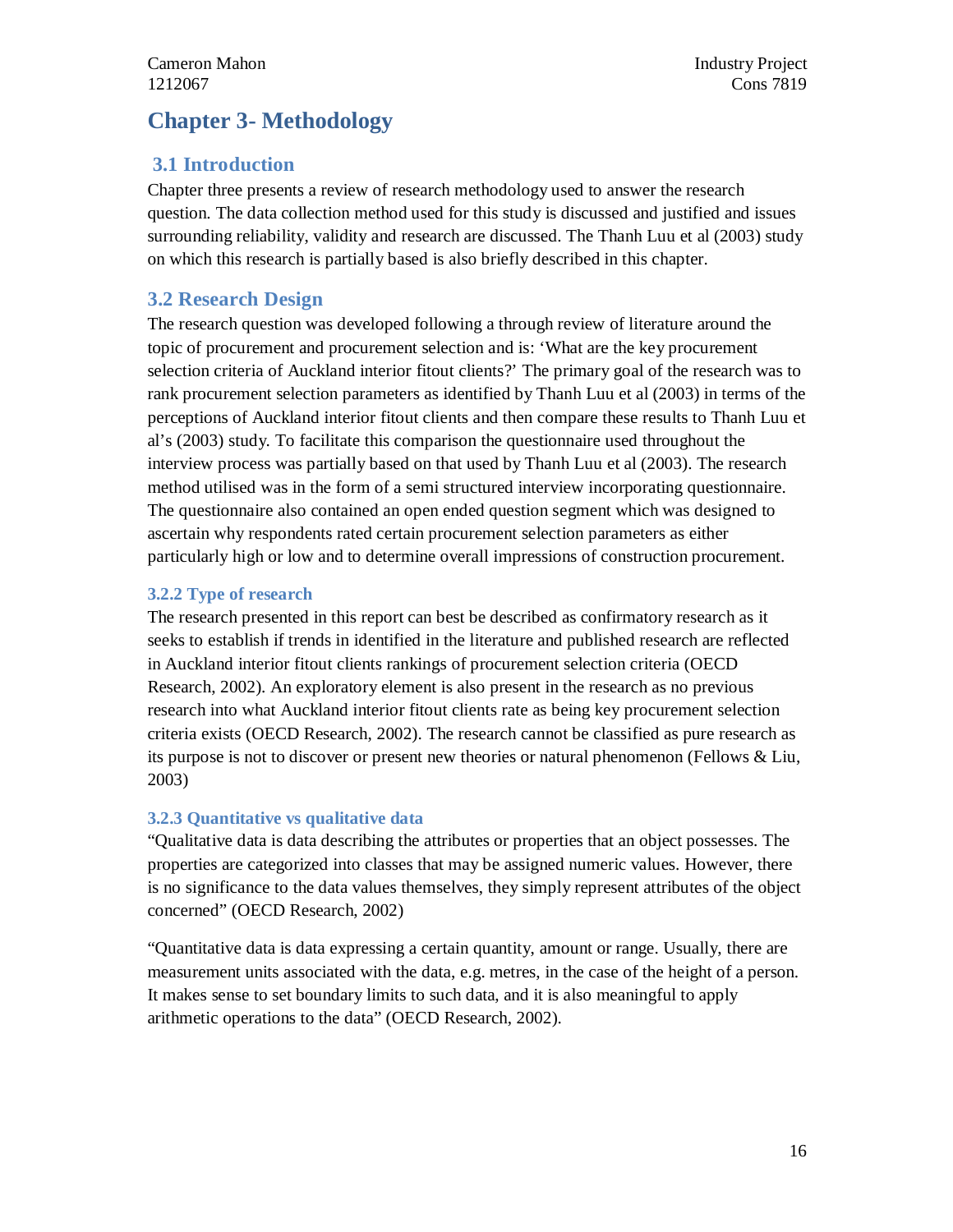# Chapter 3- Methodology

## 3.1 Introduction

Chapter three presents a review of research methodology used to answer the research question. The data collection method used for this study is discussed and justified and issues surrounding reliability, validity and research are discussed. The Thanh Luu et al (2003) study on which this research is partially based is also briefly described in this chapter.

## 3.2 Research Design

The research question was developed following a through review of literature around the topic of procurement and procurement selection and is: 'What are the key procurement selection criteria of Auckland interior fitout clients?' The primary goal of the research was to rank procurement selection parameters as identified by Thanh Luu et al (2003) in terms of the perceptions of Auckland interior fitout clients and then compare these results to Thanh Luu et al's (2003) study. To facilitate this comparison the questionnaire used throughout the interview process was partially based on that used by Thanh Luu et al (2003). The research method utilised was in the form of a semi structured interview incorporating questionnaire. The questionnaire also contained an open ended question segment which was designed to ascertain why respondents rated certain procurement selection parameters as either particularly high or low and to determine overall impressions of construction procurement.

### 3.2.2 Type of research

The research presented in this report can best be described as confirmatory research as it seeks to establish if trends in identified in the literature and published research are reflected in Auckland interior fitout clients rankings of procurement selection criteria (OECD Research, 2002). An exploratory element is also present in the research as no previous research into what Auckland interior fitout clients rate as being key procurement selection criteria exists (OECD Research, 2002). The research cannot be classified as pure research as its purpose is not to discover or present new theories or natural phenomenon (Fellows & Liu, 2003)

### 3.2.3 Quantitative vs qualitative data

"Qualitative data is data describing the attributes or properties that an object possesses. The properties are categorized into classes that may be assigned numeric values. However, there is no significance to the data values themselves, they simply represent attributes of the object concerned" (OECD Research, 2002)

"Quantitative data is data expressing a certain quantity, amount or range. Usually, there are measurement units associated with the data, e.g. metres, in the case of the height of a person. It makes sense to set boundary limits to such data, and it is also meaningful to apply arithmetic operations to the data" (OECD Research, 2002).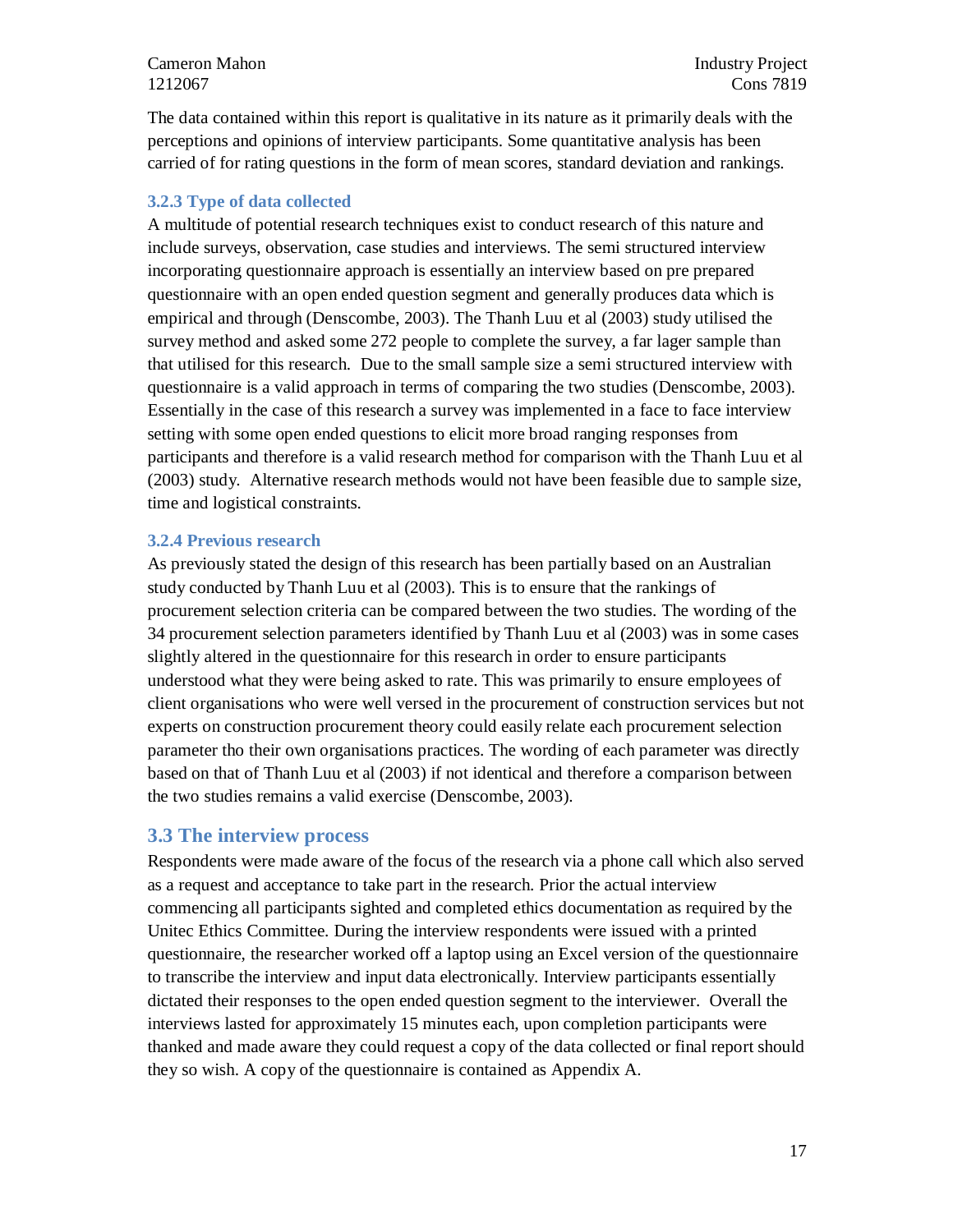The data contained within this report is qualitative in its nature as it primarily deals with the perceptions and opinions of interview participants. Some quantitative analysis has been carried of for rating questions in the form of mean scores, standard deviation and rankings.

### 3.2.3 Type of data collected

A multitude of potential research techniques exist to conduct research of this nature and include surveys, observation, case studies and interviews. The semi structured interview incorporating questionnaire approach is essentially an interview based on pre prepared questionnaire with an open ended question segment and generally produces data which is empirical and through (Denscombe, 2003). The Thanh Luu et al (2003) study utilised the survey method and asked some 272 people to complete the survey, a far lager sample than that utilised for this research. Due to the small sample size a semi structured interview with questionnaire is a valid approach in terms of comparing the two studies (Denscombe, 2003). Essentially in the case of this research a survey was implemented in a face to face interview setting with some open ended questions to elicit more broad ranging responses from participants and therefore is a valid research method for comparison with the Thanh Luu et al (2003) study. Alternative research methods would not have been feasible due to sample size, time and logistical constraints.

### 3.2.4 Previous research

As previously stated the design of this research has been partially based on an Australian study conducted by Thanh Luu et al (2003). This is to ensure that the rankings of procurement selection criteria can be compared between the two studies. The wording of the 34 procurement selection parameters identified by Thanh Luu et al (2003) was in some cases slightly altered in the questionnaire for this research in order to ensure participants understood what they were being asked to rate. This was primarily to ensure employees of client organisations who were well versed in the procurement of construction services but not experts on construction procurement theory could easily relate each procurement selection parameter tho their own organisations practices. The wording of each parameter was directly based on that of Thanh Luu et al (2003) if not identical and therefore a comparison between the two studies remains a valid exercise (Denscombe, 2003).

## 3.3 The interview process

Respondents were made aware of the focus of the research via a phone call which also served as a request and acceptance to take part in the research. Prior the actual interview commencing all participants sighted and completed ethics documentation as required by the Unitec Ethics Committee. During the interview respondents were issued with a printed questionnaire, the researcher worked off a laptop using an Excel version of the questionnaire to transcribe the interview and input data electronically. Interview participants essentially dictated their responses to the open ended question segment to the interviewer. Overall the interviews lasted for approximately 15 minutes each, upon completion participants were thanked and made aware they could request a copy of the data collected or final report should they so wish. A copy of the questionnaire is contained as Appendix A.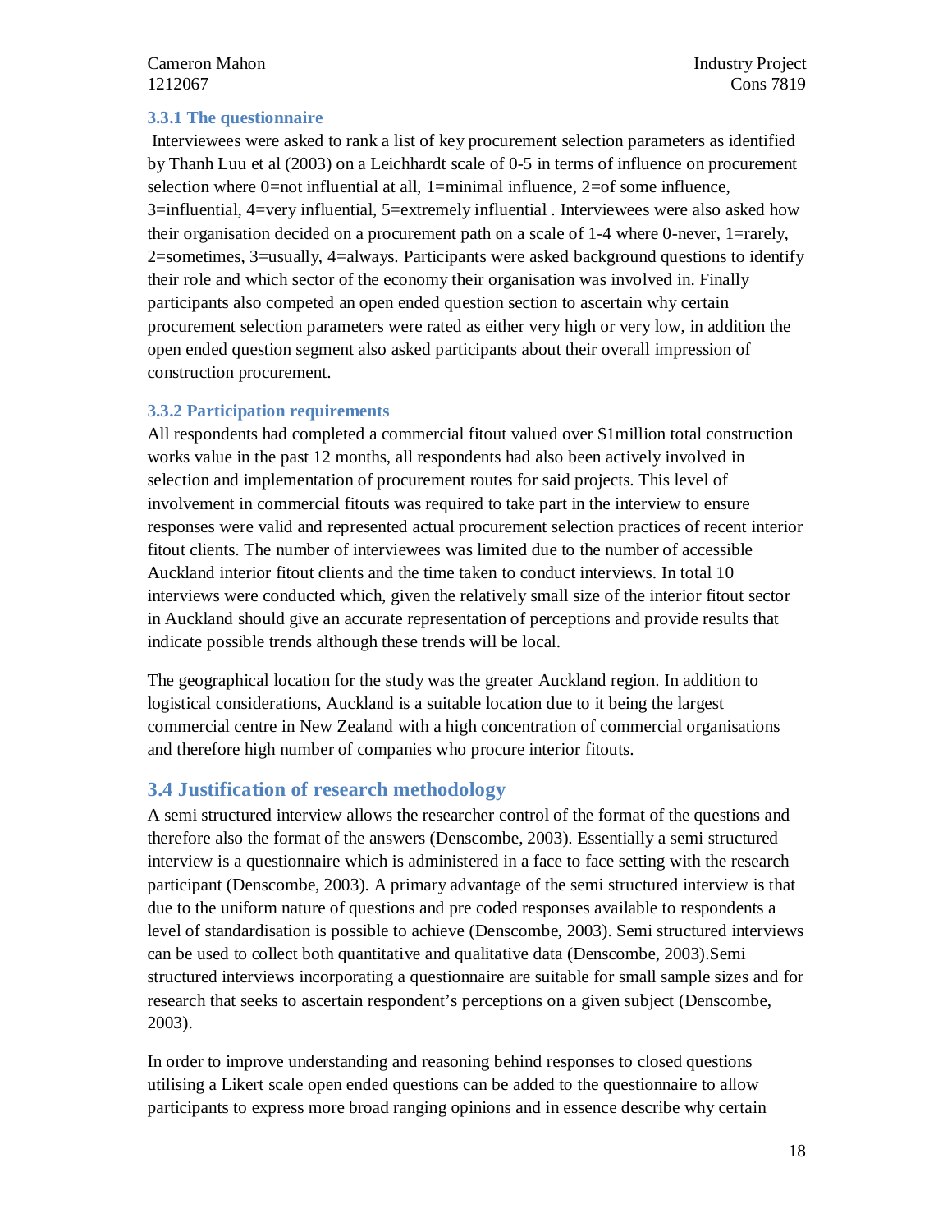### 3.3.1 The questionnaire

Interviewees were asked to rank a list of key procurement selection parameters as identified by Thanh Luu et al (2003) on a Leichhardt scale of 0-5 in terms of influence on procurement selection where 0=not influential at all, 1=minimal influence, 2=of some influence, 3=influential, 4=very influential, 5=extremely influential . Interviewees were also asked how their organisation decided on a procurement path on a scale of 1-4 where 0-never, 1=rarely, 2=sometimes, 3=usually, 4=always. Participants were asked background questions to identify their role and which sector of the economy their organisation was involved in. Finally participants also competed an open ended question section to ascertain why certain procurement selection parameters were rated as either very high or very low, in addition the open ended question segment also asked participants about their overall impression of construction procurement.

### 3.3.2 Participation requirements

All respondents had completed a commercial fitout valued over $1million total construction works value in the past 12 months, all respondents had also been actively involved in selection and implementation of procurement routes for said projects. This level of involvement in commercial fitouts was required to take part in the interview to ensure responses were valid and represented actual procurement selection practices of recent interior fitout clients. The number of interviewees was limited due to the number of accessible Auckland interior fitout clients and the time taken to conduct interviews. In total 10 interviews were conducted which, given the relatively small size of the interior fitout sector in Auckland should give an accurate representation of perceptions and provide results that indicate possible trends although these trends will be local.

The geographical location for the study was the greater Auckland region. In addition to logistical considerations, Auckland is a suitable location due to it being the largest commercial centre in New Zealand with a high concentration of commercial organisations and therefore high number of companies who procure interior fitouts.

## 3.4 Justification of research methodology

A semi structured interview allows the researcher control of the format of the questions and therefore also the format of the answers (Denscombe, 2003). Essentially a semi structured interview is a questionnaire which is administered in a face to face setting with the research participant (Denscombe, 2003). A primary advantage of the semi structured interview is that due to the uniform nature of questions and pre coded responses available to respondents a level of standardisation is possible to achieve (Denscombe, 2003). Semi structured interviews can be used to collect both quantitative and qualitative data (Denscombe, 2003).Semi structured interviews incorporating a questionnaire are suitable for small sample sizes and for research that seeks to ascertain respondent's perceptions on a given subject (Denscombe, 2003).

In order to improve understanding and reasoning behind responses to closed questions utilising a Likert scale open ended questions can be added to the questionnaire to allow participants to express more broad ranging opinions and in essence describe why certain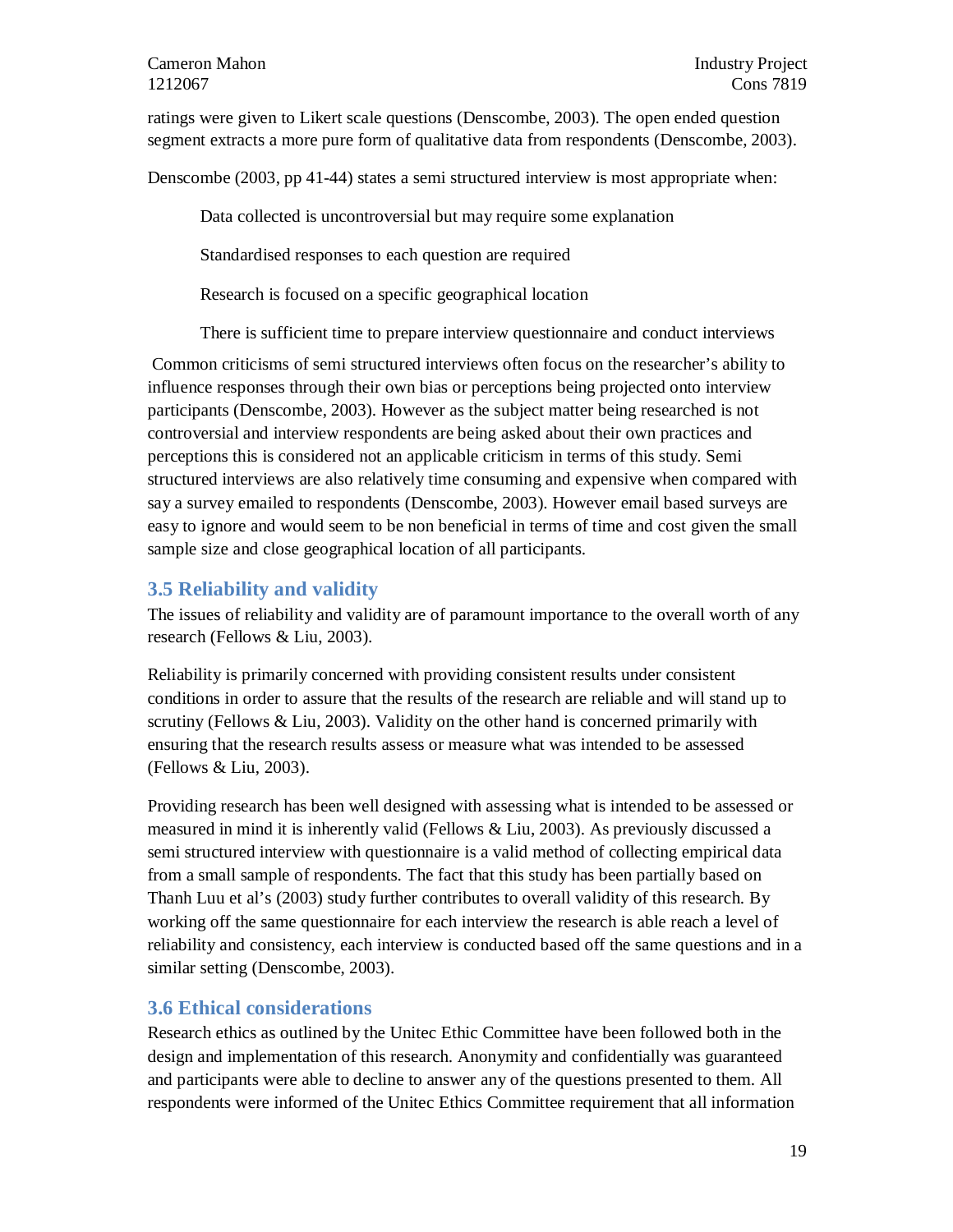ratings were given to Likert scale questions (Denscombe, 2003). The open ended question segment extracts a more pure form of qualitative data from respondents (Denscombe, 2003).

Denscombe (2003, pp 41-44) states a semi structured interview is most appropriate when:

Data collected is uncontroversial but may require some explanation

Standardised responses to each question are required

Research is focused on a specific geographical location

There is sufficient time to prepare interview questionnaire and conduct interviews

Common criticisms of semi structured interviews often focus on the researcher's ability to influence responses through their own bias or perceptions being projected onto interview participants (Denscombe, 2003). However as the subject matter being researched is not controversial and interview respondents are being asked about their own practices and perceptions this is considered not an applicable criticism in terms of this study. Semi structured interviews are also relatively time consuming and expensive when compared with say a survey emailed to respondents (Denscombe, 2003). However email based surveys are easy to ignore and would seem to be non beneficial in terms of time and cost given the small sample size and close geographical location of all participants.

## 3.5 Reliability and validity

The issues of reliability and validity are of paramount importance to the overall worth of any research (Fellows & Liu, 2003).

Reliability is primarily concerned with providing consistent results under consistent conditions in order to assure that the results of the research are reliable and will stand up to scrutiny (Fellows & Liu, 2003). Validity on the other hand is concerned primarily with ensuring that the research results assess or measure what was intended to be assessed (Fellows & Liu, 2003).

Providing research has been well designed with assessing what is intended to be assessed or measured in mind it is inherently valid (Fellows & Liu, 2003). As previously discussed a semi structured interview with questionnaire is a valid method of collecting empirical data from a small sample of respondents. The fact that this study has been partially based on Thanh Luu et al's (2003) study further contributes to overall validity of this research. By working off the same questionnaire for each interview the research is able reach a level of reliability and consistency, each interview is conducted based off the same questions and in a similar setting (Denscombe, 2003).

## 3.6 Ethical considerations

Research ethics as outlined by the Unitec Ethic Committee have been followed both in the design and implementation of this research. Anonymity and confidentially was guaranteed and participants were able to decline to answer any of the questions presented to them. All respondents were informed of the Unitec Ethics Committee requirement that all information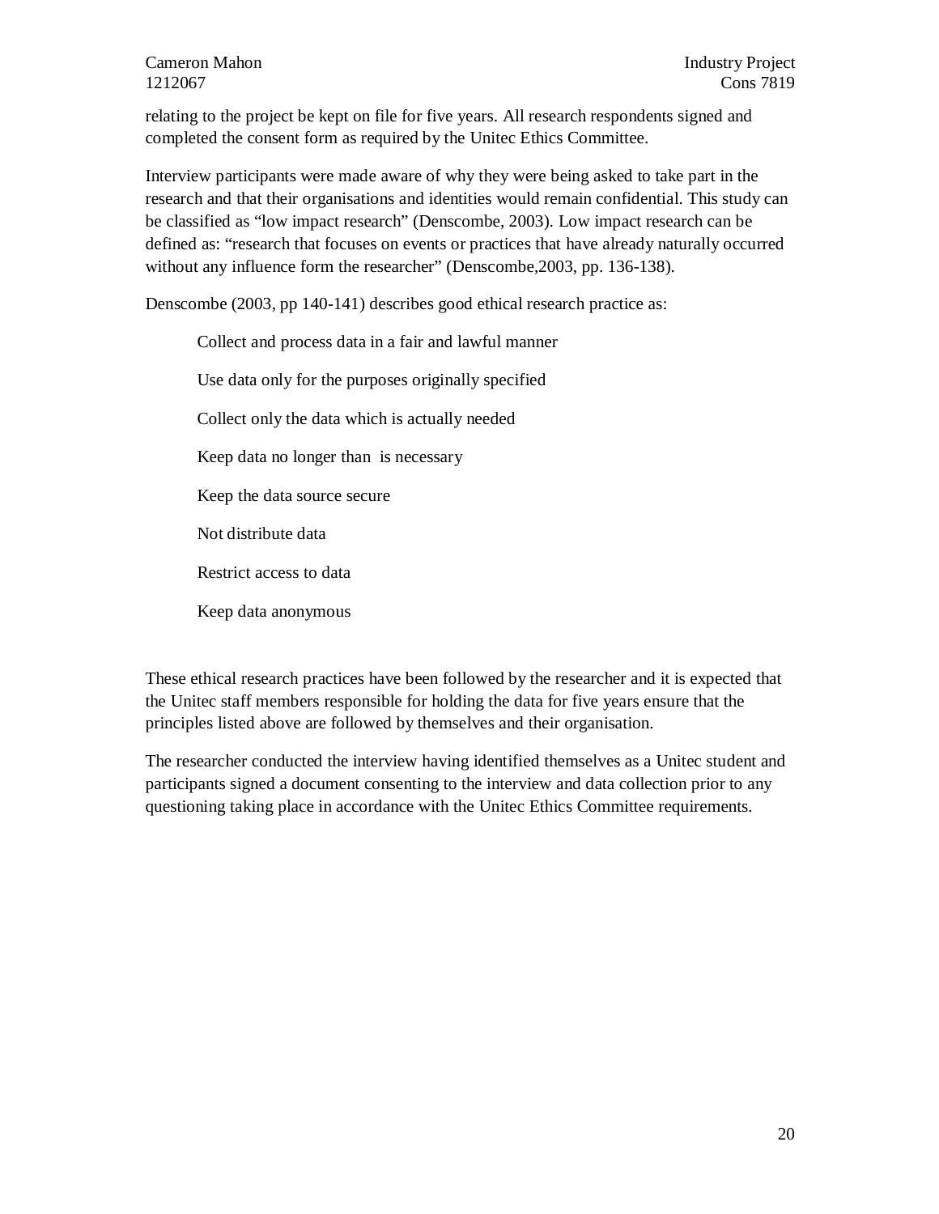relating to the project be kept on file for five years. All research respondents signed and completed the consent form as required by the Unitec Ethics Committee.

Interview participants were made aware of why they were being asked to take part in the research and that their organisations and identities would remain confidential. This study can be classified as "low impact research" (Denscombe, 2003). Low impact research can be defined as: "research that focuses on events or practices that have already naturally occurred without any influence form the researcher" (Denscombe,2003, pp. 136-138).

Denscombe (2003, pp 140-141) describes good ethical research practice as:

> Collect and process data in a fair and lawful manner
>
> Use data only for the purposes originally specified
>
> Collect only the data which is actually needed
>
> Keep data no longer than is necessary
>
> Keep the data source secure
>
> Not distribute data
>
> Restrict access to data
>
> Keep data anonymous

These ethical research practices have been followed by the researcher and it is expected that the Unitec staff members responsible for holding the data for five years ensure that the principles listed above are followed by themselves and their organisation.

The researcher conducted the interview having identified themselves as a Unitec student and participants signed a document consenting to the interview and data collection prior to any questioning taking place in accordance with the Unitec Ethics Committee requirements.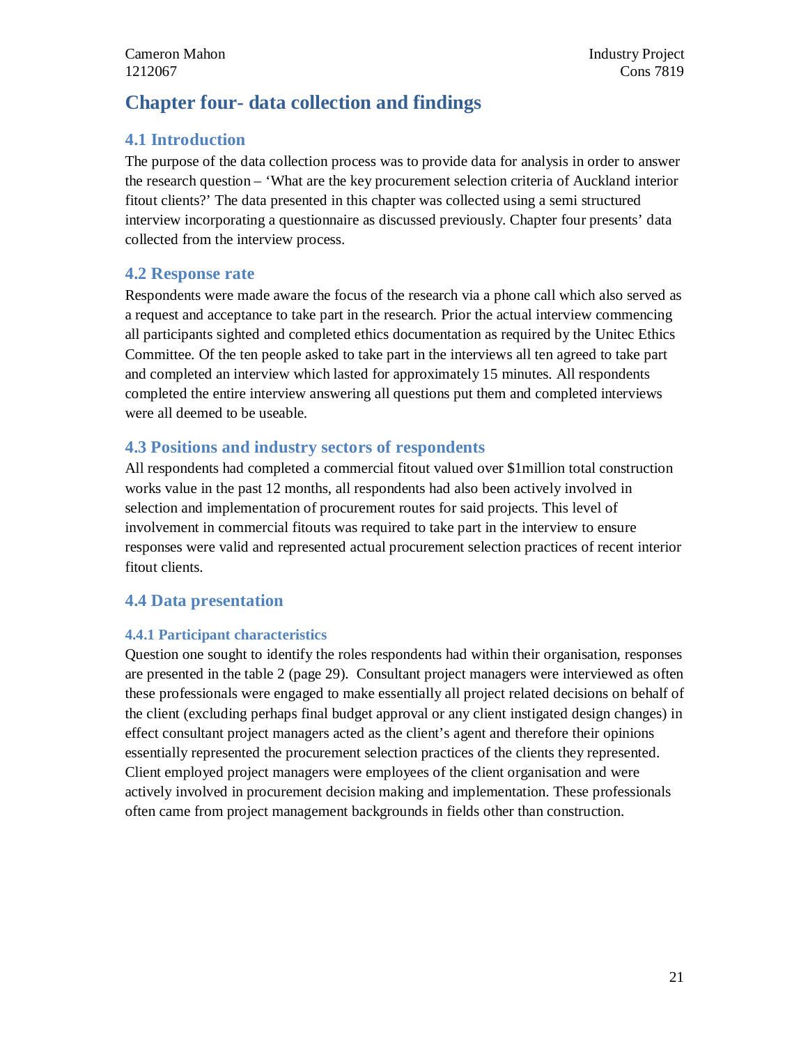# Chapter four- data collection and findings

## 4.1 Introduction

The purpose of the data collection process was to provide data for analysis in order to answer the research question – 'What are the key procurement selection criteria of Auckland interior fitout clients?' The data presented in this chapter was collected using a semi structured interview incorporating a questionnaire as discussed previously. Chapter four presents' data collected from the interview process.

## 4.2 Response rate

Respondents were made aware the focus of the research via a phone call which also served as a request and acceptance to take part in the research. Prior the actual interview commencing all participants sighted and completed ethics documentation as required by the Unitec Ethics Committee. Of the ten people asked to take part in the interviews all ten agreed to take part and completed an interview which lasted for approximately 15 minutes. All respondents completed the entire interview answering all questions put them and completed interviews were all deemed to be useable.

## 4.3 Positions and industry sectors of respondents

All respondents had completed a commercial fitout valued over $1million total construction works value in the past 12 months, all respondents had also been actively involved in selection and implementation of procurement routes for said projects. This level of involvement in commercial fitouts was required to take part in the interview to ensure responses were valid and represented actual procurement selection practices of recent interior fitout clients.

## 4.4 Data presentation

### 4.4.1 Participant characteristics

Question one sought to identify the roles respondents had within their organisation, responses are presented in the table 2 (page 29). Consultant project managers were interviewed as often these professionals were engaged to make essentially all project related decisions on behalf of the client (excluding perhaps final budget approval or any client instigated design changes) in effect consultant project managers acted as the client's agent and therefore their opinions essentially represented the procurement selection practices of the clients they represented. Client employed project managers were employees of the client organisation and were actively involved in procurement decision making and implementation. These professionals often came from project management backgrounds in fields other than construction.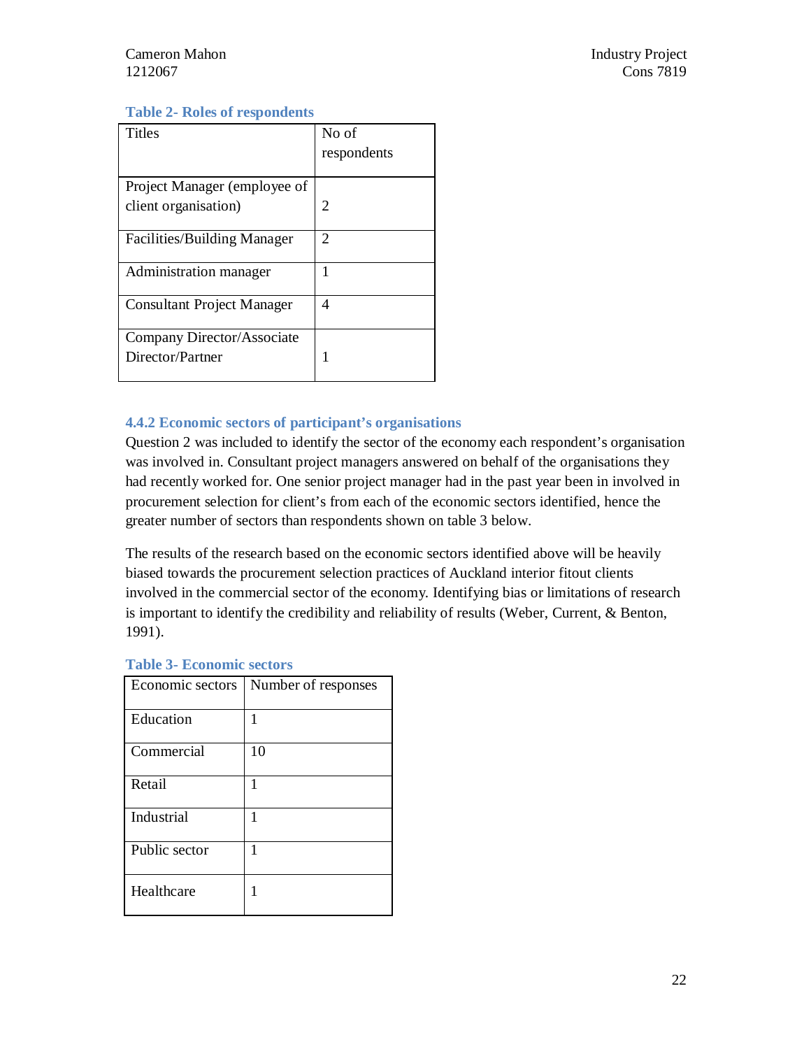**Table 2- Roles of respondents**

| Titles | No of respondents |
|---|---|
| Project Manager (employee of client organisation) | 2 |
| Facilities/Building Manager | 2 |
| Administration manager | 1 |
| Consultant Project Manager | 4 |
| Company Director/Associate Director/Partner | 1 |

### 4.4.2 Economic sectors of participant's organisations

Question 2 was included to identify the sector of the economy each respondent's organisation was involved in. Consultant project managers answered on behalf of the organisations they had recently worked for. One senior project manager had in the past year been in involved in procurement selection for client's from each of the economic sectors identified, hence the greater number of sectors than respondents shown on table 3 below.

The results of the research based on the economic sectors identified above will be heavily biased towards the procurement selection practices of Auckland interior fitout clients involved in the commercial sector of the economy. Identifying bias or limitations of research is important to identify the credibility and reliability of results (Weber, Current, & Benton, 1991).

**Table 3- Economic sectors**

| Economic sectors | Number of responses |
|---|---|
| Education | 1 |
| Commercial | 10 |
| Retail | 1 |
| Industrial | 1 |
| Public sector | 1 |
| Healthcare | 1 |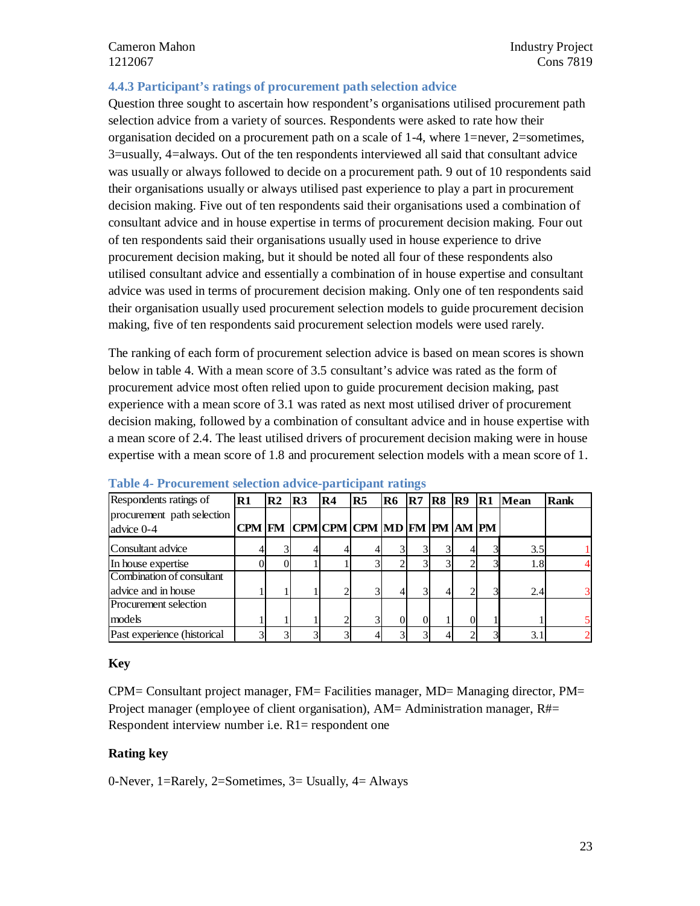### 4.4.3 Participant's ratings of procurement path selection advice

Question three sought to ascertain how respondent's organisations utilised procurement path selection advice from a variety of sources. Respondents were asked to rate how their organisation decided on a procurement path on a scale of 1-4, where 1=never, 2=sometimes, 3=usually, 4=always. Out of the ten respondents interviewed all said that consultant advice was usually or always followed to decide on a procurement path. 9 out of 10 respondents said their organisations usually or always utilised past experience to play a part in procurement decision making. Five out of ten respondents said their organisations used a combination of consultant advice and in house expertise in terms of procurement decision making. Four out of ten respondents said their organisations usually used in house experience to drive procurement decision making, but it should be noted all four of these respondents also utilised consultant advice and essentially a combination of in house expertise and consultant advice was used in terms of procurement decision making. Only one of ten respondents said their organisation usually used procurement selection models to guide procurement decision making, five of ten respondents said procurement selection models were used rarely.

The ranking of each form of procurement selection advice is based on mean scores is shown below in table 4. With a mean score of 3.5 consultant's advice was rated as the form of procurement advice most often relied upon to guide procurement decision making, past experience with a mean score of 3.1 was rated as next most utilised driver of procurement decision making, followed by a combination of consultant advice and in house expertise with a mean score of 2.4. The least utilised drivers of procurement decision making were in house expertise with a mean score of 1.8 and procurement selection models with a mean score of 1.

**Table 4- Procurement selection advice-participant ratings**

| Respondents ratings of procurement path selection advice 0-4 | R1 | R2 | R3 | R4 | R5 | R6 | R7 | R8 | R9 | R1 | Mean | Rank |
|---|---|---|---|---|---|---|---|---|---|---|---|---|
| | CPM | FM | CPM | CPM | CPM | MD | FM | PM | AM | PM | | |
| Consultant advice | 4 | 3 | 4 | 4 | 4 | 3 | 3 | 3 | 4 | 3 | 3.5 | 1 |
| In house expertise | 0 | 0 | 1 | 1 | 3 | 2 | 3 | 3 | 2 | 3 | 1.8 | 4 |
| Combination of consultant advice and in house | 1 | 1 | 1 | 2 | 3 | 4 | 3 | 4 | 2 | 3 | 2.4 | 3 |
| Procurement selection models | 1 | 1 | 1 | 2 | 3 | 0 | 0 | 1 | 0 | 1 | 1 | 5 |
| Past experience (historical | 3 | 3 | 3 | 3 | 4 | 3 | 3 | 4 | 2 | 3 | 3.1 | 2 |

**Key**

CPM= Consultant project manager, FM= Facilities manager, MD= Managing director, PM= Project manager (employee of client organisation), AM= Administration manager, R#= Respondent interview number i.e. R1= respondent one

**Rating key**

0-Never, 1=Rarely, 2=Sometimes, 3= Usually, 4= Always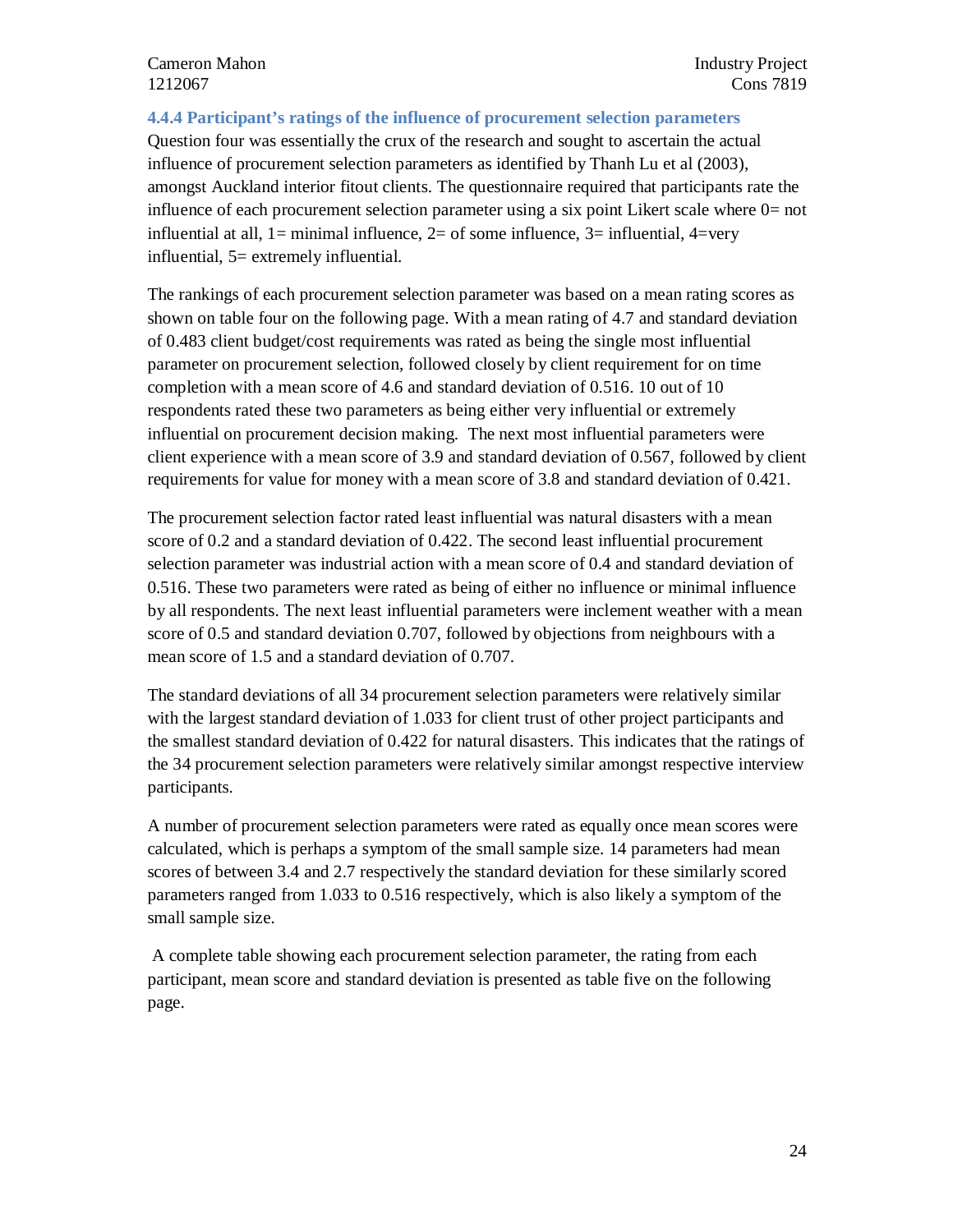#### 4.4.4 Participant's ratings of the influence of procurement selection parameters

Question four was essentially the crux of the research and sought to ascertain the actual influence of procurement selection parameters as identified by Thanh Lu et al (2003), amongst Auckland interior fitout clients. The questionnaire required that participants rate the influence of each procurement selection parameter using a six point Likert scale where 0= not influential at all, 1= minimal influence, 2= of some influence, 3= influential, 4=very influential, 5= extremely influential.

The rankings of each procurement selection parameter was based on a mean rating scores as shown on table four on the following page. With a mean rating of 4.7 and standard deviation of 0.483 client budget/cost requirements was rated as being the single most influential parameter on procurement selection, followed closely by client requirement for on time completion with a mean score of 4.6 and standard deviation of 0.516. 10 out of 10 respondents rated these two parameters as being either very influential or extremely influential on procurement decision making. The next most influential parameters were client experience with a mean score of 3.9 and standard deviation of 0.567, followed by client requirements for value for money with a mean score of 3.8 and standard deviation of 0.421.

The procurement selection factor rated least influential was natural disasters with a mean score of 0.2 and a standard deviation of 0.422. The second least influential procurement selection parameter was industrial action with a mean score of 0.4 and standard deviation of 0.516. These two parameters were rated as being of either no influence or minimal influence by all respondents. The next least influential parameters were inclement weather with a mean score of 0.5 and standard deviation 0.707, followed by objections from neighbours with a mean score of 1.5 and a standard deviation of 0.707.

The standard deviations of all 34 procurement selection parameters were relatively similar with the largest standard deviation of 1.033 for client trust of other project participants and the smallest standard deviation of 0.422 for natural disasters. This indicates that the ratings of the 34 procurement selection parameters were relatively similar amongst respective interview participants.

A number of procurement selection parameters were rated as equally once mean scores were calculated, which is perhaps a symptom of the small sample size. 14 parameters had mean scores of between 3.4 and 2.7 respectively the standard deviation for these similarly scored parameters ranged from 1.033 to 0.516 respectively, which is also likely a symptom of the small sample size.

A complete table showing each procurement selection parameter, the rating from each participant, mean score and standard deviation is presented as table five on the following page.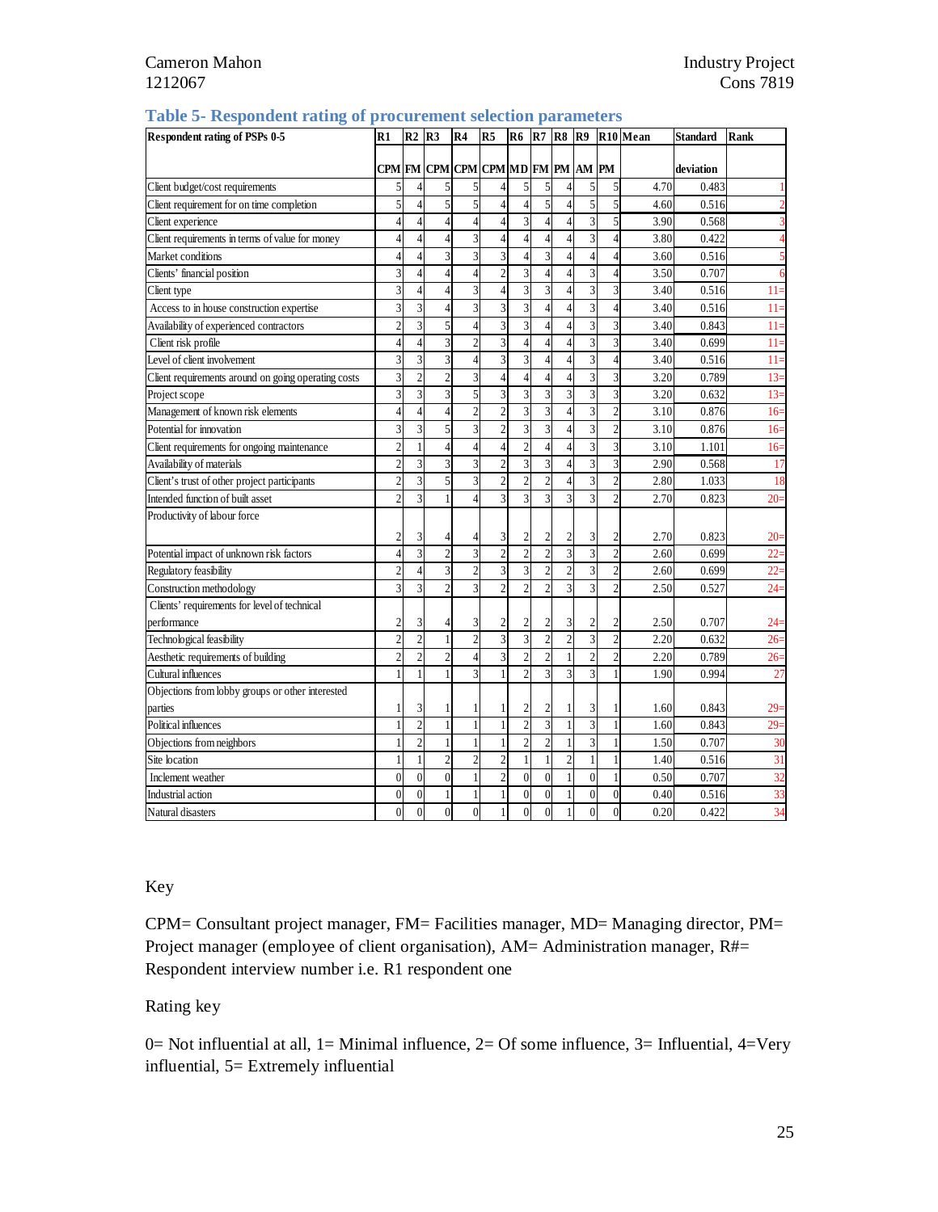### Table 5- Respondent rating of procurement selection parameters

| Respondent rating of PSPs 0-5 | R1 | R2 | R3 | R4 | R5 | R6 | R7 | R8 | R9 | R10 | Mean | Standard deviation | Rank |
|---|---|---|---|---|---|---|---|---|---|---|---|---|---|
| | CPM | FM | CPM | CPM | CPM | MD | FM | PM | AM | PM | | | |
| Client budget/cost requirements | 5 | 4 | 5 | 5 | 4 | 5 | 5 | 4 | 5 | 5 | 4.70 | 0.483 | 1 |
| Client requirement for on time completion | 5 | 4 | 5 | 5 | 4 | 4 | 5 | 4 | 5 | 5 | 4.60 | 0.516 | 2 |
| Client experience | 4 | 4 | 4 | 4 | 4 | 3 | 4 | 4 | 3 | 5 | 3.90 | 0.568 | 3 |
| Client requirements in terms of value for money | 4 | 4 | 4 | 3 | 4 | 4 | 4 | 4 | 3 | 4 | 3.80 | 0.422 | 4 |
| Market conditions | 4 | 4 | 3 | 3 | 3 | 4 | 3 | 4 | 4 | 4 | 3.60 | 0.516 | 5 |
| Clients' financial position | 3 | 4 | 4 | 4 | 2 | 3 | 4 | 4 | 3 | 4 | 3.50 | 0.707 | 6 |
| Client type | 3 | 4 | 4 | 3 | 4 | 3 | 3 | 4 | 3 | 3 | 3.40 | 0.516 | 11= |
| Access to in house construction expertise | 3 | 3 | 4 | 3 | 3 | 3 | 4 | 4 | 3 | 4 | 3.40 | 0.516 | 11= |
| Availability of experienced contractors | 2 | 3 | 5 | 4 | 3 | 3 | 4 | 4 | 3 | 3 | 3.40 | 0.843 | 11= |
| Client risk profile | 4 | 4 | 3 | 2 | 3 | 4 | 4 | 4 | 3 | 3 | 3.40 | 0.699 | 11= |
| Level of client involvement | 3 | 3 | 3 | 4 | 3 | 3 | 4 | 4 | 3 | 4 | 3.40 | 0.516 | 11= |
| Client requirements around on going operating costs | 3 | 2 | 2 | 3 | 4 | 4 | 4 | 4 | 3 | 3 | 3.20 | 0.789 | 13= |
| Project scope | 3 | 3 | 3 | 5 | 3 | 3 | 3 | 3 | 3 | 3 | 3.20 | 0.632 | 13= |
| Management of known risk elements | 4 | 4 | 4 | 2 | 2 | 3 | 3 | 4 | 3 | 2 | 3.10 | 0.876 | 16= |
| Potential for innovation | 3 | 3 | 5 | 3 | 2 | 3 | 3 | 4 | 3 | 2 | 3.10 | 0.876 | 16= |
| Client requirements for ongoing maintenance | 2 | 1 | 4 | 4 | 4 | 2 | 4 | 4 | 3 | 3 | 3.10 | 1.101 | 16= |
| Availability of materials | 2 | 3 | 3 | 3 | 2 | 3 | 3 | 4 | 3 | 3 | 2.90 | 0.568 | 17 |
| Client's trust of other project participants | 2 | 3 | 5 | 3 | 2 | 2 | 2 | 4 | 3 | 2 | 2.80 | 1.033 | 18 |
| Intended function of built asset | 2 | 3 | 1 | 4 | 3 | 3 | 3 | 3 | 3 | 2 | 2.70 | 0.823 | 20= |
| Productivity of labour force | 2 | 3 | 4 | 4 | 3 | 2 | 2 | 2 | 3 | 2 | 2.70 | 0.823 | 20= |
| Potential impact of unknown risk factors | 4 | 3 | 2 | 3 | 2 | 2 | 2 | 3 | 3 | 2 | 2.60 | 0.699 | 22= |
| Regulatory feasibility | 2 | 4 | 3 | 2 | 3 | 3 | 2 | 2 | 3 | 2 | 2.60 | 0.699 | 22= |
| Construction methodology | 3 | 3 | 2 | 3 | 2 | 2 | 2 | 3 | 3 | 2 | 2.50 | 0.527 | 24= |
| Clients' requirements for level of technical performance | 2 | 3 | 4 | 3 | 2 | 2 | 2 | 3 | 2 | 2 | 2.50 | 0.707 | 24= |
| Technological feasibility | 2 | 2 | 1 | 2 | 3 | 2 | 2 | 3 | 2 | 2 | 2.20 | 0.632 | 26= |
| Aesthetic requirements of building | 2 | 2 | 2 | 4 | 3 | 2 | 2 | 1 | 2 | 2 | 2.20 | 0.789 | 26= |
| Cultural influences | 1 | 1 | 1 | 3 | 1 | 2 | 3 | 3 | 3 | 1 | 1.90 | 0.994 | 27 |
| Objections from lobby groups or other interested parties | 1 | 3 | 1 | 1 | 1 | 2 | 2 | 1 | 3 | 1 | 1.60 | 0.843 | 29= |
| Political influences | 1 | 2 | 1 | 1 | 1 | 2 | 3 | 1 | 3 | 1 | 1.60 | 0.843 | 29= |
| Objections from neighbors | 1 | 2 | 1 | 1 | 1 | 2 | 2 | 1 | 3 | 1 | 1.50 | 0.707 | 30 |
| Site location | 1 | 1 | 2 | 2 | 2 | 1 | 1 | 2 | 1 | 1 | 1.40 | 0.516 | 31 |
| Inclement weather | 0 | 0 | 0 | 1 | 2 | 0 | 0 | 1 | 0 | 1 | 0.50 | 0.707 | 32 |
| Industrial action | 0 | 0 | 1 | 1 | 1 | 0 | 0 | 1 | 0 | 0 | 0.40 | 0.516 | 33 |
| Natural disasters | 0 | 0 | 0 | 0 | 1 | 0 | 0 | 1 | 0 | 0 | 0.20 | 0.422 | 34 |

Key

CPM= Consultant project manager, FM= Facilities manager, MD= Managing director, PM= Project manager (employee of client organisation), AM= Administration manager, R#= Respondent interview number i.e. R1 respondent one

Rating key

0= Not influential at all, 1= Minimal influence, 2= Of some influence, 3= Influential, 4=Very influential, 5= Extremely influential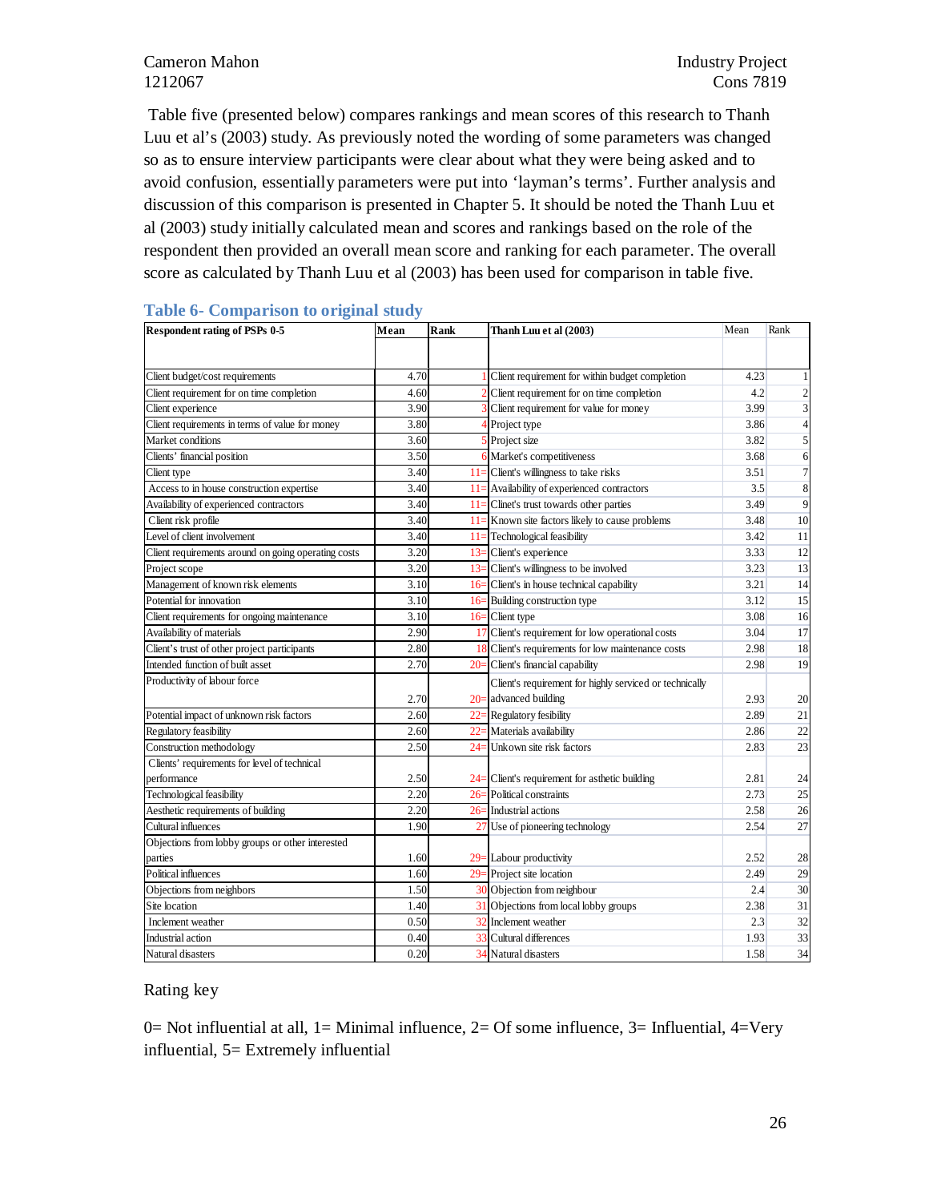Table five (presented below) compares rankings and mean scores of this research to Thanh Luu et al's (2003) study. As previously noted the wording of some parameters was changed so as to ensure interview participants were clear about what they were being asked and to avoid confusion, essentially parameters were put into 'layman's terms'. Further analysis and discussion of this comparison is presented in Chapter 5. It should be noted the Thanh Luu et al (2003) study initially calculated mean and scores and rankings based on the role of the respondent then provided an overall mean score and ranking for each parameter. The overall score as calculated by Thanh Luu et al (2003) has been used for comparison in table five.

### Table 6- Comparison to original study

| Respondent rating of PSPs 0-5 | Mean | Rank | Thanh Luu et al (2003) | Mean | Rank |
|---|---|---|---|---|---|
| Client budget/cost requirements | 4.70 | 1 | Client requirement for within budget completion | 4.23 | 1 |
| Client requirement for on time completion | 4.60 | 2 | Client requirement for on time completion | 4.2 | 2 |
| Client experience | 3.90 | 3 | Client requirement for value for money | 3.99 | 3 |
| Client requirements in terms of value for money | 3.80 | 4 | Project type | 3.86 | 4 |
| Market conditions | 3.60 | 5 | Project size | 3.82 | 5 |
| Clients' financial position | 3.50 | 6 | Market's competitiveness | 3.68 | 6 |
| Client type | 3.40 | 11= | Client's willingness to take risks | 3.51 | 7 |
| Access to in house construction expertise | 3.40 | 11= | Availability of experienced contractors | 3.5 | 8 |
| Availability of experienced contractors | 3.40 | 11= | Clinet's trust towards other parties | 3.49 | 9 |
| Client risk profile | 3.40 | 11= | Known site factors likely to cause problems | 3.48 | 10 |
| Level of client involvement | 3.40 | 11= | Technological feasibility | 3.42 | 11 |
| Client requirements around on going operating costs | 3.20 | 13= | Client's experience | 3.33 | 12 |
| Project scope | 3.20 | 13= | Client's willingness to be involved | 3.23 | 13 |
| Management of known risk elements | 3.10 | 16= | Client's in house technical capability | 3.21 | 14 |
| Potential for innovation | 3.10 | 16= | Building construction type | 3.12 | 15 |
| Client requirements for ongoing maintenance | 3.10 | 16= | Client type | 3.08 | 16 |
| Availability of materials | 2.90 | 17 | Client's requirement for low operational costs | 3.04 | 17 |
| Client's trust of other project participants | 2.80 | 18 | Client's requirements for low maintenance costs | 2.98 | 18 |
| Intended function of built asset | 2.70 | 20= | Client's financial capability | 2.98 | 19 |
| Productivity of labour force | 2.70 | 20= | Client's requirement for highly serviced or technically advanced building | 2.93 | 20 |
| Potential impact of unknown risk factors | 2.60 | 22= | Regulatory fesibility | 2.89 | 21 |
| Regulatory feasibility | 2.60 | 22= | Materials availability | 2.86 | 22 |
| Construction methodology | 2.50 | 24= | Unkown site risk factors | 2.83 | 23 |
| Clients' requirements for level of technical performance | 2.50 | 24= | Client's requirement for asthetic building | 2.81 | 24 |
| Technological feasibility | 2.20 | 26= | Political constraints | 2.73 | 25 |
| Aesthetic requirements of building | 2.20 | 26= | Industrial actions | 2.58 | 26 |
| Cultural influences | 1.90 | 27 | Use of pioneering technology | 2.54 | 27 |
| Objections from lobby groups or other interested parties | 1.60 | 29= | Labour productivity | 2.52 | 28 |
| Political influences | 1.60 | 29= | Project site location | 2.49 | 29 |
| Objections from neighbors | 1.50 | 30 | Objection from neighbour | 2.4 | 30 |
| Site location | 1.40 | 31 | Objections from local lobby groups | 2.38 | 31 |
| Inclement weather | 0.50 | 32 | Inclement weather | 2.3 | 32 |
| Industrial action | 0.40 | 33 | Cultural differences | 1.93 | 33 |
| Natural disasters | 0.20 | 34 | Natural disasters | 1.58 | 34 |

Rating key

0= Not influential at all, 1= Minimal influence, 2= Of some influence, 3= Influential, 4=Very influential, 5= Extremely influential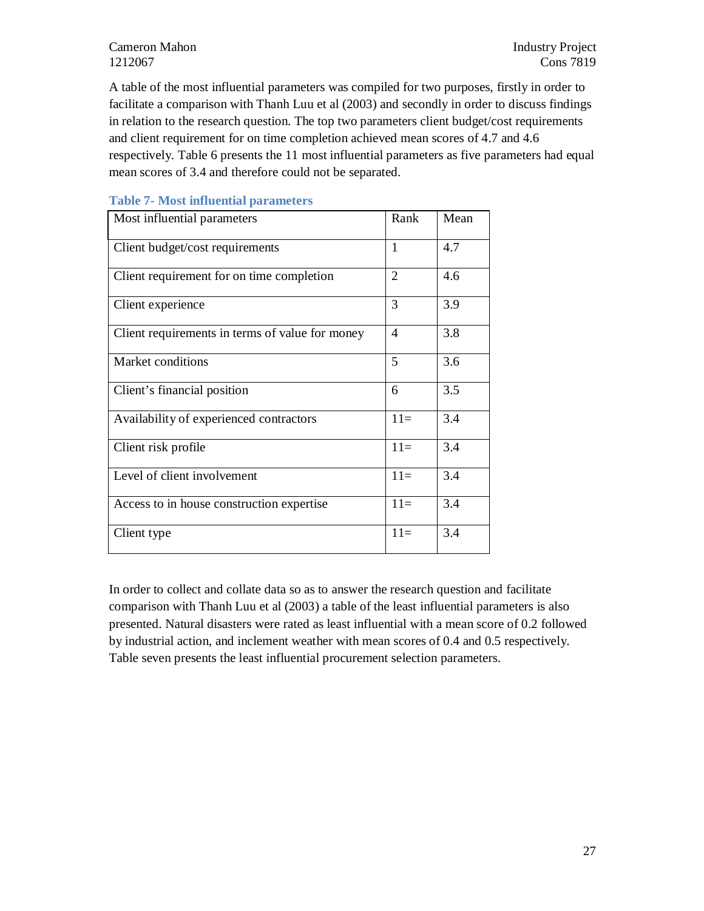A table of the most influential parameters was compiled for two purposes, firstly in order to facilitate a comparison with Thanh Luu et al (2003) and secondly in order to discuss findings in relation to the research question. The top two parameters client budget/cost requirements and client requirement for on time completion achieved mean scores of 4.7 and 4.6 respectively. Table 6 presents the 11 most influential parameters as five parameters had equal mean scores of 3.4 and therefore could not be separated.

**Table 7- Most influential parameters**

| Most influential parameters | Rank | Mean |
|---|---|---|
| Client budget/cost requirements | 1 | 4.7 |
| Client requirement for on time completion | 2 | 4.6 |
| Client experience | 3 | 3.9 |
| Client requirements in terms of value for money | 4 | 3.8 |
| Market conditions | 5 | 3.6 |
| Client's financial position | 6 | 3.5 |
| Availability of experienced contractors | 11= | 3.4 |
| Client risk profile | 11= | 3.4 |
| Level of client involvement | 11= | 3.4 |
| Access to in house construction expertise | 11= | 3.4 |
| Client type | 11= | 3.4 |

In order to collect and collate data so as to answer the research question and facilitate comparison with Thanh Luu et al (2003) a table of the least influential parameters is also presented. Natural disasters were rated as least influential with a mean score of 0.2 followed by industrial action, and inclement weather with mean scores of 0.4 and 0.5 respectively. Table seven presents the least influential procurement selection parameters.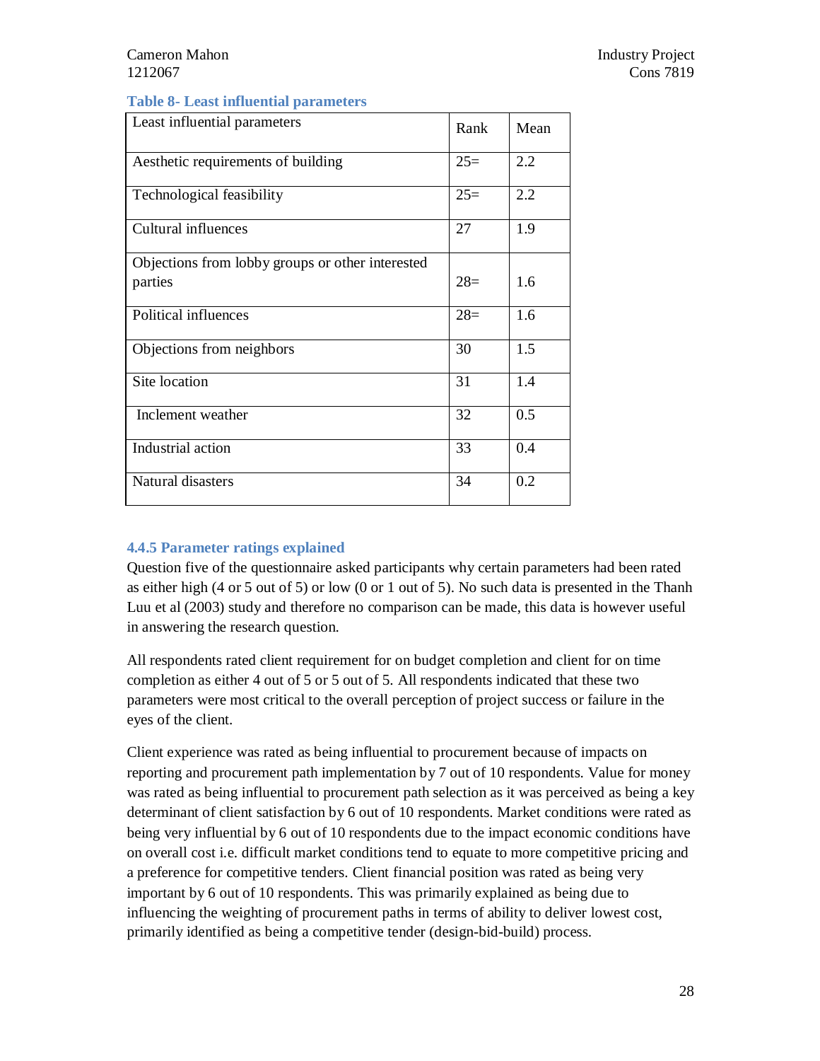**Table 8- Least influential parameters**

| Least influential parameters | Rank | Mean |
|---|---|---|
| Aesthetic requirements of building | 25= | 2.2 |
| Technological feasibility | 25= | 2.2 |
| Cultural influences | 27 | 1.9 |
| Objections from lobby groups or other interested parties | 28= | 1.6 |
| Political influences | 28= | 1.6 |
| Objections from neighbors | 30 | 1.5 |
| Site location | 31 | 1.4 |
| Inclement weather | 32 | 0.5 |
| Industrial action | 33 | 0.4 |
| Natural disasters | 34 | 0.2 |

### 4.4.5 Parameter ratings explained

Question five of the questionnaire asked participants why certain parameters had been rated as either high (4 or 5 out of 5) or low (0 or 1 out of 5). No such data is presented in the Thanh Luu et al (2003) study and therefore no comparison can be made, this data is however useful in answering the research question.

All respondents rated client requirement for on budget completion and client for on time completion as either 4 out of 5 or 5 out of 5. All respondents indicated that these two parameters were most critical to the overall perception of project success or failure in the eyes of the client.

Client experience was rated as being influential to procurement because of impacts on reporting and procurement path implementation by 7 out of 10 respondents. Value for money was rated as being influential to procurement path selection as it was perceived as being a key determinant of client satisfaction by 6 out of 10 respondents. Market conditions were rated as being very influential by 6 out of 10 respondents due to the impact economic conditions have on overall cost i.e. difficult market conditions tend to equate to more competitive pricing and a preference for competitive tenders. Client financial position was rated as being very important by 6 out of 10 respondents. This was primarily explained as being due to influencing the weighting of procurement paths in terms of ability to deliver lowest cost, primarily identified as being a competitive tender (design-bid-build) process.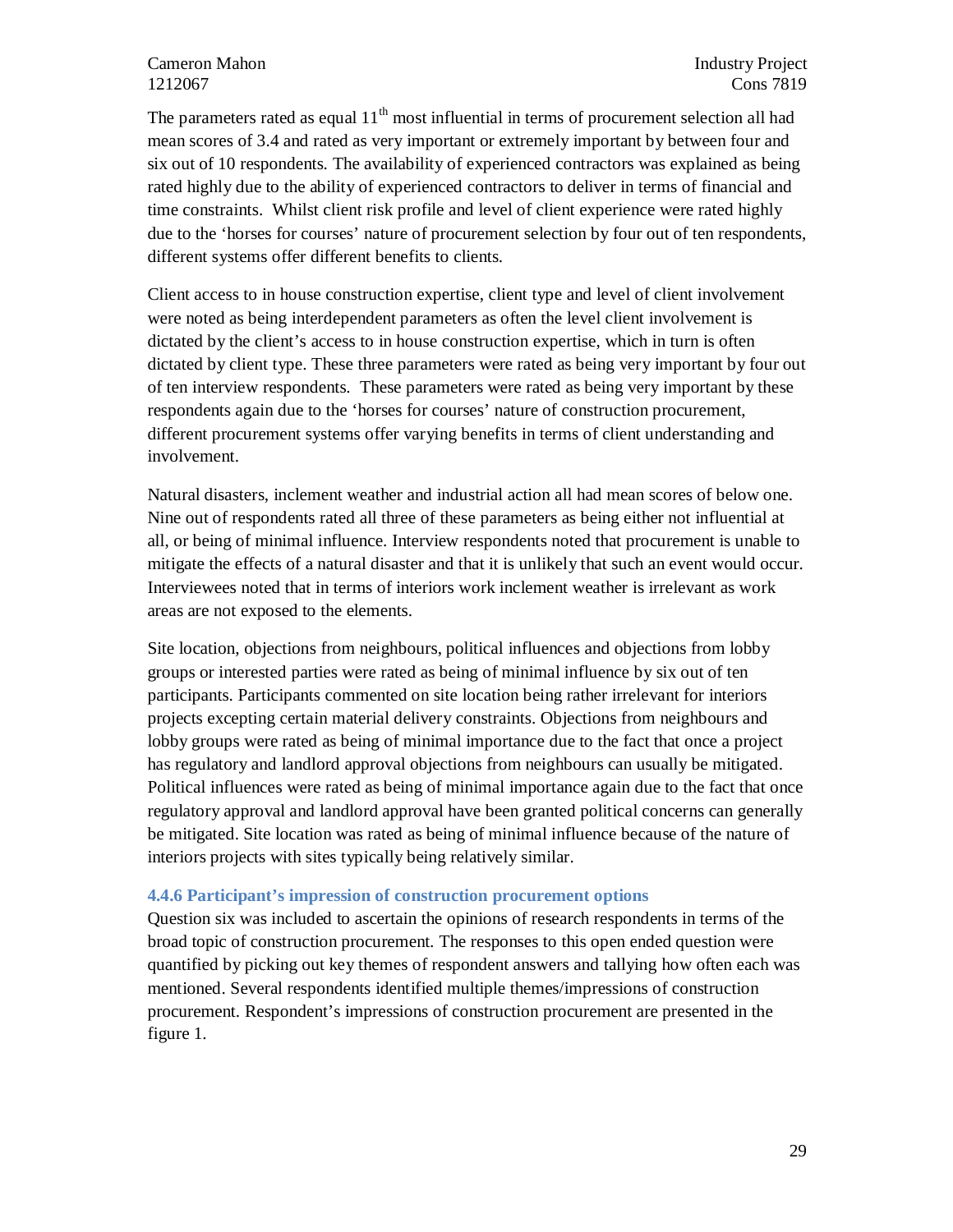The parameters rated as equal 11th most influential in terms of procurement selection all had mean scores of 3.4 and rated as very important or extremely important by between four and six out of 10 respondents. The availability of experienced contractors was explained as being rated highly due to the ability of experienced contractors to deliver in terms of financial and time constraints. Whilst client risk profile and level of client experience were rated highly due to the 'horses for courses' nature of procurement selection by four out of ten respondents, different systems offer different benefits to clients.

Client access to in house construction expertise, client type and level of client involvement were noted as being interdependent parameters as often the level client involvement is dictated by the client's access to in house construction expertise, which in turn is often dictated by client type. These three parameters were rated as being very important by four out of ten interview respondents. These parameters were rated as being very important by these respondents again due to the 'horses for courses' nature of construction procurement, different procurement systems offer varying benefits in terms of client understanding and involvement.

Natural disasters, inclement weather and industrial action all had mean scores of below one. Nine out of respondents rated all three of these parameters as being either not influential at all, or being of minimal influence. Interview respondents noted that procurement is unable to mitigate the effects of a natural disaster and that it is unlikely that such an event would occur. Interviewees noted that in terms of interiors work inclement weather is irrelevant as work areas are not exposed to the elements.

Site location, objections from neighbours, political influences and objections from lobby groups or interested parties were rated as being of minimal influence by six out of ten participants. Participants commented on site location being rather irrelevant for interiors projects excepting certain material delivery constraints. Objections from neighbours and lobby groups were rated as being of minimal importance due to the fact that once a project has regulatory and landlord approval objections from neighbours can usually be mitigated. Political influences were rated as being of minimal importance again due to the fact that once regulatory approval and landlord approval have been granted political concerns can generally be mitigated. Site location was rated as being of minimal influence because of the nature of interiors projects with sites typically being relatively similar.

#### 4.4.6 Participant's impression of construction procurement options

Question six was included to ascertain the opinions of research respondents in terms of the broad topic of construction procurement. The responses to this open ended question were quantified by picking out key themes of respondent answers and tallying how often each was mentioned. Several respondents identified multiple themes/impressions of construction procurement. Respondent's impressions of construction procurement are presented in the figure 1.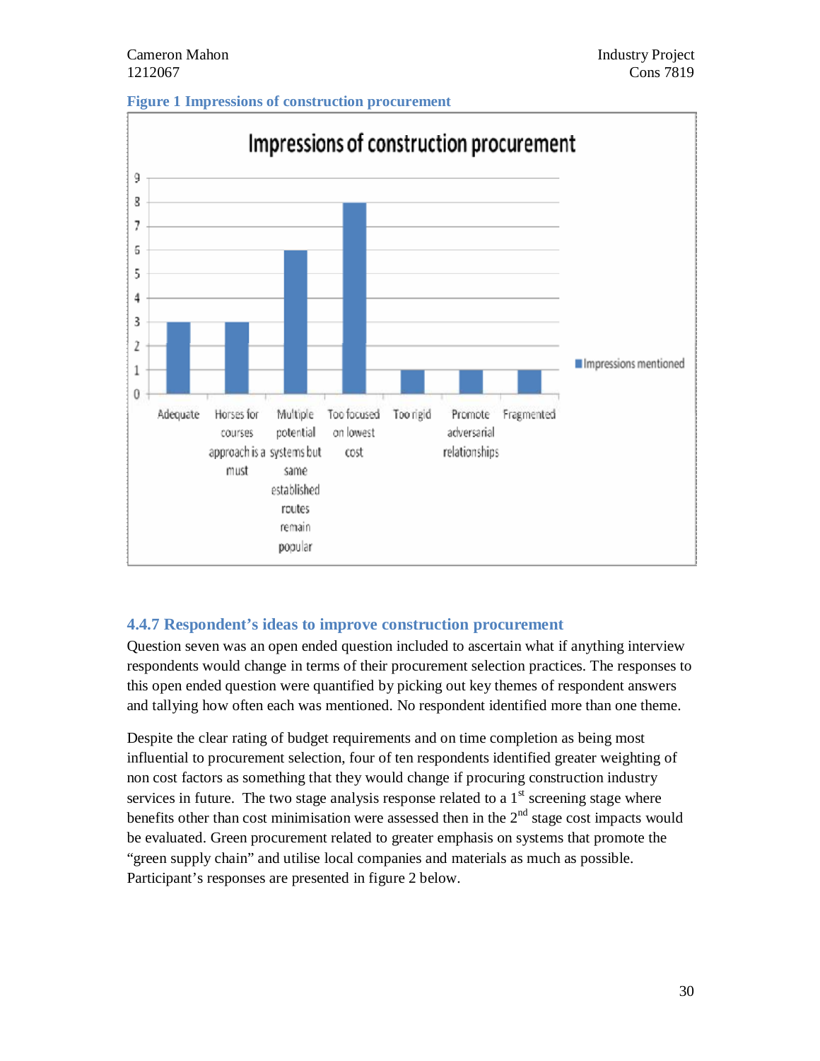**Figure 1 Impressions of construction procurement**

| Impression | Impressions mentioned |
|---|---|
| Adequate | 3 |
| Horses for courses approach is a must | 3 |
| Multiple potential systems but same established routes remain popular | 6 |
| Too focused on lowest cost | 8 |
| Too rigid | 1 |
| Promote adversarial relationships | 1 |
| Fragmented | 1 |

### 4.4.7 Respondent's ideas to improve construction procurement

Question seven was an open ended question included to ascertain what if anything interview respondents would change in terms of their procurement selection practices. The responses to this open ended question were quantified by picking out key themes of respondent answers and tallying how often each was mentioned. No respondent identified more than one theme.

Despite the clear rating of budget requirements and on time completion as being most influential to procurement selection, four of ten respondents identified greater weighting of non cost factors as something that they would change if procuring construction industry services in future. The two stage analysis response related to a 1st screening stage where benefits other than cost minimisation were assessed then in the 2nd stage cost impacts would be evaluated. Green procurement related to greater emphasis on systems that promote the "green supply chain" and utilise local companies and materials as much as possible. Participant's responses are presented in figure 2 below.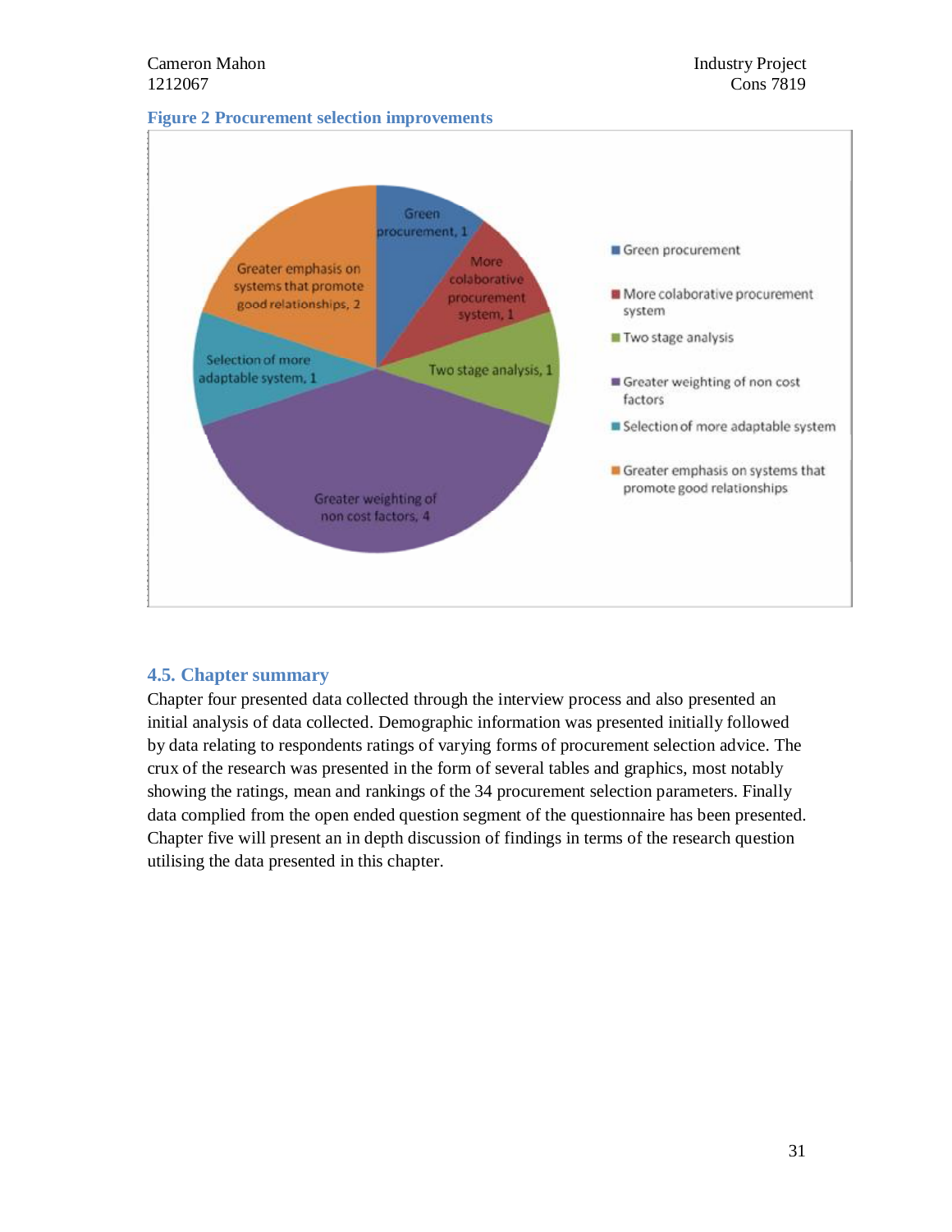**Figure 2 Procurement selection improvements**

## 4.5. Chapter summary

Chapter four presented data collected through the interview process and also presented an initial analysis of data collected. Demographic information was presented initially followed by data relating to respondents ratings of varying forms of procurement selection advice. The crux of the research was presented in the form of several tables and graphics, most notably showing the ratings, mean and rankings of the 34 procurement selection parameters. Finally data complied from the open ended question segment of the questionnaire has been presented. Chapter five will present an in depth discussion of findings in terms of the research question utilising the data presented in this chapter.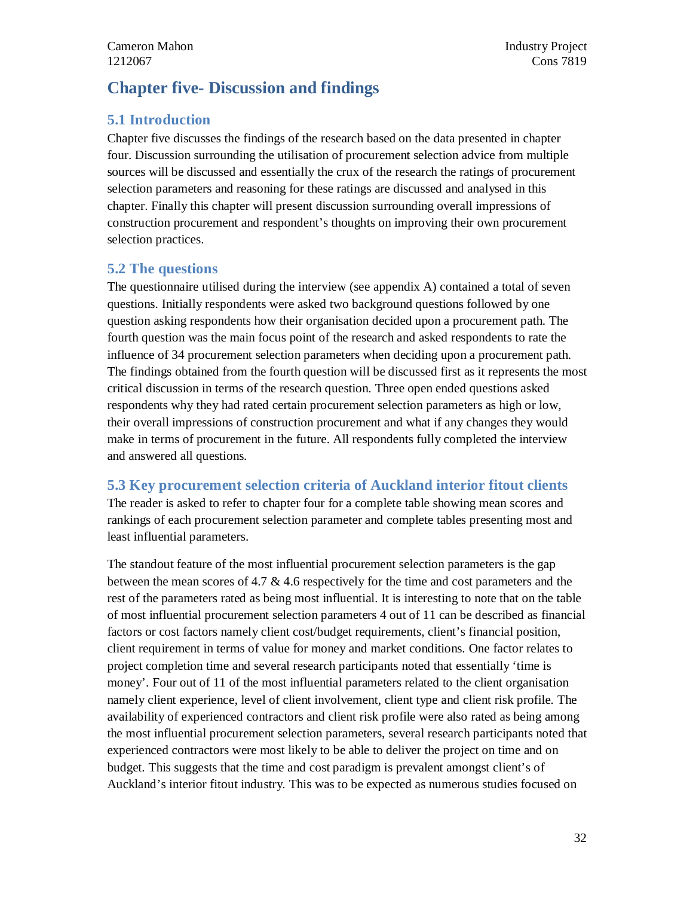# Chapter five- Discussion and findings

## 5.1 Introduction

Chapter five discusses the findings of the research based on the data presented in chapter four. Discussion surrounding the utilisation of procurement selection advice from multiple sources will be discussed and essentially the crux of the research the ratings of procurement selection parameters and reasoning for these ratings are discussed and analysed in this chapter. Finally this chapter will present discussion surrounding overall impressions of construction procurement and respondent's thoughts on improving their own procurement selection practices.

## 5.2 The questions

The questionnaire utilised during the interview (see appendix A) contained a total of seven questions. Initially respondents were asked two background questions followed by one question asking respondents how their organisation decided upon a procurement path. The fourth question was the main focus point of the research and asked respondents to rate the influence of 34 procurement selection parameters when deciding upon a procurement path. The findings obtained from the fourth question will be discussed first as it represents the most critical discussion in terms of the research question. Three open ended questions asked respondents why they had rated certain procurement selection parameters as high or low, their overall impressions of construction procurement and what if any changes they would make in terms of procurement in the future. All respondents fully completed the interview and answered all questions.

## 5.3 Key procurement selection criteria of Auckland interior fitout clients

The reader is asked to refer to chapter four for a complete table showing mean scores and rankings of each procurement selection parameter and complete tables presenting most and least influential parameters.

The standout feature of the most influential procurement selection parameters is the gap between the mean scores of 4.7 & 4.6 respectively for the time and cost parameters and the rest of the parameters rated as being most influential. It is interesting to note that on the table of most influential procurement selection parameters 4 out of 11 can be described as financial factors or cost factors namely client cost/budget requirements, client's financial position, client requirement in terms of value for money and market conditions. One factor relates to project completion time and several research participants noted that essentially 'time is money'. Four out of 11 of the most influential parameters related to the client organisation namely client experience, level of client involvement, client type and client risk profile. The availability of experienced contractors and client risk profile were also rated as being among the most influential procurement selection parameters, several research participants noted that experienced contractors were most likely to be able to deliver the project on time and on budget. This suggests that the time and cost paradigm is prevalent amongst client's of Auckland's interior fitout industry. This was to be expected as numerous studies focused on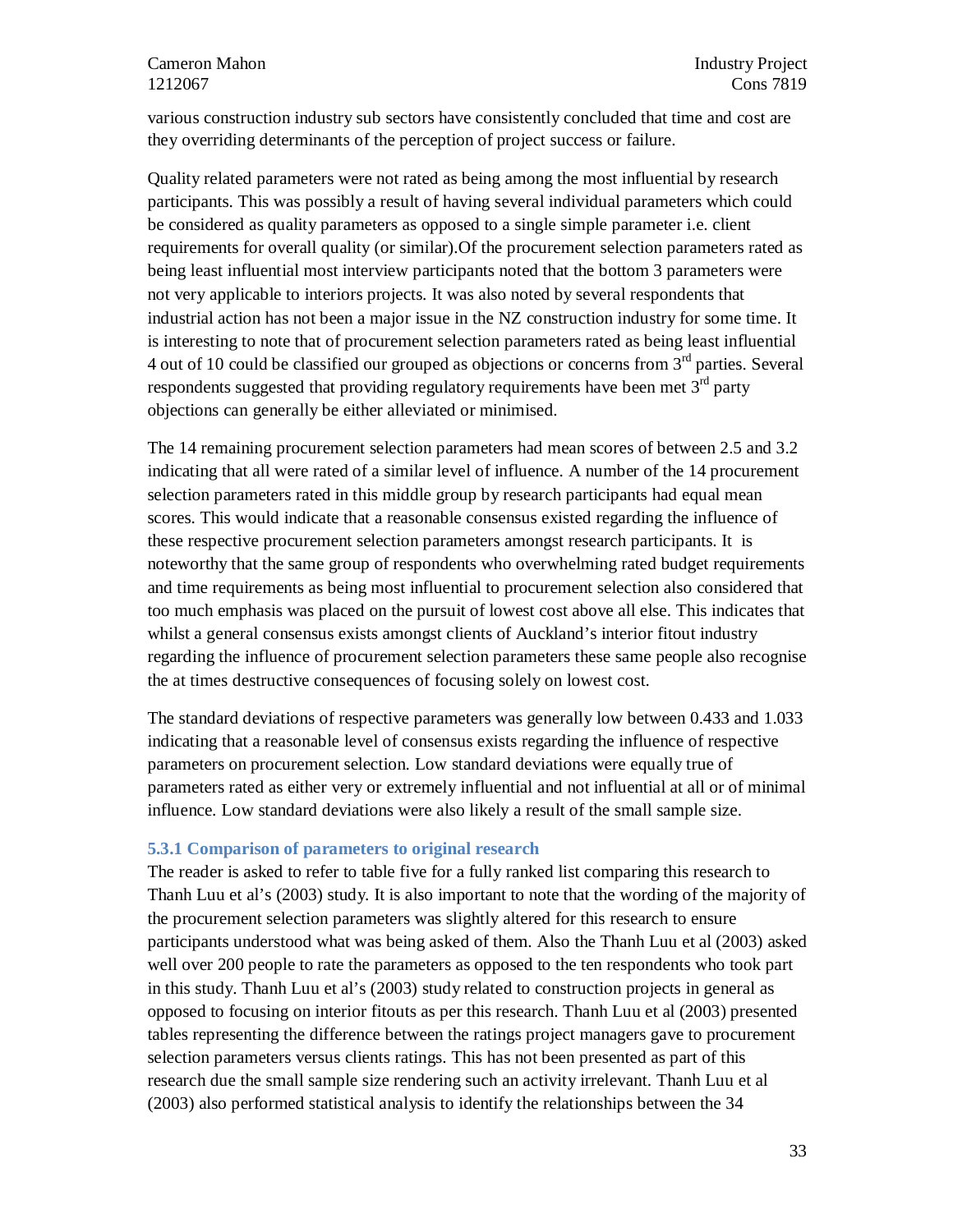various construction industry sub sectors have consistently concluded that time and cost are they overriding determinants of the perception of project success or failure.

Quality related parameters were not rated as being among the most influential by research participants. This was possibly a result of having several individual parameters which could be considered as quality parameters as opposed to a single simple parameter i.e. client requirements for overall quality (or similar).Of the procurement selection parameters rated as being least influential most interview participants noted that the bottom 3 parameters were not very applicable to interiors projects. It was also noted by several respondents that industrial action has not been a major issue in the NZ construction industry for some time. It is interesting to note that of procurement selection parameters rated as being least influential 4 out of 10 could be classified our grouped as objections or concerns from 3rd parties. Several respondents suggested that providing regulatory requirements have been met 3rd party objections can generally be either alleviated or minimised.

The 14 remaining procurement selection parameters had mean scores of between 2.5 and 3.2 indicating that all were rated of a similar level of influence. A number of the 14 procurement selection parameters rated in this middle group by research participants had equal mean scores. This would indicate that a reasonable consensus existed regarding the influence of these respective procurement selection parameters amongst research participants. It is noteworthy that the same group of respondents who overwhelming rated budget requirements and time requirements as being most influential to procurement selection also considered that too much emphasis was placed on the pursuit of lowest cost above all else. This indicates that whilst a general consensus exists amongst clients of Auckland's interior fitout industry regarding the influence of procurement selection parameters these same people also recognise the at times destructive consequences of focusing solely on lowest cost.

The standard deviations of respective parameters was generally low between 0.433 and 1.033 indicating that a reasonable level of consensus exists regarding the influence of respective parameters on procurement selection. Low standard deviations were equally true of parameters rated as either very or extremely influential and not influential at all or of minimal influence. Low standard deviations were also likely a result of the small sample size.

### 5.3.1 Comparison of parameters to original research

The reader is asked to refer to table five for a fully ranked list comparing this research to Thanh Luu et al's (2003) study. It is also important to note that the wording of the majority of the procurement selection parameters was slightly altered for this research to ensure participants understood what was being asked of them. Also the Thanh Luu et al (2003) asked well over 200 people to rate the parameters as opposed to the ten respondents who took part in this study. Thanh Luu et al's (2003) study related to construction projects in general as opposed to focusing on interior fitouts as per this research. Thanh Luu et al (2003) presented tables representing the difference between the ratings project managers gave to procurement selection parameters versus clients ratings. This has not been presented as part of this research due the small sample size rendering such an activity irrelevant. Thanh Luu et al (2003) also performed statistical analysis to identify the relationships between the 34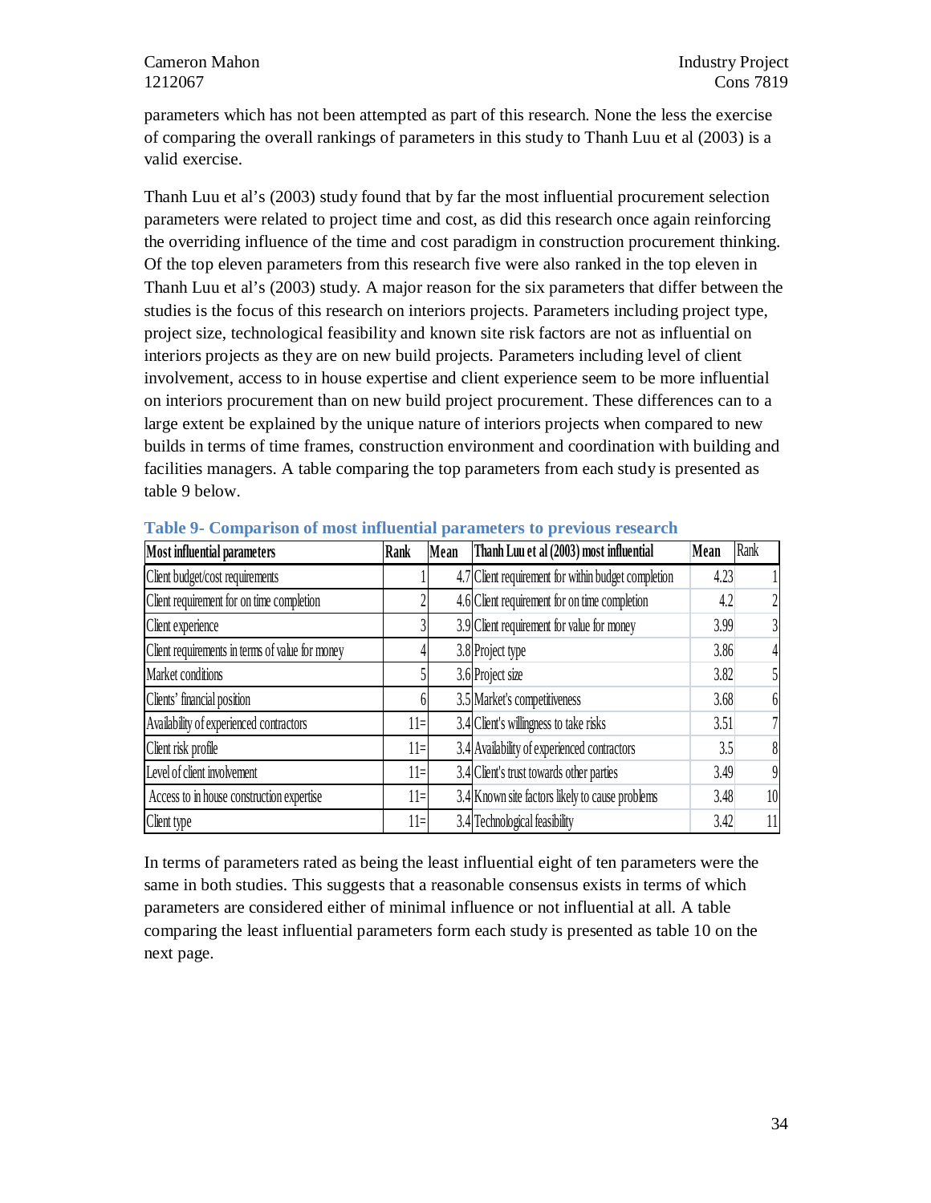parameters which has not been attempted as part of this research. None the less the exercise of comparing the overall rankings of parameters in this study to Thanh Luu et al (2003) is a valid exercise.

Thanh Luu et al's (2003) study found that by far the most influential procurement selection parameters were related to project time and cost, as did this research once again reinforcing the overriding influence of the time and cost paradigm in construction procurement thinking. Of the top eleven parameters from this research five were also ranked in the top eleven in Thanh Luu et al's (2003) study. A major reason for the six parameters that differ between the studies is the focus of this research on interiors projects. Parameters including project type, project size, technological feasibility and known site risk factors are not as influential on interiors projects as they are on new build projects. Parameters including level of client involvement, access to in house expertise and client experience seem to be more influential on interiors procurement than on new build project procurement. These differences can to a large extent be explained by the unique nature of interiors projects when compared to new builds in terms of time frames, construction environment and coordination with building and facilities managers. A table comparing the top parameters from each study is presented as table 9 below.

**Table 9- Comparison of most influential parameters to previous research**

| Most influential parameters | Rank | Mean | Thanh Luu et al (2003) most influential | Mean | Rank |
|---|---|---|---|---|---|
| Client budget/cost requirements | 1 | 4.7 | Client requirement for within budget completion | 4.23 | 1 |
| Client requirement for on time completion | 2 | 4.6 | Client requirement for on time completion | 4.2 | 2 |
| Client experience | 3 | 3.9 | Client requirement for value for money | 3.99 | 3 |
| Client requirements in terms of value for money | 4 | 3.8 | Project type | 3.86 | 4 |
| Market conditions | 5 | 3.6 | Project size | 3.82 | 5 |
| Clients' financial position | 6 | 3.5 | Market's competitiveness | 3.68 | 6 |
| Availability of experienced contractors | 11= | 3.4 | Client's willingness to take risks | 3.51 | 7 |
| Client risk profile | 11= | 3.4 | Availability of experienced contractors | 3.5 | 8 |
| Level of client involvement | 11= | 3.4 | Client's trust towards other parties | 3.49 | 9 |
| Access to in house construction expertise | 11= | 3.4 | Known site factors likely to cause problems | 3.48 | 10 |
| Client type | 11= | 3.4 | Technological feasibility | 3.42 | 11 |

In terms of parameters rated as being the least influential eight of ten parameters were the same in both studies. This suggests that a reasonable consensus exists in terms of which parameters are considered either of minimal influence or not influential at all. A table comparing the least influential parameters form each study is presented as table 10 on the next page.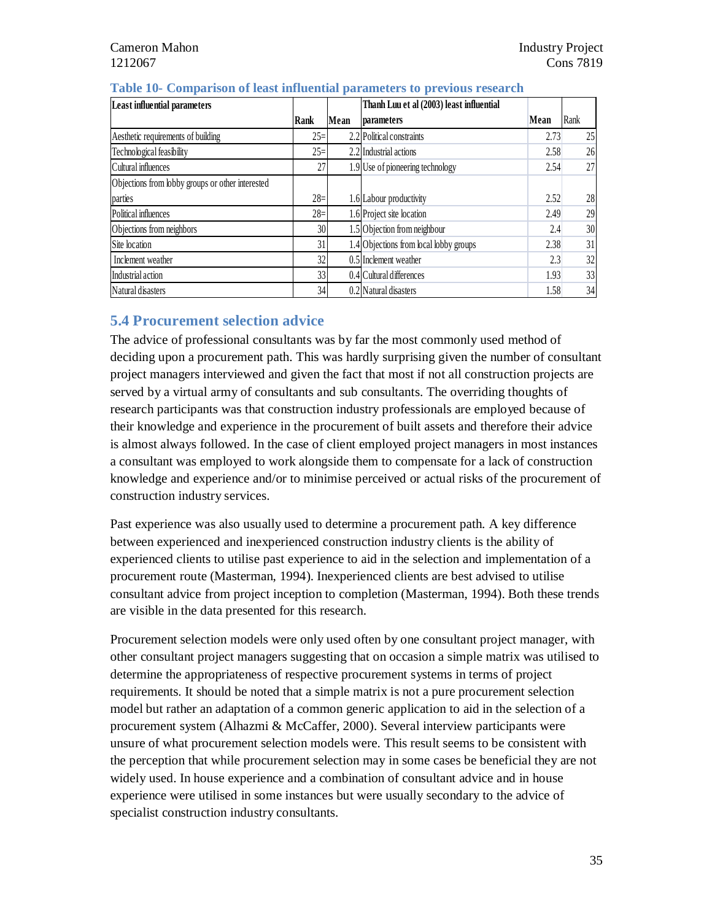**Table 10- Comparison of least influential parameters to previous research**

| Least influential parameters | Rank | Mean | Thanh Luu et al (2003) least influential parameters | Mean | Rank |
|---|---|---|---|---|---|
| Aesthetic requirements of building | 25= | 2.2 | Political constraints | 2.73 | 25 |
| Technological feasibility | 25= | 2.2 | Industrial actions | 2.58 | 26 |
| Cultural influences | 27 | 1.9 | Use of pioneering technology | 2.54 | 27 |
| Objections from lobby groups or other interested parties | 28= | 1.6 | Labour productivity | 2.52 | 28 |
| Political influences | 28= | 1.6 | Project site location | 2.49 | 29 |
| Objections from neighbors | 30 | 1.5 | Objection from neighbour | 2.4 | 30 |
| Site location | 31 | 1.4 | Objections from local lobby groups | 2.38 | 31 |
| Inclement weather | 32 | 0.5 | Inclement weather | 2.3 | 32 |
| Industrial action | 33 | 0.4 | Cultural differences | 1.93 | 33 |
| Natural disasters | 34 | 0.2 | Natural disasters | 1.58 | 34 |

## 5.4 Procurement selection advice

The advice of professional consultants was by far the most commonly used method of deciding upon a procurement path. This was hardly surprising given the number of consultant project managers interviewed and given the fact that most if not all construction projects are served by a virtual army of consultants and sub consultants. The overriding thoughts of research participants was that construction industry professionals are employed because of their knowledge and experience in the procurement of built assets and therefore their advice is almost always followed. In the case of client employed project managers in most instances a consultant was employed to work alongside them to compensate for a lack of construction knowledge and experience and/or to minimise perceived or actual risks of the procurement of construction industry services.

Past experience was also usually used to determine a procurement path. A key difference between experienced and inexperienced construction industry clients is the ability of experienced clients to utilise past experience to aid in the selection and implementation of a procurement route (Masterman, 1994). Inexperienced clients are best advised to utilise consultant advice from project inception to completion (Masterman, 1994). Both these trends are visible in the data presented for this research.

Procurement selection models were only used often by one consultant project manager, with other consultant project managers suggesting that on occasion a simple matrix was utilised to determine the appropriateness of respective procurement systems in terms of project requirements. It should be noted that a simple matrix is not a pure procurement selection model but rather an adaptation of a common generic application to aid in the selection of a procurement system (Alhazmi & McCaffer, 2000). Several interview participants were unsure of what procurement selection models were. This result seems to be consistent with the perception that while procurement selection may in some cases be beneficial they are not widely used. In house experience and a combination of consultant advice and in house experience were utilised in some instances but were usually secondary to the advice of specialist construction industry consultants.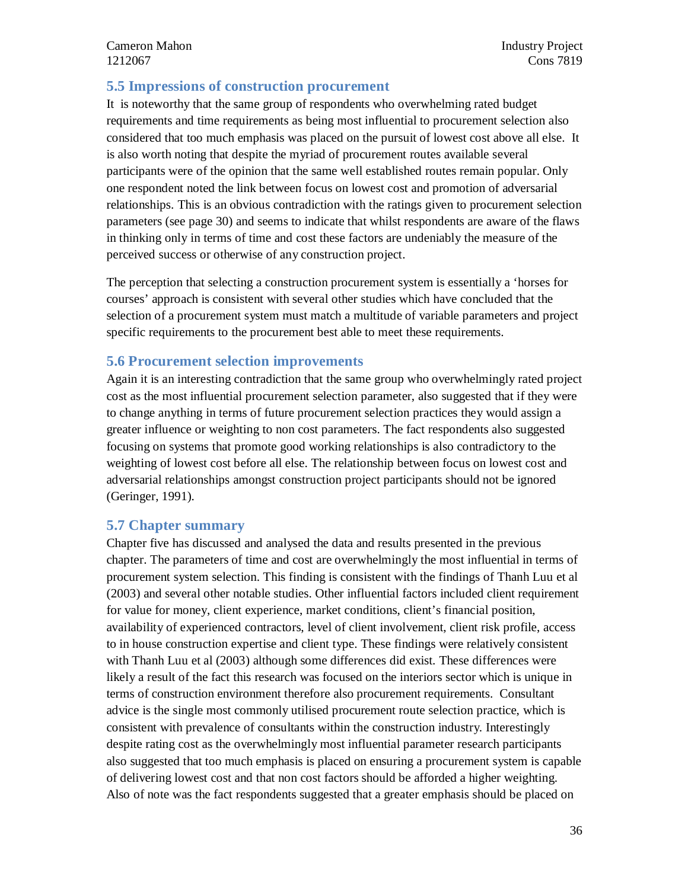## 5.5 Impressions of construction procurement

It is noteworthy that the same group of respondents who overwhelming rated budget requirements and time requirements as being most influential to procurement selection also considered that too much emphasis was placed on the pursuit of lowest cost above all else. It is also worth noting that despite the myriad of procurement routes available several participants were of the opinion that the same well established routes remain popular. Only one respondent noted the link between focus on lowest cost and promotion of adversarial relationships. This is an obvious contradiction with the ratings given to procurement selection parameters (see page 30) and seems to indicate that whilst respondents are aware of the flaws in thinking only in terms of time and cost these factors are undeniably the measure of the perceived success or otherwise of any construction project.

The perception that selecting a construction procurement system is essentially a 'horses for courses' approach is consistent with several other studies which have concluded that the selection of a procurement system must match a multitude of variable parameters and project specific requirements to the procurement best able to meet these requirements.

## 5.6 Procurement selection improvements

Again it is an interesting contradiction that the same group who overwhelmingly rated project cost as the most influential procurement selection parameter, also suggested that if they were to change anything in terms of future procurement selection practices they would assign a greater influence or weighting to non cost parameters. The fact respondents also suggested focusing on systems that promote good working relationships is also contradictory to the weighting of lowest cost before all else. The relationship between focus on lowest cost and adversarial relationships amongst construction project participants should not be ignored (Geringer, 1991).

## 5.7 Chapter summary

Chapter five has discussed and analysed the data and results presented in the previous chapter. The parameters of time and cost are overwhelmingly the most influential in terms of procurement system selection. This finding is consistent with the findings of Thanh Luu et al (2003) and several other notable studies. Other influential factors included client requirement for value for money, client experience, market conditions, client's financial position, availability of experienced contractors, level of client involvement, client risk profile, access to in house construction expertise and client type. These findings were relatively consistent with Thanh Luu et al (2003) although some differences did exist. These differences were likely a result of the fact this research was focused on the interiors sector which is unique in terms of construction environment therefore also procurement requirements. Consultant advice is the single most commonly utilised procurement route selection practice, which is consistent with prevalence of consultants within the construction industry. Interestingly despite rating cost as the overwhelmingly most influential parameter research participants also suggested that too much emphasis is placed on ensuring a procurement system is capable of delivering lowest cost and that non cost factors should be afforded a higher weighting. Also of note was the fact respondents suggested that a greater emphasis should be placed on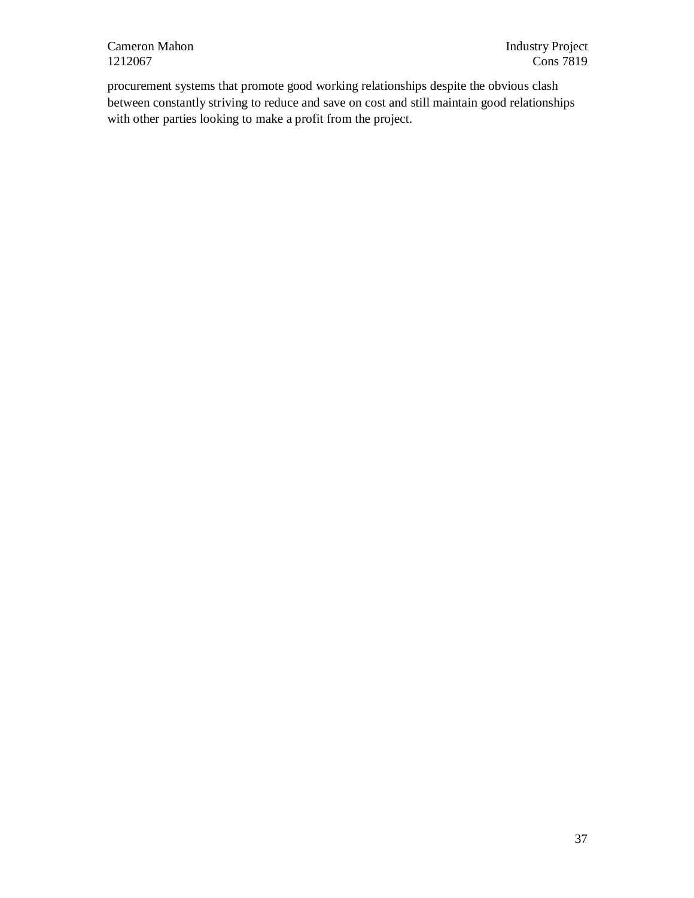procurement systems that promote good working relationships despite the obvious clash between constantly striving to reduce and save on cost and still maintain good relationships with other parties looking to make a profit from the project.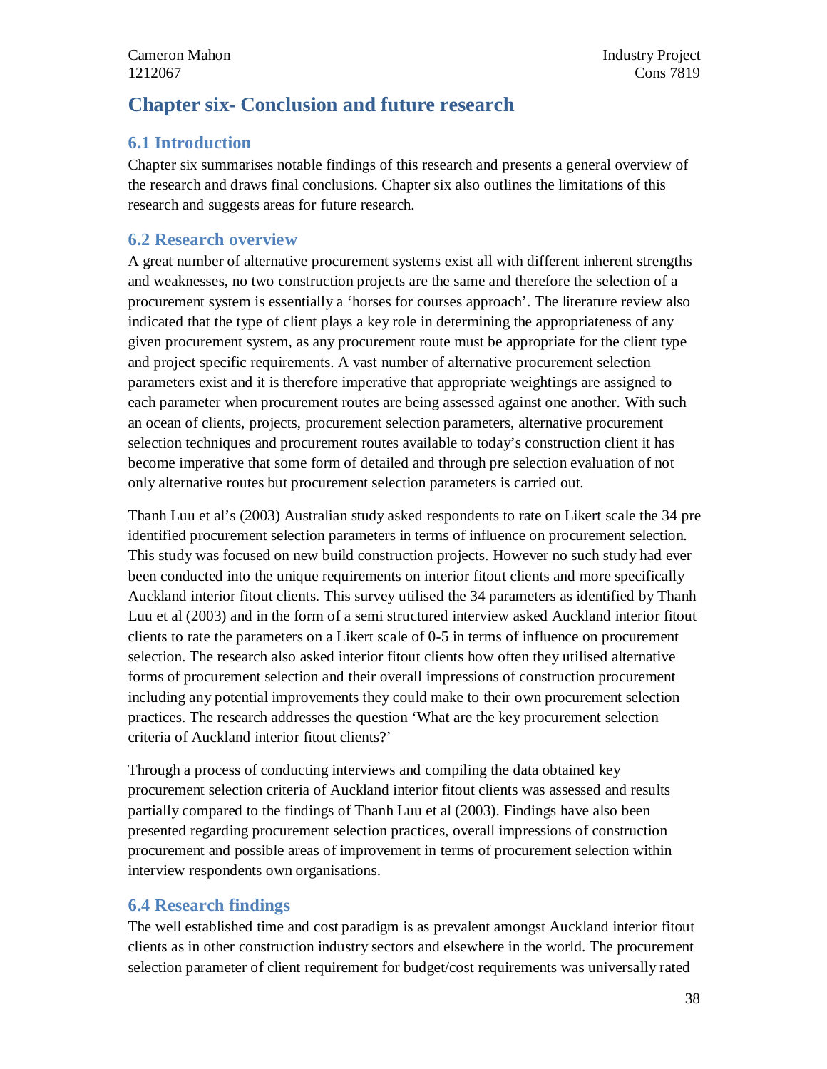# Chapter six- Conclusion and future research

## 6.1 Introduction

Chapter six summarises notable findings of this research and presents a general overview of the research and draws final conclusions. Chapter six also outlines the limitations of this research and suggests areas for future research.

## 6.2 Research overview

A great number of alternative procurement systems exist all with different inherent strengths and weaknesses, no two construction projects are the same and therefore the selection of a procurement system is essentially a 'horses for courses approach'. The literature review also indicated that the type of client plays a key role in determining the appropriateness of any given procurement system, as any procurement route must be appropriate for the client type and project specific requirements. A vast number of alternative procurement selection parameters exist and it is therefore imperative that appropriate weightings are assigned to each parameter when procurement routes are being assessed against one another. With such an ocean of clients, projects, procurement selection parameters, alternative procurement selection techniques and procurement routes available to today's construction client it has become imperative that some form of detailed and through pre selection evaluation of not only alternative routes but procurement selection parameters is carried out.

Thanh Luu et al's (2003) Australian study asked respondents to rate on Likert scale the 34 pre identified procurement selection parameters in terms of influence on procurement selection. This study was focused on new build construction projects. However no such study had ever been conducted into the unique requirements on interior fitout clients and more specifically Auckland interior fitout clients. This survey utilised the 34 parameters as identified by Thanh Luu et al (2003) and in the form of a semi structured interview asked Auckland interior fitout clients to rate the parameters on a Likert scale of 0-5 in terms of influence on procurement selection. The research also asked interior fitout clients how often they utilised alternative forms of procurement selection and their overall impressions of construction procurement including any potential improvements they could make to their own procurement selection practices. The research addresses the question 'What are the key procurement selection criteria of Auckland interior fitout clients?'

Through a process of conducting interviews and compiling the data obtained key procurement selection criteria of Auckland interior fitout clients was assessed and results partially compared to the findings of Thanh Luu et al (2003). Findings have also been presented regarding procurement selection practices, overall impressions of construction procurement and possible areas of improvement in terms of procurement selection within interview respondents own organisations.

## 6.4 Research findings

The well established time and cost paradigm is as prevalent amongst Auckland interior fitout clients as in other construction industry sectors and elsewhere in the world. The procurement selection parameter of client requirement for budget/cost requirements was universally rated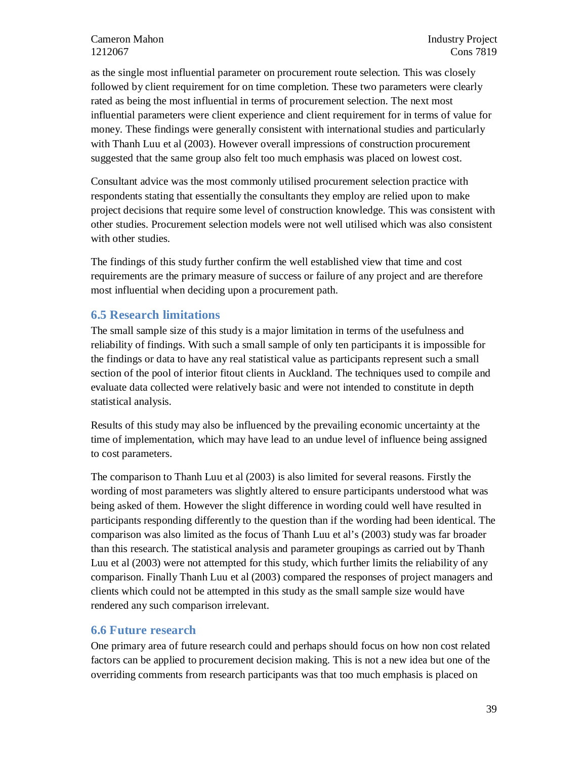as the single most influential parameter on procurement route selection. This was closely followed by client requirement for on time completion. These two parameters were clearly rated as being the most influential in terms of procurement selection. The next most influential parameters were client experience and client requirement for in terms of value for money. These findings were generally consistent with international studies and particularly with Thanh Luu et al (2003). However overall impressions of construction procurement suggested that the same group also felt too much emphasis was placed on lowest cost.

Consultant advice was the most commonly utilised procurement selection practice with respondents stating that essentially the consultants they employ are relied upon to make project decisions that require some level of construction knowledge. This was consistent with other studies. Procurement selection models were not well utilised which was also consistent with other studies.

The findings of this study further confirm the well established view that time and cost requirements are the primary measure of success or failure of any project and are therefore most influential when deciding upon a procurement path.

## 6.5 Research limitations

The small sample size of this study is a major limitation in terms of the usefulness and reliability of findings. With such a small sample of only ten participants it is impossible for the findings or data to have any real statistical value as participants represent such a small section of the pool of interior fitout clients in Auckland. The techniques used to compile and evaluate data collected were relatively basic and were not intended to constitute in depth statistical analysis.

Results of this study may also be influenced by the prevailing economic uncertainty at the time of implementation, which may have lead to an undue level of influence being assigned to cost parameters.

The comparison to Thanh Luu et al (2003) is also limited for several reasons. Firstly the wording of most parameters was slightly altered to ensure participants understood what was being asked of them. However the slight difference in wording could well have resulted in participants responding differently to the question than if the wording had been identical. The comparison was also limited as the focus of Thanh Luu et al's (2003) study was far broader than this research. The statistical analysis and parameter groupings as carried out by Thanh Luu et al (2003) were not attempted for this study, which further limits the reliability of any comparison. Finally Thanh Luu et al (2003) compared the responses of project managers and clients which could not be attempted in this study as the small sample size would have rendered any such comparison irrelevant.

## 6.6 Future research

One primary area of future research could and perhaps should focus on how non cost related factors can be applied to procurement decision making. This is not a new idea but one of the overriding comments from research participants was that too much emphasis is placed on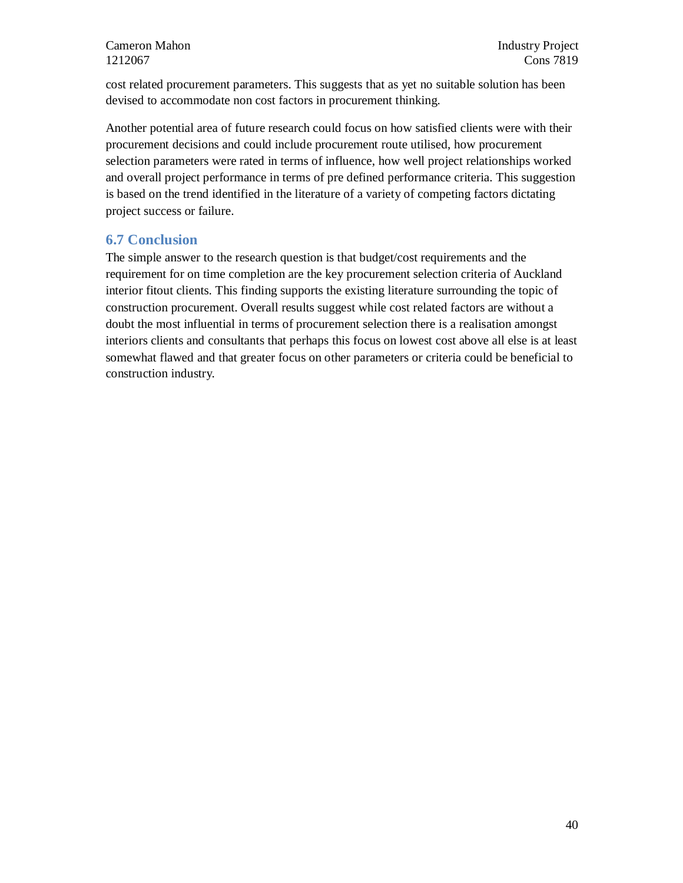cost related procurement parameters. This suggests that as yet no suitable solution has been devised to accommodate non cost factors in procurement thinking.

Another potential area of future research could focus on how satisfied clients were with their procurement decisions and could include procurement route utilised, how procurement selection parameters were rated in terms of influence, how well project relationships worked and overall project performance in terms of pre defined performance criteria. This suggestion is based on the trend identified in the literature of a variety of competing factors dictating project success or failure.

## 6.7 Conclusion

The simple answer to the research question is that budget/cost requirements and the requirement for on time completion are the key procurement selection criteria of Auckland interior fitout clients. This finding supports the existing literature surrounding the topic of construction procurement. Overall results suggest while cost related factors are without a doubt the most influential in terms of procurement selection there is a realisation amongst interiors clients and consultants that perhaps this focus on lowest cost above all else is at least somewhat flawed and that greater focus on other parameters or criteria could be beneficial to construction industry.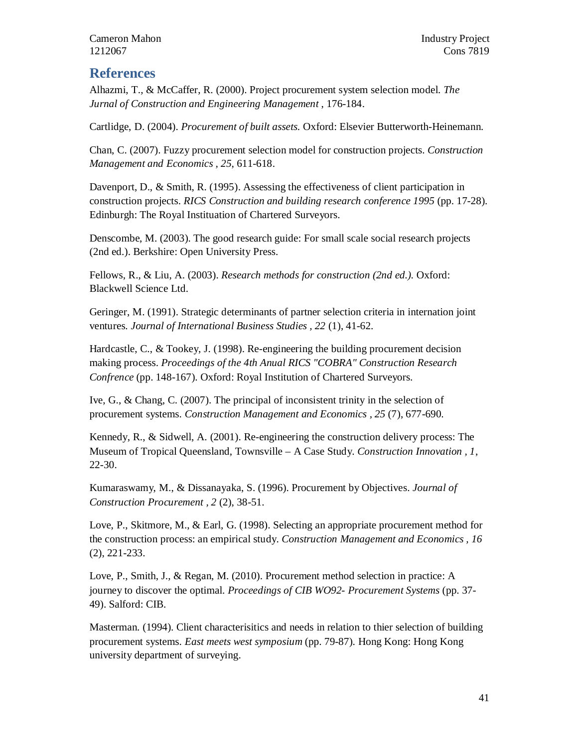# References

Alhazmi, T., & McCaffer, R. (2000). Project procurement system selection model. *The Jurnal of Construction and Engineering Management* , 176-184.

Cartlidge, D. (2004). *Procurement of built assets.* Oxford: Elsevier Butterworth-Heinemann.

Chan, C. (2007). Fuzzy procurement selection model for construction projects. *Construction Management and Economics , 25*, 611-618.

Davenport, D., & Smith, R. (1995). Assessing the effectiveness of client participation in construction projects. *RICS Construction and building research conference 1995* (pp. 17-28). Edinburgh: The Royal Instituation of Chartered Surveyors.

Denscombe, M. (2003). The good research guide: For small scale social research projects (2nd ed.). Berkshire: Open University Press.

Fellows, R., & Liu, A. (2003). *Research methods for construction (2nd ed.).* Oxford: Blackwell Science Ltd.

Geringer, M. (1991). Strategic determinants of partner selection criteria in internation joint ventures. *Journal of International Business Studies , 22* (1), 41-62.

Hardcastle, C., & Tookey, J. (1998). Re-engineering the building procurement decision making process. *Proceedings of the 4th Anual RICS "COBRA" Construction Research Confrence* (pp. 148-167). Oxford: Royal Institution of Chartered Surveyors.

Ive, G., & Chang, C. (2007). The principal of inconsistent trinity in the selection of procurement systems. *Construction Management and Economics , 25* (7), 677-690.

Kennedy, R., & Sidwell, A. (2001). Re-engineering the construction delivery process: The Museum of Tropical Queensland, Townsville – A Case Study. *Construction Innovation , 1*, 22-30.

Kumaraswamy, M., & Dissanayaka, S. (1996). Procurement by Objectives. *Journal of Construction Procurement , 2* (2), 38-51.

Love, P., Skitmore, M., & Earl, G. (1998). Selecting an appropriate procurement method for the construction process: an empirical study. *Construction Management and Economics , 16* (2), 221-233.

Love, P., Smith, J., & Regan, M. (2010). Procurement method selection in practice: A journey to discover the optimal. *Proceedings of CIB WO92- Procurement Systems* (pp. 37-49). Salford: CIB.

Masterman. (1994). Client characterisitics and needs in relation to thier selection of building procurement systems. *East meets west symposium* (pp. 79-87). Hong Kong: Hong Kong university department of surveying.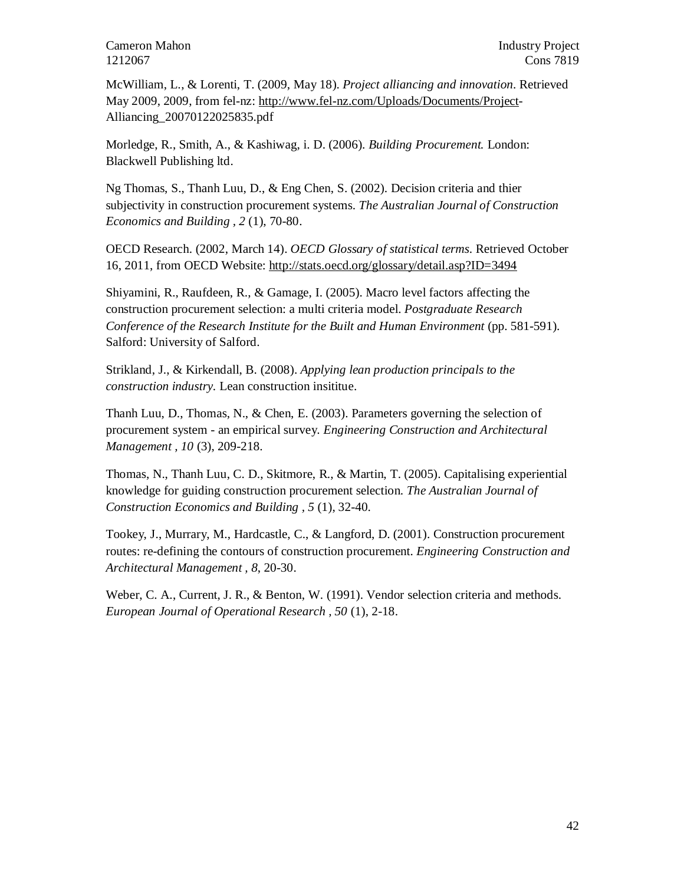McWilliam, L., & Lorenti, T. (2009, May 18). *Project alliancing and innovation*. Retrieved May 2009, 2009, from fel-nz: http://www.fel-nz.com/Uploads/Documents/Project-Alliancing_20070122025835.pdf

Morledge, R., Smith, A., & Kashiwag, i. D. (2006). *Building Procurement.* London: Blackwell Publishing ltd.

Ng Thomas, S., Thanh Luu, D., & Eng Chen, S. (2002). Decision criteria and thier subjectivity in construction procurement systems. *The Australian Journal of Construction Economics and Building , 2* (1), 70-80.

OECD Research. (2002, March 14). *OECD Glossary of statistical terms*. Retrieved October 16, 2011, from OECD Website: http://stats.oecd.org/glossary/detail.asp?ID=3494

Shiyamini, R., Raufdeen, R., & Gamage, I. (2005). Macro level factors affecting the construction procurement selection: a multi criteria model. *Postgraduate Research Conference of the Research Institute for the Built and Human Environment* (pp. 581-591). Salford: University of Salford.

Strikland, J., & Kirkendall, B. (2008). *Applying lean production principals to the construction industry.* Lean construction insititue.

Thanh Luu, D., Thomas, N., & Chen, E. (2003). Parameters governing the selection of procurement system - an empirical survey. *Engineering Construction and Architectural Management , 10* (3), 209-218.

Thomas, N., Thanh Luu, C. D., Skitmore, R., & Martin, T. (2005). Capitalising experiential knowledge for guiding construction procurement selection. *The Australian Journal of Construction Economics and Building , 5* (1), 32-40.

Tookey, J., Murrary, M., Hardcastle, C., & Langford, D. (2001). Construction procurement routes: re-defining the contours of construction procurement. *Engineering Construction and Architectural Management , 8*, 20-30.

Weber, C. A., Current, J. R., & Benton, W. (1991). Vendor selection criteria and methods. *European Journal of Operational Research , 50* (1), 2-18.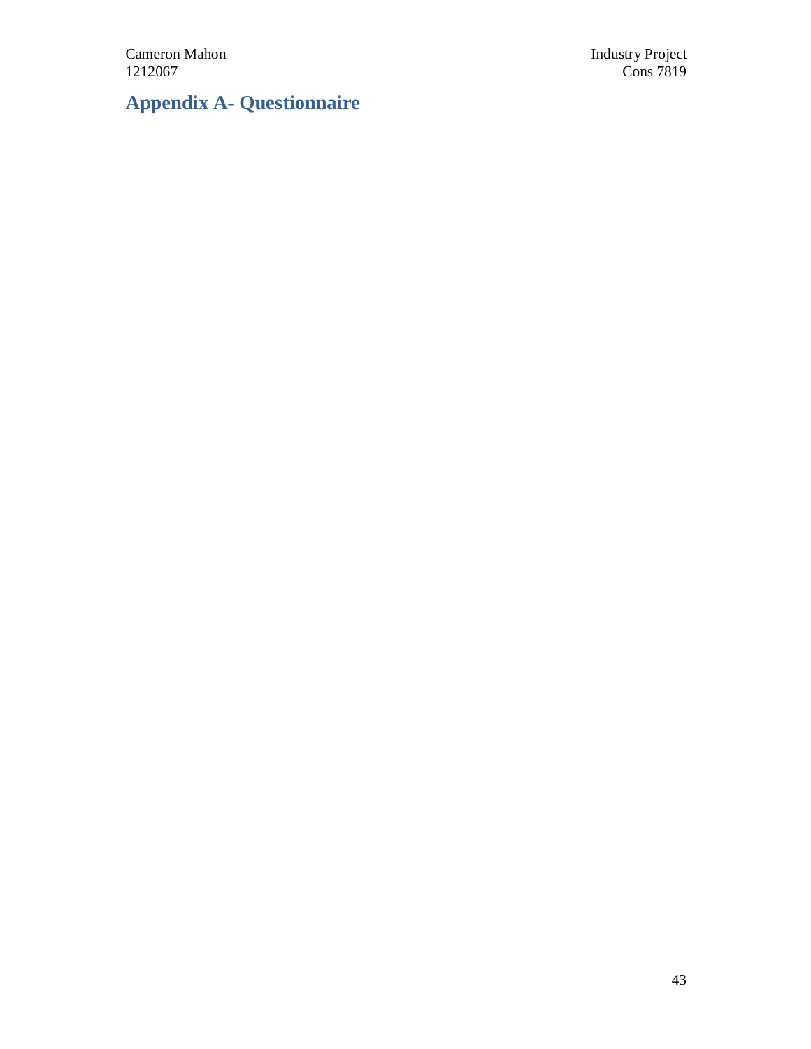# Appendix A- Questionnaire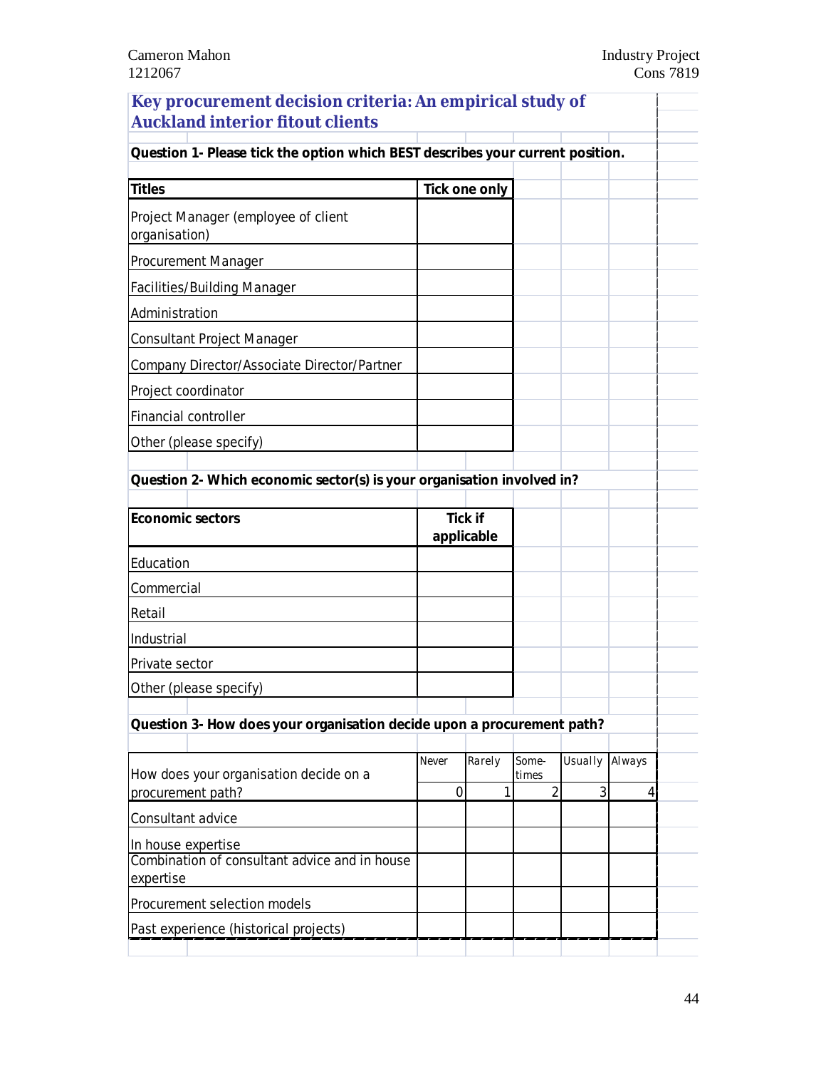## Key procurement decision criteria: An empirical study of Auckland interior fitout clients

**Question 1- Please tick the option which BEST describes your current position.**

| Titles | Tick one only |
|---|---|
| Project Manager (employee of client organisation) | |
| Procurement Manager | |
| Facilities/Building Manager | |
| Administration | |
| Consultant Project Manager | |
| Company Director/Associate Director/Partner | |
| Project coordinator | |
| Financial controller | |
| Other (please specify) | |

**Question 2- Which economic sector(s) is your organisation involved in?**

| Economic sectors | Tick if applicable |
|---|---|
| Education | |
| Commercial | |
| Retail | |
| Industrial | |
| Private sector | |
| Other (please specify) | |

**Question 3- How does your organisation decide upon a procurement path?**

| How does your organisation decide on a procurement path? | Never<br>0 | Rarely<br>1 | Some-times<br>2 | Usually<br>3 | Always<br>4 |
|---|---|---|---|---|---|
| Consultant advice | | | | | |
| In house expertise | | | | | |
| Combination of consultant advice and in house expertise | | | | | |
| Procurement selection models | | | | | |
| Past experience (historical projects) | | | | | |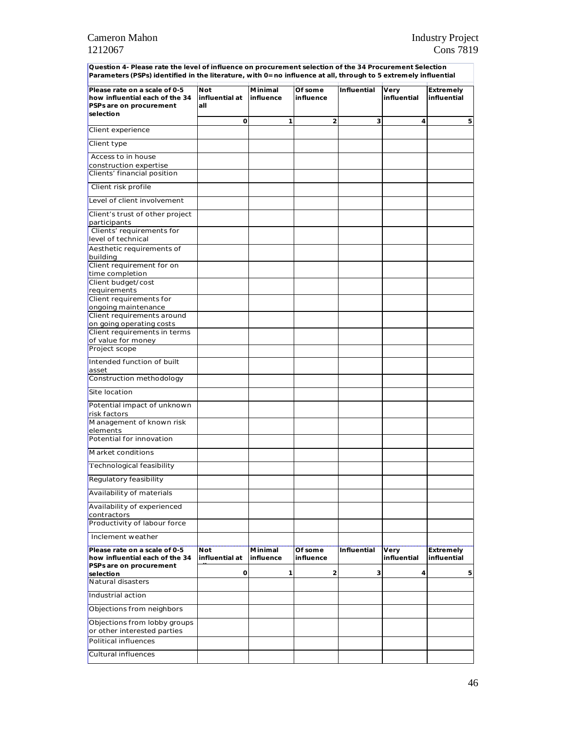**Question 4- Please rate the level of influence on procurement selection of the 34 Procurement Selection Parameters (PSPs) identified in the literature, with 0=no influence at all, through to 5 extremely influential**

| **Please rate on a scale of 0-5 how influential each of the 34 PSPs are on procurement selection** | **Not influential at all** | **Minimal influence** | **Of some influence** | **Influential** | **Very influential** | **Extremely influential** |
|---|---|---|---|---|---|---|
| | **0** | **1** | **2** | **3** | **4** | **5** |
| Client experience | | | | | | |
| Client type | | | | | | |
| Access to in house construction expertise | | | | | | |
| Clients' financial position | | | | | | |
| Client risk profile | | | | | | |
| Level of client involvement | | | | | | |
| Client's trust of other project participants | | | | | | |
| Clients' requirements for level of technical | | | | | | |
| Aesthetic requirements of building | | | | | | |
| Client requirement for on time completion | | | | | | |
| Client budget/cost requirements | | | | | | |
| Client requirements for ongoing maintenance | | | | | | |
| Client requirements around on going operating costs | | | | | | |
| Client requirements in terms of value for money | | | | | | |
| Project scope | | | | | | |
| Intended function of built asset | | | | | | |
| Construction methodology | | | | | | |
| Site location | | | | | | |
| Potential impact of unknown risk factors | | | | | | |
| Management of known risk elements | | | | | | |
| Potential for innovation | | | | | | |
| Market conditions | | | | | | |
| Technological feasibility | | | | | | |
| Regulatory feasibility | | | | | | |
| Availability of materials | | | | | | |
| Availability of experienced contractors | | | | | | |
| Productivity of labour force | | | | | | |
| Inclement weather | | | | | | |
| **Please rate on a scale of 0-5 how influential each of the 34 PSPs are on procurement selection** | **Not influential at all** | **Minimal influence** | **Of some influence** | **Influential** | **Very influential** | **Extremely influential** |
| | **0** | **1** | **2** | **3** | **4** | **5** |
| Natural disasters | | | | | | |
| Industrial action | | | | | | |
| Objections from neighbors | | | | | | |
| Objections from lobby groups or other interested parties | | | | | | |
| Political influences | | | | | | |
| Cultural influences | | | | | | |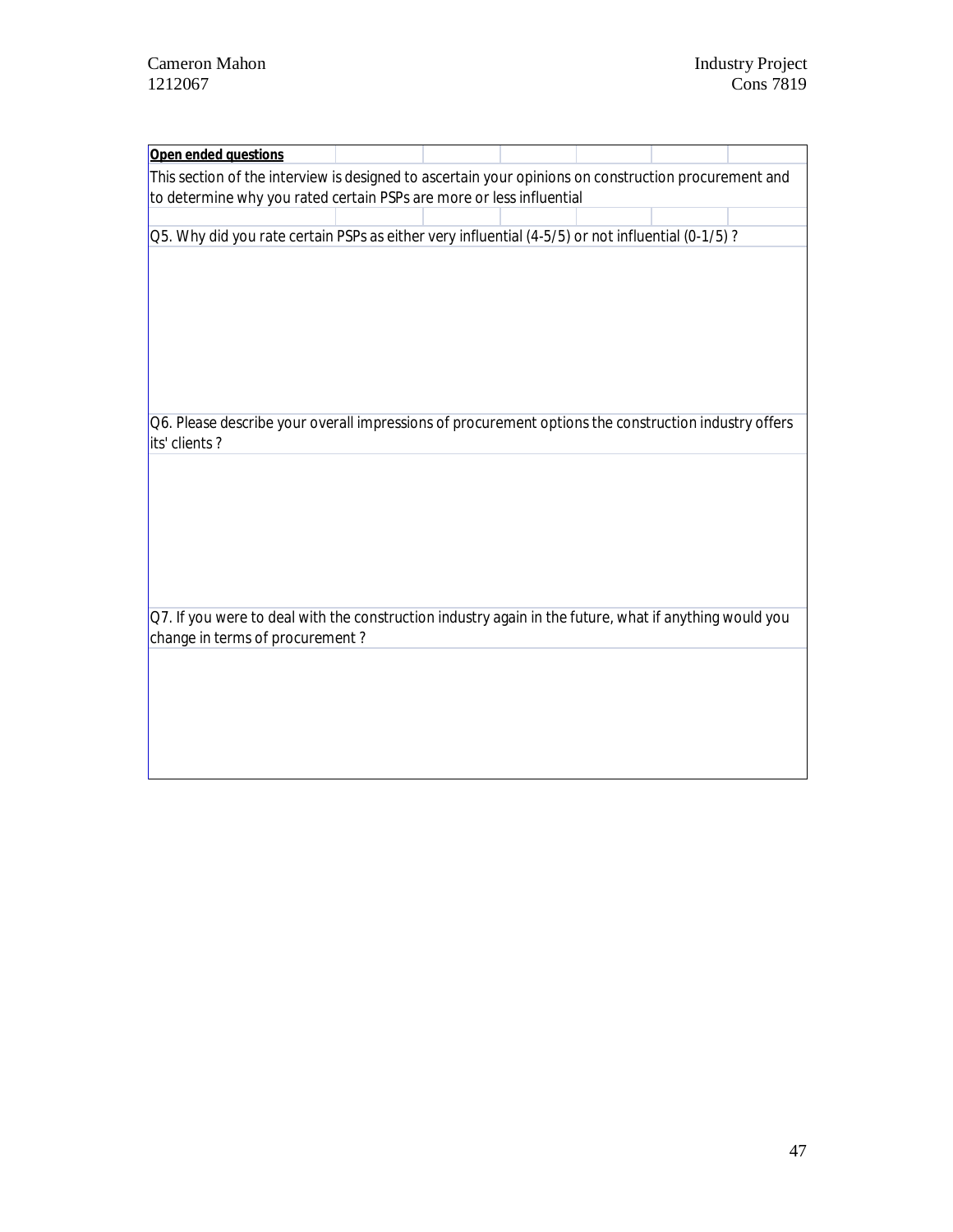**Open ended questions**

This section of the interview is designed to ascertain your opinions on construction procurement and to determine why you rated certain PSPs are more or less influential

Q5. Why did you rate certain PSPs as either very influential (4-5/5) or not influential (0-1/5) ?

Q6. Please describe your overall impressions of procurement options the construction industry offers its' clients ?

Q7. If you were to deal with the construction industry again in the future, what if anything would you change in terms of procurement ?